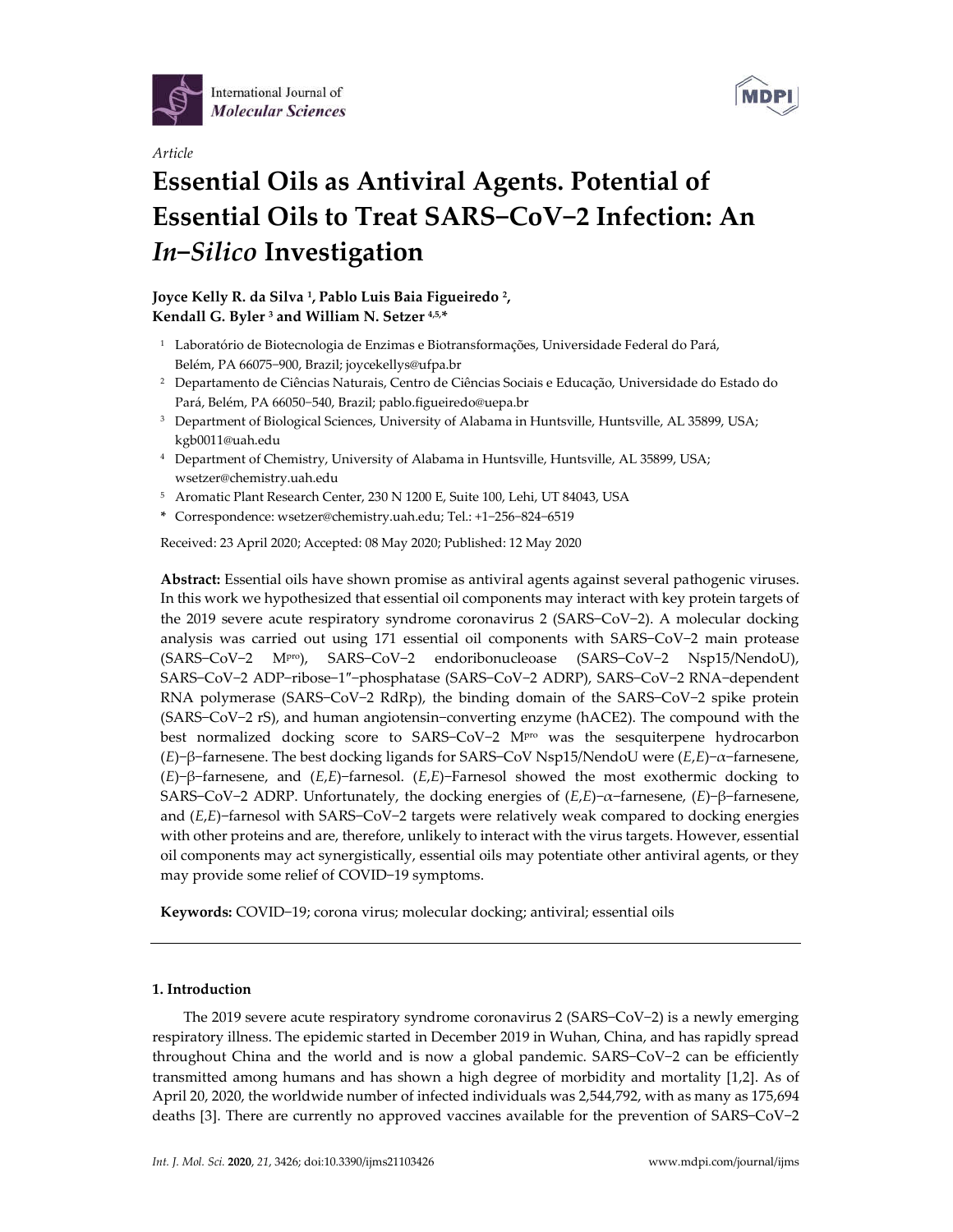*Article*

# Essential Oils as Antiviral Agents. Potential of Essential Oils to Treat SARS−CoV−2 Infection: An *In−Silico* Investigation

**Joyce Kelly R. da Silva [1], Pablo Luis Baia Figueiredo [2], Kendall G. Byler [3] and William N. Setzer [4,5,*]**

1 Laboratório de Biotecnologia de Enzimas e Biotransformações, Universidade Federal do Pará, Belém, PA 66075−900, Brazil; joycekellys@ufpa.br

2 Departamento de Ciências Naturais, Centro de Ciências Sociais e Educação, Universidade do Estado do Pará, Belém, PA 66050−540, Brazil; pablo.figueiredo@uepa.br

3 Department of Biological Sciences, University of Alabama in Huntsville, Huntsville, AL 35899, USA; kgb0011@uah.edu

4 Department of Chemistry, University of Alabama in Huntsville, Huntsville, AL 35899, USA; wsetzer@chemistry.uah.edu

5 Aromatic Plant Research Center, 230 N 1200 E, Suite 100, Lehi, UT 84043, USA

\* Correspondence: wsetzer@chemistry.uah.edu; Tel.: +1−256−824−6519

Received: 23 April 2020; Accepted: 08 May 2020; Published: 12 May 2020

**Abstract:** Essential oils have shown promise as antiviral agents against several pathogenic viruses. In this work we hypothesized that essential oil components may interact with key protein targets of the 2019 severe acute respiratory syndrome coronavirus 2 (SARS−CoV−2). A molecular docking analysis was carried out using 171 essential oil components with SARS−CoV−2 main protease (SARS−CoV−2 $M^{pro}$), SARS−CoV−2 endoribonucleoase (SARS−CoV−2 Nsp15/NendoU), SARS−CoV−2 ADP−ribose−1″−phosphatase (SARS−CoV−2 ADRP), SARS−CoV−2 RNA−dependent RNA polymerase (SARS−CoV−2 RdRp), the binding domain of the SARS−CoV−2 spike protein (SARS−CoV−2 rS), and human angiotensin−converting enzyme (hACE2). The compound with the best normalized docking score to SARS−CoV−2 $M^{pro}$ was the sesquiterpene hydrocarbon (*E*)−β−farnesene. The best docking ligands for SARS−CoV Nsp15/NendoU were (*E*,*E*)−α−farnesene, (*E*)−β−farnesene, and (*E*,*E*)−farnesol. (*E*,*E*)−Farnesol showed the most exothermic docking to SARS−CoV−2 ADRP. Unfortunately, the docking energies of (*E*,*E*)−α−farnesene, (*E*)−β−farnesene, and (*E*,*E*)−farnesol with SARS−CoV−2 targets were relatively weak compared to docking energies with other proteins and are, therefore, unlikely to interact with the virus targets. However, essential oil components may act synergistically, essential oils may potentiate other antiviral agents, or they may provide some relief of COVID−19 symptoms.

**Keywords:** COVID−19; corona virus; molecular docking; antiviral; essential oils

## 1. Introduction

The 2019 severe acute respiratory syndrome coronavirus 2 (SARS−CoV−2) is a newly emerging respiratory illness. The epidemic started in December 2019 in Wuhan, China, and has rapidly spread throughout China and the world and is now a global pandemic. SARS−CoV−2 can be efficiently transmitted among humans and has shown a high degree of morbidity and mortality [1,2]. As of April 20, 2020, the worldwide number of infected individuals was 2,544,792, with as many as 175,694 deaths [3]. There are currently no approved vaccines available for the prevention of SARS−CoV−2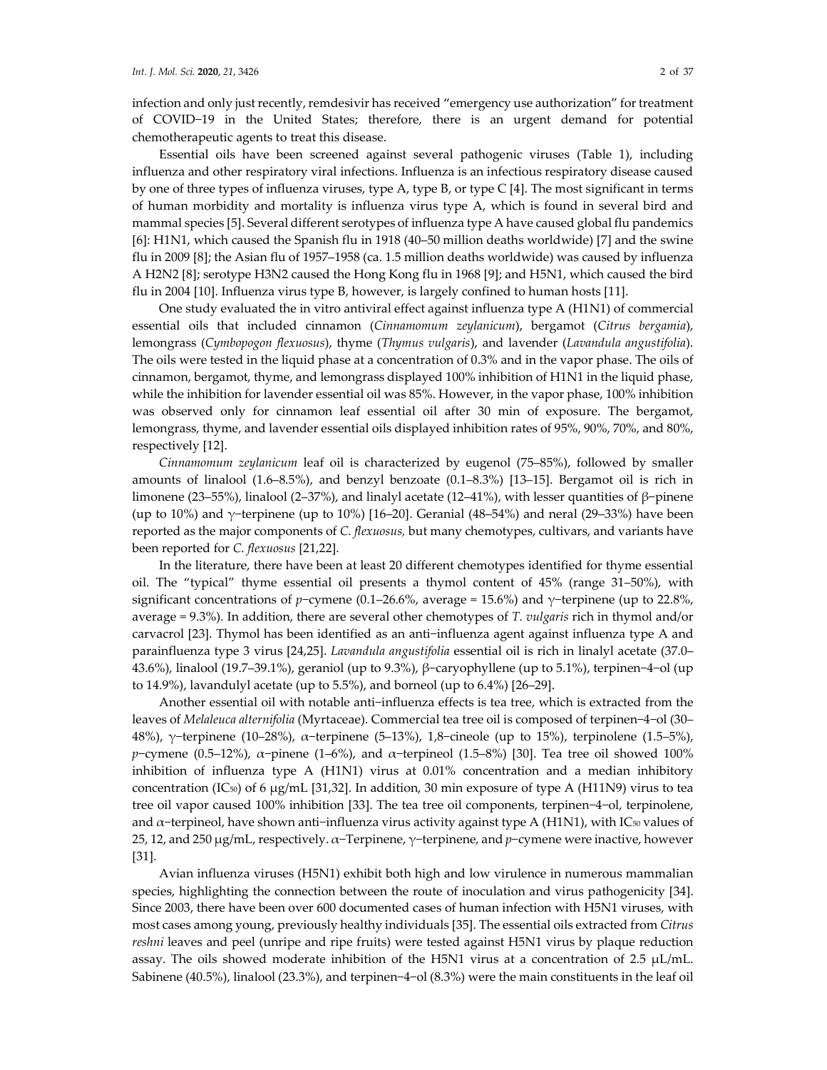infection and only just recently, remdesivir has received "emergency use authorization" for treatment of COVID−19 in the United States; therefore, there is an urgent demand for potential chemotherapeutic agents to treat this disease.

Essential oils have been screened against several pathogenic viruses (Table 1), including influenza and other respiratory viral infections. Influenza is an infectious respiratory disease caused by one of three types of influenza viruses, type A, type B, or type C [4]. The most significant in terms of human morbidity and mortality is influenza virus type A, which is found in several bird and mammal species [5]. Several different serotypes of influenza type A have caused global flu pandemics [6]: H1N1, which caused the Spanish flu in 1918 (40–50 million deaths worldwide) [7] and the swine flu in 2009 [8]; the Asian flu of 1957–1958 (ca. 1.5 million deaths worldwide) was caused by influenza A H2N2 [8]; serotype H3N2 caused the Hong Kong flu in 1968 [9]; and H5N1, which caused the bird flu in 2004 [10]. Influenza virus type B, however, is largely confined to human hosts [11].

One study evaluated the in vitro antiviral effect against influenza type A (H1N1) of commercial essential oils that included cinnamon (*Cinnamomum zeylanicum*), bergamot (*Citrus bergamia*), lemongrass (*Cymbopogon flexuosus*), thyme (*Thymus vulgaris*), and lavender (*Lavandula angustifolia*). The oils were tested in the liquid phase at a concentration of 0.3% and in the vapor phase. The oils of cinnamon, bergamot, thyme, and lemongrass displayed 100% inhibition of H1N1 in the liquid phase, while the inhibition for lavender essential oil was 85%. However, in the vapor phase, 100% inhibition was observed only for cinnamon leaf essential oil after 30 min of exposure. The bergamot, lemongrass, thyme, and lavender essential oils displayed inhibition rates of 95%, 90%, 70%, and 80%, respectively [12].

*Cinnamomum zeylanicum* leaf oil is characterized by eugenol (75–85%), followed by smaller amounts of linalool (1.6–8.5%), and benzyl benzoate (0.1–8.3%) [13–15]. Bergamot oil is rich in limonene (23–55%), linalool (2–37%), and linalyl acetate (12–41%), with lesser quantities of β−pinene (up to 10%) and γ−terpinene (up to 10%) [16–20]. Geranial (48–54%) and neral (29–33%) have been reported as the major components of *C. flexuosus,* but many chemotypes, cultivars, and variants have been reported for *C. flexuosus* [21,22].

In the literature, there have been at least 20 different chemotypes identified for thyme essential oil. The "typical" thyme essential oil presents a thymol content of 45% (range 31–50%), with significant concentrations of *p*−cymene (0.1–26.6%, average = 15.6%) and γ−terpinene (up to 22.8%, average = 9.3%). In addition, there are several other chemotypes of *T. vulgaris* rich in thymol and/or carvacrol [23]. Thymol has been identified as an anti−influenza agent against influenza type A and parainfluenza type 3 virus [24,25]. *Lavandula angustifolia* essential oil is rich in linalyl acetate (37.0–43.6%), linalool (19.7–39.1%), geraniol (up to 9.3%), β−caryophyllene (up to 5.1%), terpinen−4−ol (up to 14.9%), lavandulyl acetate (up to 5.5%), and borneol (up to 6.4%) [26–29].

Another essential oil with notable anti−influenza effects is tea tree, which is extracted from the leaves of *Melaleuca alternifolia* (Myrtaceae). Commercial tea tree oil is composed of terpinen−4−ol (30–48%), γ−terpinene (10–28%), α−terpinene (5–13%), 1,8−cineole (up to 15%), terpinolene (1.5–5%), *p*−cymene (0.5–12%), α−pinene (1–6%), and α−terpineol (1.5–8%) [30]. Tea tree oil showed 100% inhibition of influenza type A (H1N1) virus at 0.01% concentration and a median inhibitory concentration ($IC_{50}$) of 6 μg/mL [31,32]. In addition, 30 min exposure of type A (H11N9) virus to tea tree oil vapor caused 100% inhibition [33]. The tea tree oil components, terpinen−4−ol, terpinolene, and α−terpineol, have shown anti−influenza virus activity against type A (H1N1), with $IC_{50}$ values of 25, 12, and 250 μg/mL, respectively. α−Terpinene, γ−terpinene, and *p*−cymene were inactive, however [31].

Avian influenza viruses (H5N1) exhibit both high and low virulence in numerous mammalian species, highlighting the connection between the route of inoculation and virus pathogenicity [34]. Since 2003, there have been over 600 documented cases of human infection with H5N1 viruses, with most cases among young, previously healthy individuals [35]. The essential oils extracted from *Citrus reshni* leaves and peel (unripe and ripe fruits) were tested against H5N1 virus by plaque reduction assay. The oils showed moderate inhibition of the H5N1 virus at a concentration of 2.5 μL/mL. Sabinene (40.5%), linalool (23.3%), and terpinen−4−ol (8.3%) were the main constituents in the leaf oil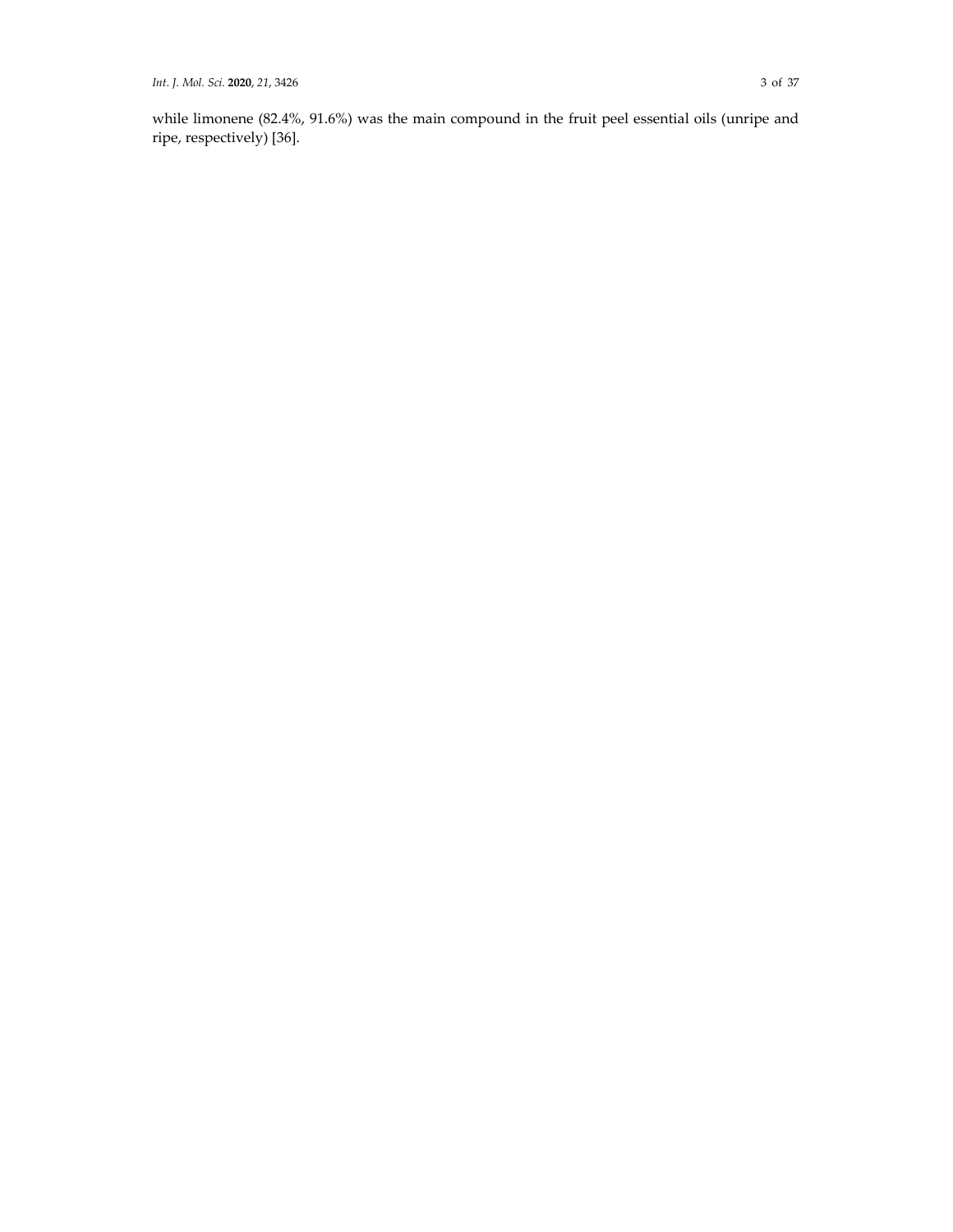while limonene (82.4%, 91.6%) was the main compound in the fruit peel essential oils (unripe and ripe, respectively) [36].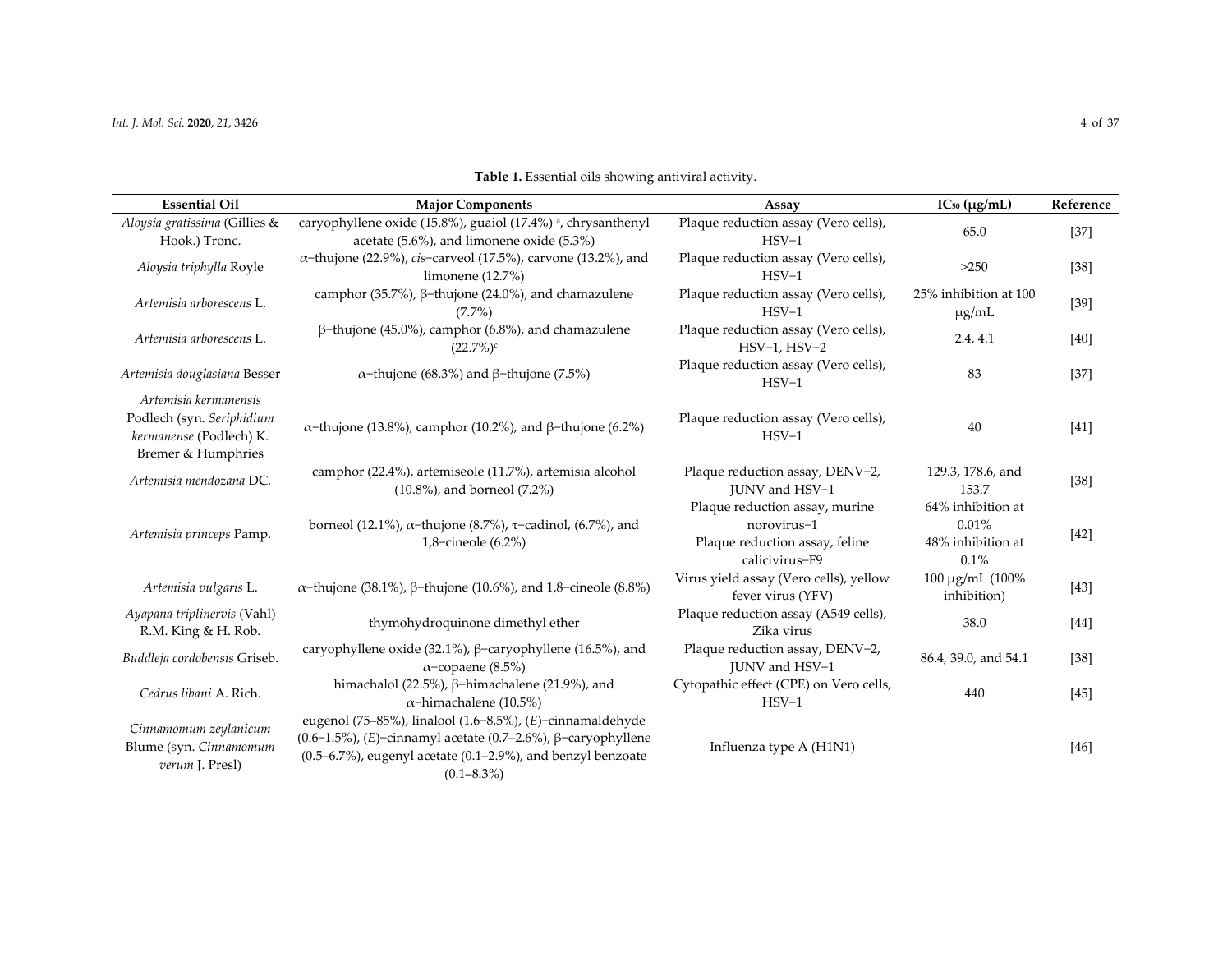**Table 1.** Essential oils showing antiviral activity.

| Essential Oil | Major Components | Assay | $IC_{50}$ (μg/mL) | Reference |
|---|---|---|---|---|
| *Aloysia gratissima* (Gillies & Hook.) Tronc. | caryophyllene oxide (15.8%), guaiol (17.4%) [a], chrysanthenyl acetate (5.6%), and limonene oxide (5.3%) | Plaque reduction assay (Vero cells), HSV−1 | 65.0 | [37] |
| *Aloysia triphylla* Royle | α−thujone (22.9%), *cis*−carveol (17.5%), carvone (13.2%), and limonene (12.7%) | Plaque reduction assay (Vero cells), HSV−1 | >250 | [38] |
| *Artemisia arborescens* L. | camphor (35.7%), β−thujone (24.0%), and chamazulene (7.7%) | Plaque reduction assay (Vero cells), HSV−1 | 25% inhibition at 100 μg/mL | [39] |
| *Artemisia arborescens* L. | β−thujone (45.0%), camphor (6.8%), and chamazulene (22.7%) [c] | Plaque reduction assay (Vero cells), HSV−1, HSV−2 | 2.4, 4.1 | [40] |
| *Artemisia douglasiana* Besser | α−thujone (68.3%) and β−thujone (7.5%) | Plaque reduction assay (Vero cells), HSV−1 | 83 | [37] |
| *Artemisia kermanensis* Podlech (syn. *Seriphidium kermanense* (Podlech) K. Bremer & Humphries | α−thujone (13.8%), camphor (10.2%), and β−thujone (6.2%) | Plaque reduction assay (Vero cells), HSV−1 | 40 | [41] |
| *Artemisia mendozana* DC. | camphor (22.4%), artemiseole (11.7%), artemisia alcohol (10.8%), and borneol (7.2%) | Plaque reduction assay, DENV−2, JUNV and HSV−1 | 129.3, 178.6, and 153.7 | [38] |
| *Artemisia princeps* Pamp. | borneol (12.1%), α−thujone (8.7%), τ−cadinol, (6.7%), and 1,8−cineole (6.2%) | Plaque reduction assay, murine norovirus−1<br>Plaque reduction assay, feline calicivirus−F9 | 64% inhibition at 0.01%<br>48% inhibition at 0.1% | [42] |
| *Artemisia vulgaris* L. | α−thujone (38.1%), β−thujone (10.6%), and 1,8−cineole (8.8%) | Virus yield assay (Vero cells), yellow fever virus (YFV) | 100 μg/mL (100% inhibition) | [43] |
| *Ayapana triplinervis* (Vahl) R.M. King & H. Rob. | thymohydroquinone dimethyl ether | Plaque reduction assay (A549 cells), Zika virus | 38.0 | [44] |
| *Buddleja cordobensis* Griseb. | caryophyllene oxide (32.1%), β−caryophyllene (16.5%), and α−copaene (8.5%) | Plaque reduction assay, DENV−2, JUNV and HSV−1 | 86.4, 39.0, and 54.1 | [38] |
| *Cedrus libani* A. Rich. | himachalol (22.5%), β−himachalene (21.9%), and α−himachalene (10.5%) | Cytopathic effect (CPE) on Vero cells, HSV−1 | 440 | [45] |
| *Cinnamomum zeylanicum* Blume (syn. *Cinnamomum verum* J. Presl) | eugenol (75–85%), linalool (1.6–8.5%), (*E*)−cinnamaldehyde (0.6–1.5%), (*E*)−cinnamyl acetate (0.7–2.6%), β−caryophyllene (0.5–6.7%), eugenyl acetate (0.1–2.9%), and benzyl benzoate (0.1–8.3%) | Influenza type A (H1N1) | | [46] |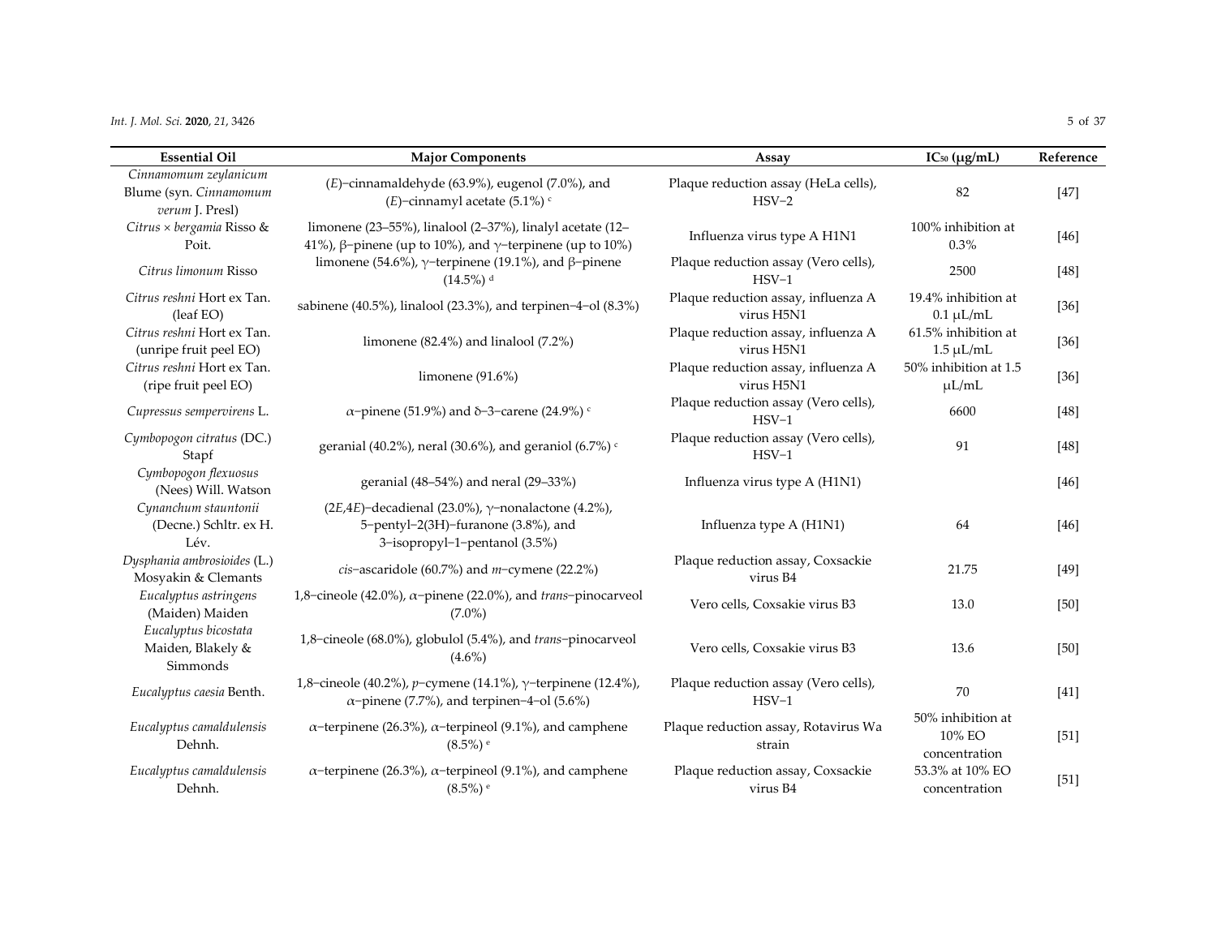| Essential Oil | Major Components | Assay | $IC_{50}$ (μg/mL) | Reference |
|---|---|---|---|---|
| *Cinnamomum zeylanicum* Blume (syn. *Cinnamomum verum* J. Presl) | (*E*)−cinnamaldehyde (63.9%), eugenol (7.0%), and (*E*)−cinnamyl acetate (5.1%) [c] | Plaque reduction assay (HeLa cells), HSV−2 | 82 | [47] |
| *Citrus × bergamia* Risso & Poit. | limonene (23–55%), linalool (2–37%), linalyl acetate (12–41%), β−pinene (up to 10%), and γ−terpinene (up to 10%) | Influenza virus type A H1N1 | 100% inhibition at 0.3% | [46] |
| *Citrus limonum* Risso | limonene (54.6%), γ−terpinene (19.1%), and β−pinene (14.5%) [d] | Plaque reduction assay (Vero cells), HSV−1 | 2500 | [48] |
| *Citrus reshni* Hort ex Tan. (leaf EO) | sabinene (40.5%), linalool (23.3%), and terpinen−4−ol (8.3%) | Plaque reduction assay, influenza A virus H5N1 | 19.4% inhibition at 0.1 μL/mL | [36] |
| *Citrus reshni* Hort ex Tan. (unripe fruit peel EO) | limonene (82.4%) and linalool (7.2%) | Plaque reduction assay, influenza A virus H5N1 | 61.5% inhibition at 1.5 μL/mL | [36] |
| *Citrus reshni* Hort ex Tan. (ripe fruit peel EO) | limonene (91.6%) | Plaque reduction assay, influenza A virus H5N1 | 50% inhibition at 1.5 μL/mL | [36] |
| *Cupressus sempervirens* L. | α−pinene (51.9%) and δ−3−carene (24.9%) [c] | Plaque reduction assay (Vero cells), HSV−1 | 6600 | [48] |
| *Cymbopogon citratus* (DC.) Stapf | geranial (40.2%), neral (30.6%), and geraniol (6.7%) [c] | Plaque reduction assay (Vero cells), HSV−1 | 91 | [48] |
| *Cymbopogon flexuosus* (Nees) Will. Watson | geranial (48–54%) and neral (29–33%) | Influenza virus type A (H1N1) | | [46] |
| *Cynanchum stauntonii* (Decne.) Schltr. ex H. Lév. | (2*E*,4*E*)−decadienal (23.0%), γ−nonalactone (4.2%), 5−pentyl−2(3H)−furanone (3.8%), and 3−isopropyl−1−pentanol (3.5%) | Influenza type A (H1N1) | 64 | [46] |
| *Dysphania ambrosioides* (L.) Mosyakin & Clemants | *cis*−ascaridole (60.7%) and *m*−cymene (22.2%) | Plaque reduction assay, Coxsackie virus B4 | 21.75 | [49] |
| *Eucalyptus astringens* (Maiden) Maiden | 1,8−cineole (42.0%), α−pinene (22.0%), and *trans*−pinocarveol (7.0%) | Vero cells, Coxsakie virus B3 | 13.0 | [50] |
| *Eucalyptus bicostata* Maiden, Blakely & Simmonds | 1,8−cineole (68.0%), globulol (5.4%), and *trans*−pinocarveol (4.6%) | Vero cells, Coxsakie virus B3 | 13.6 | [50] |
| *Eucalyptus caesia* Benth. | 1,8−cineole (40.2%), *p*−cymene (14.1%), γ−terpinene (12.4%), α−pinene (7.7%), and terpinen−4−ol (5.6%) | Plaque reduction assay (Vero cells), HSV−1 | 70 | [41] |
| *Eucalyptus camaldulensis* Dehnh. | α−terpinene (26.3%), α−terpineol (9.1%), and camphene (8.5%) [e] | Plaque reduction assay, Rotavirus Wa strain | 50% inhibition at 10% EO concentration | [51] |
| *Eucalyptus camaldulensis* Dehnh. | α−terpinene (26.3%), α−terpineol (9.1%), and camphene (8.5%) [e] | Plaque reduction assay, Coxsackie virus B4 | 53.3% at 10% EO concentration | [51] |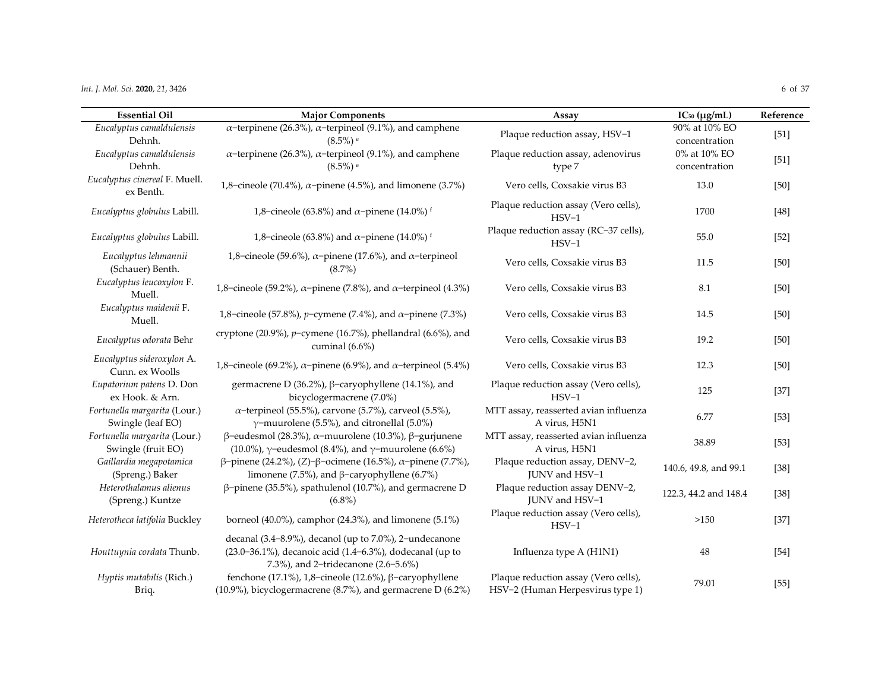| Essential Oil | Major Components | Assay | IC$_{50}$ (μg/mL) | Reference |
|---|---|---|---|---|
| *Eucalyptus camaldulensis* Dehnh. | α−terpinene (26.3%), α−terpineol (9.1%), and camphene (8.5%) [e] | Plaque reduction assay, HSV−1 | 90% at 10% EO concentration | [51] |
| *Eucalyptus camaldulensis* Dehnh. | α−terpinene (26.3%), α−terpineol (9.1%), and camphene (8.5%) [e] | Plaque reduction assay, adenovirus type 7 | 0% at 10% EO concentration | [51] |
| *Eucalyptus cinereal* F. Muell. ex Benth. | 1,8−cineole (70.4%), α−pinene (4.5%), and limonene (3.7%) | Vero cells, Coxsackie virus B3 | 13.0 | [50] |
| *Eucalyptus globulus* Labill. | 1,8−cineole (63.8%) and α−pinene (14.0%) [f] | Plaque reduction assay (Vero cells), HSV−1 | 1700 | [48] |
| *Eucalyptus globulus* Labill. | 1,8−cineole (63.8%) and α−pinene (14.0%) [f] | Plaque reduction assay (RC−37 cells), HSV−1 | 55.0 | [52] |
| *Eucalyptus lehmannii* (Schauer) Benth. | 1,8−cineole (59.6%), α−pinene (17.6%), and α−terpineol (8.7%) | Vero cells, Coxsackie virus B3 | 11.5 | [50] |
| *Eucalyptus leucoxylon* F. Muell. | 1,8−cineole (59.2%), α−pinene (7.8%), and α−terpineol (4.3%) | Vero cells, Coxsackie virus B3 | 8.1 | [50] |
| *Eucalyptus maidenii* F. Muell. | 1,8−cineole (57.8%), *p*−cymene (7.4%), and α−pinene (7.3%) | Vero cells, Coxsackie virus B3 | 14.5 | [50] |
| *Eucalyptus odorata* Behr | cryptone (20.9%), *p*−cymene (16.7%), phellandral (6.6%), and cuminal (6.6%) | Vero cells, Coxsackie virus B3 | 19.2 | [50] |
| *Eucalyptus sideroxylon* A. Cunn. ex Woolls | 1,8−cineole (69.2%), α−pinene (6.9%), and α−terpineol (5.4%) | Vero cells, Coxsackie virus B3 | 12.3 | [50] |
| *Eupatorium patens* D. Don ex Hook. & Arn. | germacrene D (36.2%), β−caryophyllene (14.1%), and bicyclogermacrene (7.0%) | Plaque reduction assay (Vero cells), HSV−1 | 125 | [37] |
| *Fortunella margarita* (Lour.) Swingle (leaf EO) | α−terpineol (55.5%), carvone (5.7%), carveol (5.5%), γ−muurolene (5.5%), and citronellal (5.0%) | MTT assay, reasserted avian influenza A virus, H5N1 | 6.77 | [53] |
| *Fortunella margarita* (Lour.) Swingle (fruit EO) | β−eudesmol (28.3%), α−muurolene (10.3%), β−gurjunene (10.0%), γ−eudesmol (8.4%), and γ−muurolene (6.6%) | MTT assay, reasserted avian influenza A virus, H5N1 | 38.89 | [53] |
| *Gaillardia megapotamica* (Spreng.) Baker | β−pinene (24.2%), (*Z*)−β−ocimene (16.5%), α−pinene (7.7%), limonene (7.5%), and β−caryophyllene (6.7%) | Plaque reduction assay, DENV−2, JUNV and HSV−1 | 140.6, 49.8, and 99.1 | [38] |
| *Heterothalamus alienus* (Spreng.) Kuntze | β−pinene (35.5%), spathulenol (10.7%), and germacrene D (6.8%) | Plaque reduction assay DENV−2, JUNV and HSV−1 | 122.3, 44.2 and 148.4 | [38] |
| *Heterotheca latifolia* Buckley | borneol (40.0%), camphor (24.3%), and limonene (5.1%) | Plaque reduction assay (Vero cells), HSV−1 | >150 | [37] |
| *Houttuynia cordata* Thunb. | decanal (3.4–8.9%), decanol (up to 7.0%), 2−undecanone (23.0–36.1%), decanoic acid (1.4–6.3%), dodecanal (up to 7.3%), and 2−tridecanone (2.6–5.6%) | Influenza type A (H1N1) | 48 | [54] |
| *Hyptis mutabilis* (Rich.) Briq. | fenchone (17.1%), 1,8−cineole (12.6%), β−caryophyllene (10.9%), bicyclogermacrene (8.7%), and germacrene D (6.2%) | Plaque reduction assay (Vero cells), HSV−2 (Human Herpesvirus type 1) | 79.01 | [55] |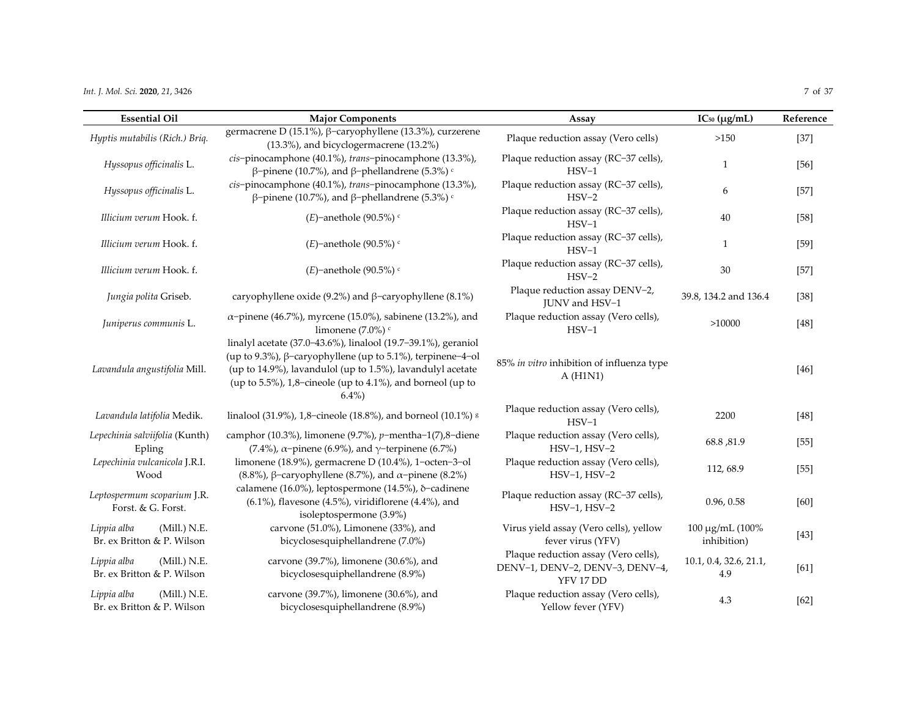| Essential Oil | Major Components | Assay | $IC_{50}$ (μg/mL) | Reference |
| --- | --- | --- | --- | --- |
| *Hyptis mutabilis (Rich.) Briq.* | germacrene D (15.1%), β−caryophyllene (13.3%), curzerene (13.3%), and bicyclogermacrene (13.2%) | Plaque reduction assay (Vero cells) | >150 | [37] |
| *Hyssopus officinalis* L. | *cis*−pinocamphone (40.1%), *trans*−pinocamphone (13.3%), β−pinene (10.7%), and β−phellandrene (5.3%) [c] | Plaque reduction assay (RC−37 cells), HSV−1 | 1 | [56] |
| *Hyssopus officinalis* L. | *cis*−pinocamphone (40.1%), *trans*−pinocamphone (13.3%), β−pinene (10.7%), and β−phellandrene (5.3%) [c] | Plaque reduction assay (RC−37 cells), HSV−2 | 6 | [57] |
| *Illicium verum* Hook. f. | (*E*)−anethole (90.5%) [c] | Plaque reduction assay (RC−37 cells), HSV−1 | 40 | [58] |
| *Illicium verum* Hook. f. | (*E*)−anethole (90.5%) [c] | Plaque reduction assay (RC−37 cells), HSV−1 | 1 | [59] |
| *Illicium verum* Hook. f. | (*E*)−anethole (90.5%) [c] | Plaque reduction assay (RC−37 cells), HSV−2 | 30 | [57] |
| *Jungia polita* Griseb. | caryophyllene oxide (9.2%) and β−caryophyllene (8.1%) | Plaque reduction assay DENV−2, JUNV and HSV−1 | 39.8, 134.2 and 136.4 | [38] |
| *Juniperus communis* L. | α−pinene (46.7%), myrcene (15.0%), sabinene (13.2%), and limonene (7.0%) [c] | Plaque reduction assay (Vero cells), HSV−1 | >10000 | [48] |
| *Lavandula angustifolia* Mill. | linalyl acetate (37.0–43.6%), linalool (19.7–39.1%), geraniol (up to 9.3%), β−caryophyllene (up to 5.1%), terpinene−4−ol (up to 14.9%), lavandulol (up to 1.5%), lavandulyl acetate (up to 5.5%), 1,8−cineole (up to 4.1%), and borneol (up to 6.4%) | 85% *in vitro* inhibition of influenza type A (H1N1) | | [46] |
| *Lavandula latifolia* Medik. | linalool (31.9%), 1,8−cineole (18.8%), and borneol (10.1%) [g] | Plaque reduction assay (Vero cells), HSV−1 | 2200 | [48] |
| *Lepechinia salviifolia* (Kunth) Epling | camphor (10.3%), limonene (9.7%), *p*−mentha−1(7),8−diene (7.4%), α−pinene (6.9%), and γ−terpinene (6.7%) | Plaque reduction assay (Vero cells), HSV−1, HSV−2 | 68.8 ,81.9 | [55] |
| *Lepechinia vulcanicola* J.R.I. Wood | limonene (18.9%), germacrene D (10.4%), 1−octen−3−ol (8.8%), β−caryophyllene (8.7%), and α−pinene (8.2%) | Plaque reduction assay (Vero cells), HSV−1, HSV−2 | 112, 68.9 | [55] |
| *Leptospermum scoparium* J.R. Forst. & G. Forst. | calamene (16.0%), leptospermone (14.5%), δ−cadinene (6.1%), flavesone (4.5%), viridiflorene (4.4%), and isoleptospermone (3.9%) | Plaque reduction assay (RC−37 cells), HSV−1, HSV−2 | 0.96, 0.58 | [60] |
| *Lippia alba* (Mill.) N.E. Br. ex Britton & P. Wilson | carvone (51.0%), Limonene (33%), and bicyclosesquiphellandrene (7.0%) | Virus yield assay (Vero cells), yellow fever virus (YFV) | 100 μg/mL (100% inhibition) | [43] |
| *Lippia alba* (Mill.) N.E. Br. ex Britton & P. Wilson | carvone (39.7%), limonene (30.6%), and bicyclosesquiphellandrene (8.9%) | Plaque reduction assay (Vero cells), DENV−1, DENV−2, DENV−3, DENV−4, YFV 17 DD | 10.1, 0.4, 32.6, 21.1, 4.9 | [61] |
| *Lippia alba* (Mill.) N.E. Br. ex Britton & P. Wilson | carvone (39.7%), limonene (30.6%), and bicyclosesquiphellandrene (8.9%) | Plaque reduction assay (Vero cells), Yellow fever (YFV) | 4.3 | [62] |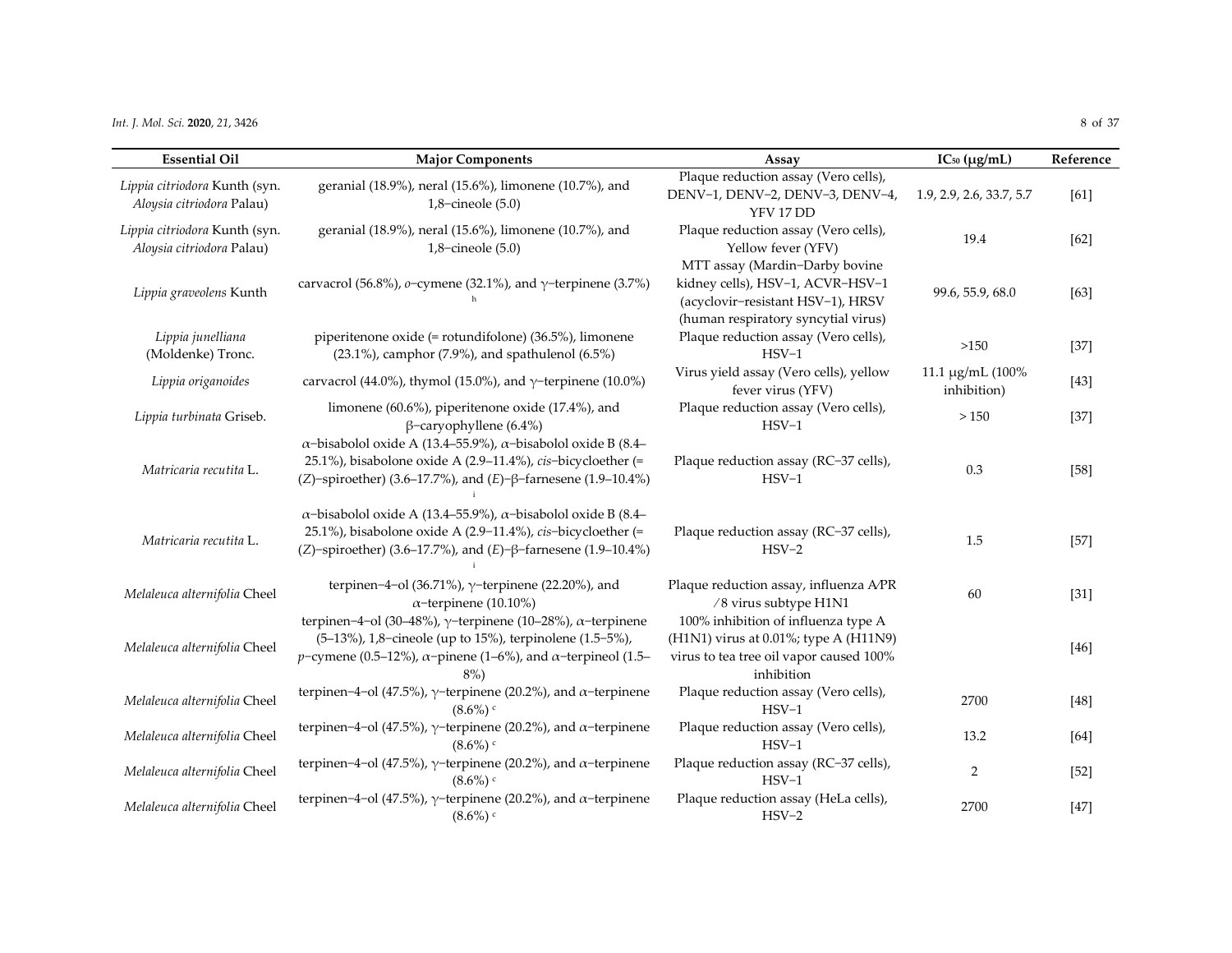| Essential Oil | Major Components | Assay | $IC_{50}$ (μg/mL) | Reference |
|---|---|---|---|---|
| *Lippia citriodora* Kunth (syn. *Aloysia citriodora* Palau) | geranial (18.9%), neral (15.6%), limonene (10.7%), and 1,8−cineole (5.0) | Plaque reduction assay (Vero cells), DENV−1, DENV−2, DENV−3, DENV−4, YFV 17 DD | 1.9, 2.9, 2.6, 33.7, 5.7 | [61] |
| *Lippia citriodora* Kunth (syn. *Aloysia citriodora* Palau) | geranial (18.9%), neral (15.6%), limonene (10.7%), and 1,8−cineole (5.0) | Plaque reduction assay (Vero cells), Yellow fever (YFV) | 19.4 | [62] |
| *Lippia graveolens* Kunth | carvacrol (56.8%), *o*−cymene (32.1%), and γ−terpinene (3.7%) [h] | MTT assay (Mardin−Darby bovine kidney cells), HSV−1, ACVR−HSV−1 (acyclovir−resistant HSV−1), HRSV (human respiratory syncytial virus) | 99.6, 55.9, 68.0 | [63] |
| *Lippia junelliana* (Moldenke) Tronc. | piperitenone oxide (= rotundifolone) (36.5%), limonene (23.1%), camphor (7.9%), and spathulenol (6.5%) | Plaque reduction assay (Vero cells), HSV−1 | >150 | [37] |
| *Lippia origanoides* | carvacrol (44.0%), thymol (15.0%), and γ−terpinene (10.0%) | Virus yield assay (Vero cells), yellow fever virus (YFV) | 11.1 μg/mL (100% inhibition) | [43] |
| *Lippia turbinata* Griseb. | limonene (60.6%), piperitenone oxide (17.4%), and β−caryophyllene (6.4%) | Plaque reduction assay (Vero cells), HSV−1 | > 150 | [37] |
| *Matricaria recutita* L. | α−bisabolol oxide A (13.4–55.9%), α−bisabolol oxide B (8.4–25.1%), bisabolone oxide A (2.9–11.4%), *cis*−bicycloether (= (*Z*)−spiroether) (3.6–17.7%), and (*E*)−β−farnesene (1.9–10.4%) [i] | Plaque reduction assay (RC−37 cells), HSV−1 | 0.3 | [58] |
| *Matricaria recutita* L. | α−bisabolol oxide A (13.4–55.9%), α−bisabolol oxide B (8.4–25.1%), bisabolone oxide A (2.9–11.4%), *cis*−bicycloether (= (*Z*)−spiroether) (3.6–17.7%), and (*E*)−β−farnesene (1.9–10.4%) [i] | Plaque reduction assay (RC−37 cells), HSV−2 | 1.5 | [57] |
| *Melaleuca alternifolia* Cheel | terpinen−4−ol (36.71%), γ−terpinene (22.20%), and α−terpinene (10.10%) | Plaque reduction assay, influenza A/PR/8 virus subtype H1N1 | 60 | [31] |
| *Melaleuca alternifolia* Cheel | terpinen−4−ol (30–48%), γ−terpinene (10–28%), α−terpinene (5–13%), 1,8−cineole (up to 15%), terpinolene (1.5–5%), *p*−cymene (0.5–12%), α−pinene (1–6%), and α−terpineol (1.5–8%) | 100% inhibition of influenza type A (H1N1) virus at 0.01%; type A (H11N9) virus to tea tree oil vapor caused 100% inhibition | | [46] |
| *Melaleuca alternifolia* Cheel | terpinen−4−ol (47.5%), γ−terpinene (20.2%), and α−terpinene (8.6%) [c] | Plaque reduction assay (Vero cells), HSV−1 | 2700 | [48] |
| *Melaleuca alternifolia* Cheel | terpinen−4−ol (47.5%), γ−terpinene (20.2%), and α−terpinene (8.6%) [c] | Plaque reduction assay (Vero cells), HSV−1 | 13.2 | [64] |
| *Melaleuca alternifolia* Cheel | terpinen−4−ol (47.5%), γ−terpinene (20.2%), and α−terpinene (8.6%) [c] | Plaque reduction assay (RC−37 cells), HSV−1 | 2 | [52] |
| *Melaleuca alternifolia* Cheel | terpinen−4−ol (47.5%), γ−terpinene (20.2%), and α−terpinene (8.6%) [c] | Plaque reduction assay (HeLa cells), HSV−2 | 2700 | [47] |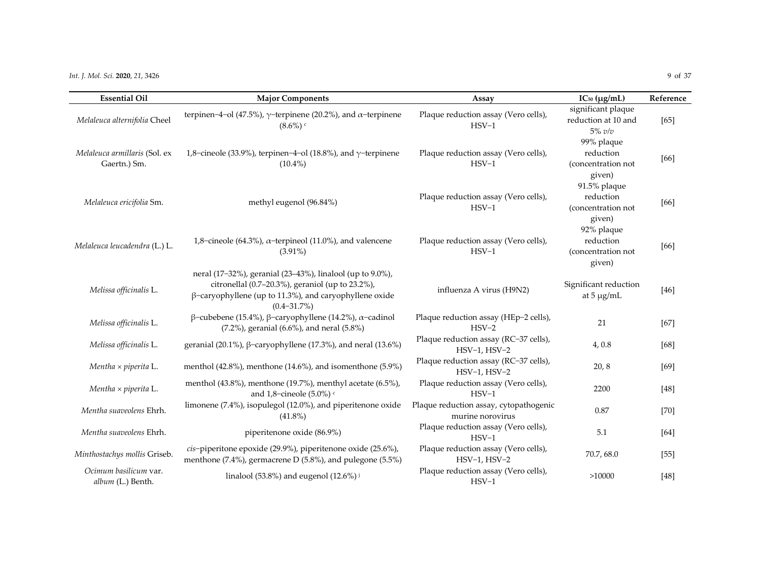| Essential Oil | Major Components | Assay | $IC_{50}$ (μg/mL) | Reference |
| --- | --- | --- | --- | --- |
| *Melaleuca alternifolia* Cheel | terpinen−4−ol (47.5%), γ−terpinene (20.2%), and α−terpinene (8.6%) [c] | Plaque reduction assay (Vero cells), HSV−1 | significant plaque reduction at 10 and 5% *v/v* | [65] |
| *Melaleuca armillaris* (Sol. ex Gaertn.) Sm. | 1,8−cineole (33.9%), terpinen−4−ol (18.8%), and γ−terpinene (10.4%) | Plaque reduction assay (Vero cells), HSV−1 | 99% plaque reduction (concentration not given) | [66] |
| *Melaleuca ericifolia* Sm. | methyl eugenol (96.84%) | Plaque reduction assay (Vero cells), HSV−1 | 91.5% plaque reduction (concentration not given) | [66] |
| *Melaleuca leucadendra* (L.) L. | 1,8−cineole (64.3%), α−terpineol (11.0%), and valencene (3.91%) | Plaque reduction assay (Vero cells), HSV−1 | 92% plaque reduction (concentration not given) | [66] |
| *Melissa officinalis* L. | neral (17–32%), geranial (23–43%), linalool (up to 9.0%), citronellal (0.7–20.3%), geraniol (up to 23.2%), β−caryophyllene (up to 11.3%), and caryophyllene oxide (0.4–31.7%) | influenza A virus (H9N2) | Significant reduction at 5 μg/mL | [46] |
| *Melissa officinalis* L. | β−cubebene (15.4%), β−caryophyllene (14.2%), α−cadinol (7.2%), geranial (6.6%), and neral (5.8%) | Plaque reduction assay (HEp−2 cells), HSV−2 | 21 | [67] |
| *Melissa officinalis* L. | geranial (20.1%), β−caryophyllene (17.3%), and neral (13.6%) | Plaque reduction assay (RC−37 cells), HSV−1, HSV−2 | 4, 0.8 | [68] |
| *Mentha × piperita* L. | menthol (42.8%), menthone (14.6%), and isomenthone (5.9%) | Plaque reduction assay (RC−37 cells), HSV−1, HSV−2 | 20, 8 | [69] |
| *Mentha × piperita* L. | menthol (43.8%), menthone (19.7%), menthyl acetate (6.5%), and 1,8−cineole (5.0%) [c] | Plaque reduction assay (Vero cells), HSV−1 | 2200 | [48] |
| *Mentha suaveolens* Ehrh. | limonene (7.4%), isopulegol (12.0%), and piperitenone oxide (41.8%) | Plaque reduction assay, cytopathogenic murine norovirus | 0.87 | [70] |
| *Mentha suaveolens* Ehrh. | piperitenone oxide (86.9%) | Plaque reduction assay (Vero cells), HSV−1 | 5.1 | [64] |
| *Minthostachys mollis* Griseb. | *cis*−piperitone epoxide (29.9%), piperitenone oxide (25.6%), menthone (7.4%), germacrene D (5.8%), and pulegone (5.5%) | Plaque reduction assay (Vero cells), HSV−1, HSV−2 | 70.7, 68.0 | [55] |
| *Ocimum basilicum* var. *album* (L.) Benth. | linalool (53.8%) and eugenol (12.6%) [j] | Plaque reduction assay (Vero cells), HSV−1 | >10000 | [48] |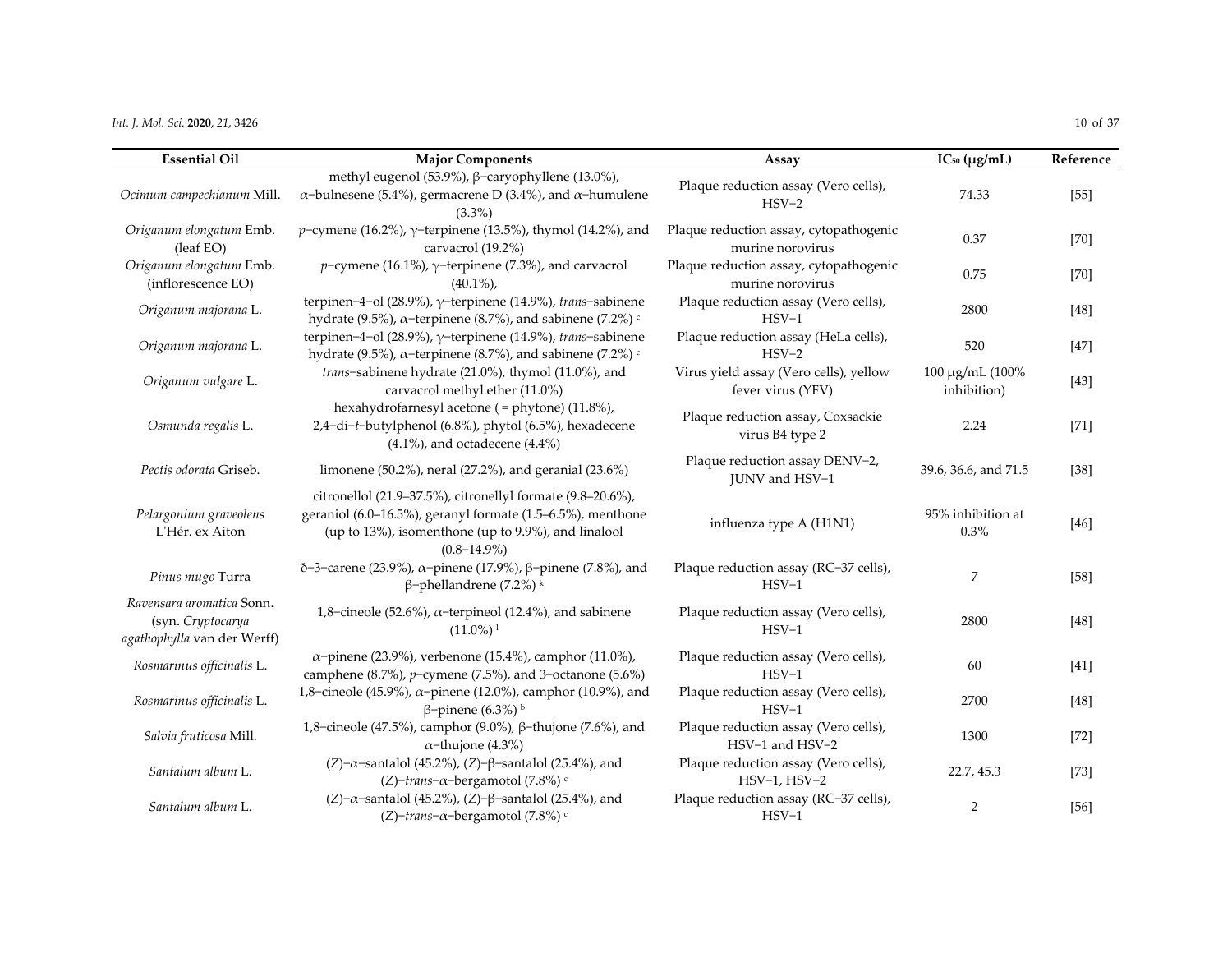| Essential Oil | Major Components | Assay | IC$_{50}$ (μg/mL) | Reference |
|---|---|---|---|---|
| *Ocimum campechianum* Mill. | methyl eugenol (53.9%), β−caryophyllene (13.0%), α−bulnesene (5.4%), germacrene D (3.4%), and α−humulene (3.3%) | Plaque reduction assay (Vero cells), HSV−2 | 74.33 | [55] |
| *Origanum elongatum* Emb. (leaf EO) | *p*−cymene (16.2%), γ−terpinene (13.5%), thymol (14.2%), and carvacrol (19.2%) | Plaque reduction assay, cytopathogenic murine norovirus | 0.37 | [70] |
| *Origanum elongatum* Emb. (inflorescence EO) | *p*−cymene (16.1%), γ−terpinene (7.3%), and carvacrol (40.1%), | Plaque reduction assay, cytopathogenic murine norovirus | 0.75 | [70] |
| *Origanum majorana* L. | terpinen−4−ol (28.9%), γ−terpinene (14.9%), *trans*−sabinene hydrate (9.5%), α−terpinene (8.7%), and sabinene (7.2%) [c] | Plaque reduction assay (Vero cells), HSV−1 | 2800 | [48] |
| *Origanum majorana* L. | terpinen−4−ol (28.9%), γ−terpinene (14.9%), *trans*−sabinene hydrate (9.5%), α−terpinene (8.7%), and sabinene (7.2%) [c] | Plaque reduction assay (HeLa cells), HSV−2 | 520 | [47] |
| *Origanum vulgare* L. | *trans*−sabinene hydrate (21.0%), thymol (11.0%), and carvacrol methyl ether (11.0%) | Virus yield assay (Vero cells), yellow fever virus (YFV) | 100 μg/mL (100% inhibition) | [43] |
| *Osmunda regalis* L. | hexahydrofarnesyl acetone ( = phytone) (11.8%), 2,4−di−*t*−butylphenol (6.8%), phytol (6.5%), hexadecene (4.1%), and octadecene (4.4%) | Plaque reduction assay, Coxsackie virus B4 type 2 | 2.24 | [71] |
| *Pectis odorata* Griseb. | limonene (50.2%), neral (27.2%), and geranial (23.6%) | Plaque reduction assay DENV−2, JUNV and HSV−1 | 39.6, 36.6, and 71.5 | [38] |
| *Pelargonium graveolens* L'Hér. ex Aiton | citronellol (21.9–37.5%), citronellyl formate (9.8–20.6%), geraniol (6.0–16.5%), geranyl formate (1.5–6.5%), menthone (up to 13%), isomenthone (up to 9.9%), and linalool (0.8–14.9%) | influenza type A (H1N1) | 95% inhibition at 0.3% | [46] |
| *Pinus mugo* Turra | δ−3−carene (23.9%), α−pinene (17.9%), β−pinene (7.8%), and β−phellandrene (7.2%) [k] | Plaque reduction assay (RC−37 cells), HSV−1 | 7 | [58] |
| *Ravensara aromatica* Sonn. (syn. *Cryptocarya agathophylla* van der Werff) | 1,8−cineole (52.6%), α−terpineol (12.4%), and sabinene (11.0%) [l] | Plaque reduction assay (Vero cells), HSV−1 | 2800 | [48] |
| *Rosmarinus officinalis* L. | α−pinene (23.9%), verbenone (15.4%), camphor (11.0%), camphene (8.7%), *p*−cymene (7.5%), and 3−octanone (5.6%) | Plaque reduction assay (Vero cells), HSV−1 | 60 | [41] |
| *Rosmarinus officinalis* L. | 1,8−cineole (45.9%), α−pinene (12.0%), camphor (10.9%), and β−pinene (6.3%) [b] | Plaque reduction assay (Vero cells), HSV−1 | 2700 | [48] |
| *Salvia fruticosa* Mill. | 1,8−cineole (47.5%), camphor (9.0%), β−thujone (7.6%), and α−thujone (4.3%) | Plaque reduction assay (Vero cells), HSV−1 and HSV−2 | 1300 | [72] |
| *Santalum album* L. | (*Z*)−α−santalol (45.2%), (*Z*)−β−santalol (25.4%), and (*Z*)−*trans*−α−bergamotol (7.8%) [c] | Plaque reduction assay (Vero cells), HSV−1, HSV−2 | 22.7, 45.3 | [73] |
| *Santalum album* L. | (*Z*)−α−santalol (45.2%), (*Z*)−β−santalol (25.4%), and (*Z*)−*trans*−α−bergamotol (7.8%) [c] | Plaque reduction assay (RC−37 cells), HSV−1 | 2 | [56] |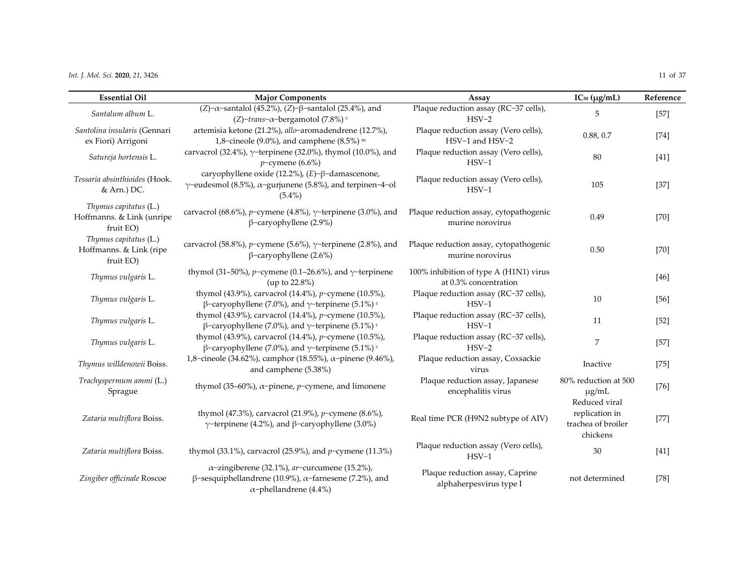| Essential Oil | Major Components | Assay | IC$_{50}$ (μg/mL) | Reference |
|---|---|---|---|---|
| *Santalum album* L. | (*Z*)−α−santalol (45.2%), (*Z*)−β−santalol (25.4%), and (*Z*)−*trans*−α−bergamotol (7.8%) [c] | Plaque reduction assay (RC−37 cells), HSV−2 | 5 | [57] |
| *Santolina insularis* (Gennari ex Fiori) Arrigoni | artemisia ketone (21.2%), *allo*−aromadendrene (12.7%), 1,8−cineole (9.0%), and camphene (8.5%) [m] | Plaque reduction assay (Vero cells), HSV−1 and HSV−2 | 0.88, 0.7 | [74] |
| *Satureja hortensis* L. | carvacrol (32.4%), γ−terpinene (32.0%), thymol (10.0%), and *p*−cymene (6.6%) | Plaque reduction assay (Vero cells), HSV−1 | 80 | [41] |
| *Tessaria absinthioides* (Hook. & Arn.) DC. | caryophyllene oxide (12.2%), (*E*)−β−damascenone, γ−eudesmol (8.5%), α−gurjunene (5.8%), and terpinen−4−ol (5.4%) | Plaque reduction assay (Vero cells), HSV−1 | 105 | [37] |
| *Thymus capitatus* (L.) Hoffmanns. & Link (unripe fruit EO) | carvacrol (68.6%), *p*−cymene (4.8%), γ−terpinene (3.0%), and β−caryophyllene (2.9%) | Plaque reduction assay, cytopathogenic murine norovirus | 0.49 | [70] |
| *Thymus capitatus* (L.) Hoffmanns. & Link (ripe fruit EO) | carvacrol (58.8%), *p*−cymene (5.6%), γ−terpinene (2.8%), and β−caryophyllene (2.6%) | Plaque reduction assay, cytopathogenic murine norovirus | 0.50 | [70] |
| *Thymus vulgaris* L. | thymol (31–50%), *p*−cymene (0.1–26.6%), and γ−terpinene (up to 22.8%) | 100% inhibition of type A (H1N1) virus at 0.3% concentration | | [46] |
| *Thymus vulgaris* L. | thymol (43.9%), carvacrol (14.4%), *p*−cymene (10.5%), β−caryophyllene (7.0%), and γ−terpinene (5.1%) [c] | Plaque reduction assay (RC−37 cells), HSV−1 | 10 | [56] |
| *Thymus vulgaris* L. | thymol (43.9%), carvacrol (14.4%), *p*−cymene (10.5%), β−caryophyllene (7.0%), and γ−terpinene (5.1%) [c] | Plaque reduction assay (RC−37 cells), HSV−1 | 11 | [52] |
| *Thymus vulgaris* L. | thymol (43.9%), carvacrol (14.4%), *p*−cymene (10.5%), β−caryophyllene (7.0%), and γ−terpinene (5.1%) [c] | Plaque reduction assay (RC−37 cells), HSV−2 | 7 | [57] |
| *Thymus willdenowii* Boiss. | 1,8−cineole (34.62%), camphor (18.55%), α−pinene (9.46%), and camphene (5.38%) | Plaque reduction assay, Coxsackie virus | Inactive | [75] |
| *Trachyspermum ammi* (L.) Sprague | thymol (35–60%), α−pinene, *p*−cymene, and limonene | Plaque reduction assay, Japanese encephalitis virus | 80% reduction at 500 μg/mL | [76] |
| *Zataria multiflora* Boiss. | thymol (47.3%), carvacrol (21.9%), *p*−cymene (8.6%), γ−terpinene (4.2%), and β−caryophyllene (3.0%) | Real time PCR (H9N2 subtype of AIV) | Reduced viral replication in trachea of broiler chickens | [77] |
| *Zataria multiflora* Boiss. | thymol (33.1%), carvacrol (25.9%), and *p*−cymene (11.3%) | Plaque reduction assay (Vero cells), HSV−1 | 30 | [41] |
| *Zingiber officinale* Roscoe | α−zingiberene (32.1%), *ar*−curcumene (15.2%), β−sesquiphellandrene (10.9%), α−farnesene (7.2%), and α−phellandrene (4.4%) | Plaque reduction assay, Caprine alphaherpesvirus type I | not determined | [78] |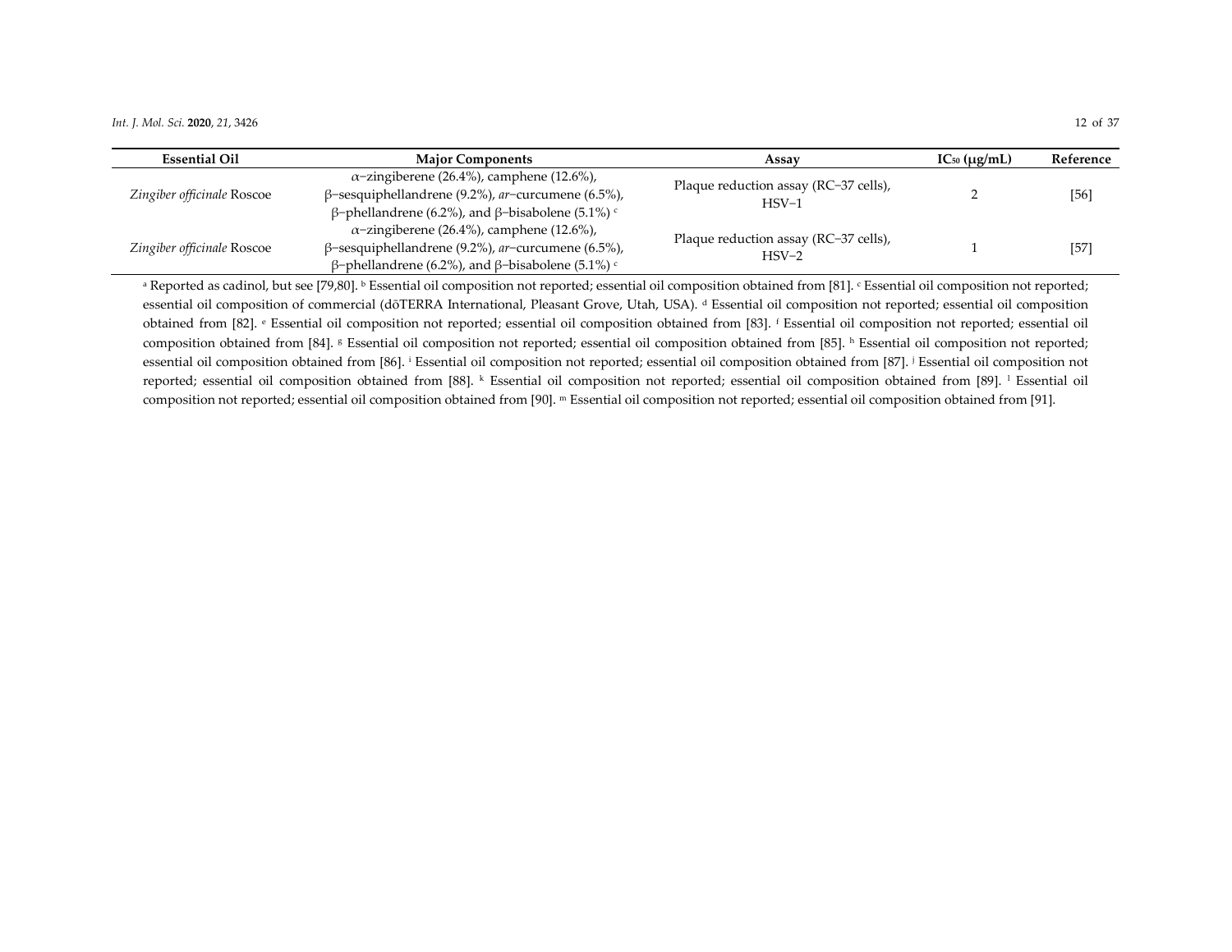| Essential Oil | Major Components | Assay | $IC_{50}$ (μg/mL) | Reference |
|---|---|---|---|---|
| *Zingiber officinale* Roscoe | α−zingiberene (26.4%), camphene (12.6%), β−sesquiphellandrene (9.2%), *ar*−curcumene (6.5%), β−phellandrene (6.2%), and β−bisabolene (5.1%) [c] | Plaque reduction assay (RC−37 cells), HSV−1 | 2 | [56] |
| *Zingiber officinale* Roscoe | α−zingiberene (26.4%), camphene (12.6%), β−sesquiphellandrene (9.2%), *ar*−curcumene (6.5%), β−phellandrene (6.2%), and β−bisabolene (5.1%) [c] | Plaque reduction assay (RC−37 cells), HSV−2 | 1 | [57] |

[a] Reported as cadinol, but see [79,80]. [b] Essential oil composition not reported; essential oil composition obtained from [81]. [c] Essential oil composition not reported; essential oil composition of commercial (dōTERRA International, Pleasant Grove, Utah, USA). [d] Essential oil composition not reported; essential oil composition obtained from [82]. [e] Essential oil composition not reported; essential oil composition obtained from [83]. [f] Essential oil composition not reported; essential oil composition obtained from [84]. [g] Essential oil composition not reported; essential oil composition obtained from [85]. [h] Essential oil composition not reported; essential oil composition obtained from [86]. [i] Essential oil composition not reported; essential oil composition obtained from [87]. [j] Essential oil composition not reported; essential oil composition obtained from [88]. [k] Essential oil composition not reported; essential oil composition obtained from [89]. [l] Essential oil composition not reported; essential oil composition obtained from [90]. [m] Essential oil composition not reported; essential oil composition obtained from [91].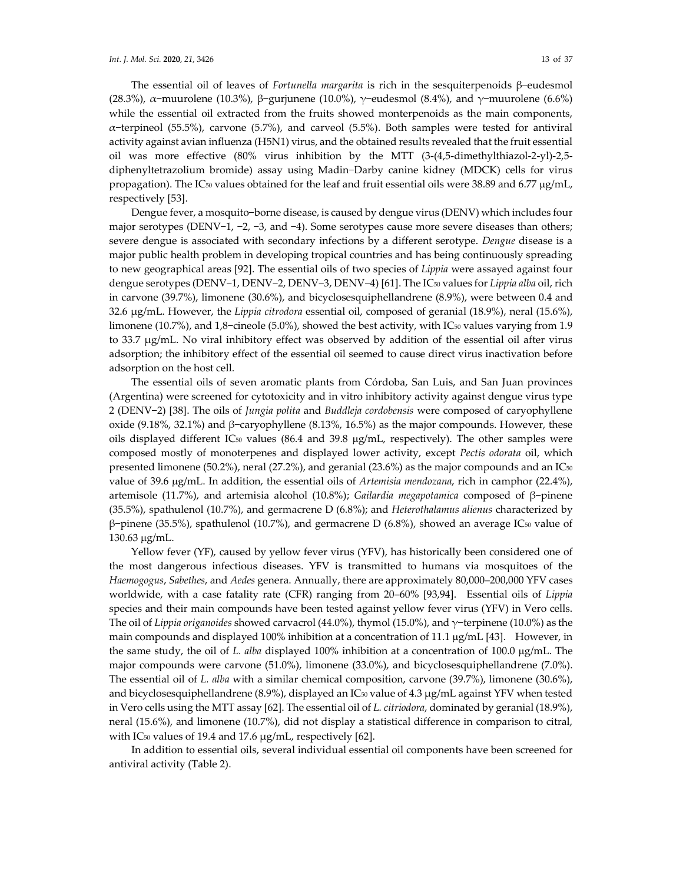The essential oil of leaves of *Fortunella margarita* is rich in the sesquiterpenoids β−eudesmol (28.3%), α−muurolene (10.3%), β−gurjunene (10.0%), γ−eudesmol (8.4%), and γ−muurolene (6.6%) while the essential oil extracted from the fruits showed monterpenoids as the main components, α−terpineol (55.5%), carvone (5.7%), and carveol (5.5%). Both samples were tested for antiviral activity against avian influenza (H5N1) virus, and the obtained results revealed that the fruit essential oil was more effective (80% virus inhibition by the MTT (3-(4,5-dimethylthiazol-2-yl)-2,5-diphenyltetrazolium bromide) assay using Madin−Darby canine kidney (MDCK) cells for virus propagation). The $IC_{50}$ values obtained for the leaf and fruit essential oils were 38.89 and 6.77 μg/mL, respectively [53].

Dengue fever, a mosquito−borne disease, is caused by dengue virus (DENV) which includes four major serotypes (DENV−1, −2, −3, and −4). Some serotypes cause more severe diseases than others; severe dengue is associated with secondary infections by a different serotype. *Dengue* disease is a major public health problem in developing tropical countries and has being continuously spreading to new geographical areas [92]. The essential oils of two species of *Lippia* were assayed against four dengue serotypes (DENV−1, DENV−2, DENV−3, DENV−4) [61]. The $IC_{50}$ values for *Lippia alba* oil, rich in carvone (39.7%), limonene (30.6%), and bicyclosesquiphellandrene (8.9%), were between 0.4 and 32.6 μg/mL. However, the *Lippia citrodora* essential oil, composed of geranial (18.9%), neral (15.6%), limonene (10.7%), and 1,8−cineole (5.0%), showed the best activity, with $IC_{50}$ values varying from 1.9 to 33.7 μg/mL. No viral inhibitory effect was observed by addition of the essential oil after virus adsorption; the inhibitory effect of the essential oil seemed to cause direct virus inactivation before adsorption on the host cell.

The essential oils of seven aromatic plants from Córdoba, San Luis, and San Juan provinces (Argentina) were screened for cytotoxicity and in vitro inhibitory activity against dengue virus type 2 (DENV−2) [38]. The oils of *Jungia polita* and *Buddleja cordobensis* were composed of caryophyllene oxide (9.18%, 32.1%) and β−caryophyllene (8.13%, 16.5%) as the major compounds. However, these oils displayed different $IC_{50}$ values (86.4 and 39.8 μg/mL, respectively). The other samples were composed mostly of monoterpenes and displayed lower activity, except *Pectis odorata* oil, which presented limonene (50.2%), neral (27.2%), and geranial (23.6%) as the major compounds and an $IC_{50}$ value of 39.6 μg/mL. In addition, the essential oils of *Artemisia mendozana*, rich in camphor (22.4%), artemisole (11.7%), and artemisia alcohol (10.8%); *Gailardia megapotamica* composed of β−pinene (35.5%), spathulenol (10.7%), and germacrene D (6.8%); and *Heterothalamus alienus* characterized by β−pinene (35.5%), spathulenol (10.7%), and germacrene D (6.8%), showed an average $IC_{50}$ value of 130.63 μg/mL.

Yellow fever (YF), caused by yellow fever virus (YFV), has historically been considered one of the most dangerous infectious diseases. YFV is transmitted to humans via mosquitoes of the *Haemogogus*, *Sabethes*, and *Aedes* genera. Annually, there are approximately 80,000–200,000 YFV cases worldwide, with a case fatality rate (CFR) ranging from 20–60% [93,94]. Essential oils of *Lippia* species and their main compounds have been tested against yellow fever virus (YFV) in Vero cells. The oil of *Lippia origanoides* showed carvacrol (44.0%), thymol (15.0%), and γ−terpinene (10.0%) as the main compounds and displayed 100% inhibition at a concentration of 11.1 μg/mL [43]. However, in the same study, the oil of *L. alba* displayed 100% inhibition at a concentration of 100.0 μg/mL. The major compounds were carvone (51.0%), limonene (33.0%), and bicyclosesquiphellandrene (7.0%). The essential oil of *L. alba* with a similar chemical composition, carvone (39.7%), limonene (30.6%), and bicyclosesquiphellandrene (8.9%), displayed an $IC_{50}$ value of 4.3 μg/mL against YFV when tested in Vero cells using the MTT assay [62]. The essential oil of *L. citriodora*, dominated by geranial (18.9%), neral (15.6%), and limonene (10.7%), did not display a statistical difference in comparison to citral, with $IC_{50}$ values of 19.4 and 17.6 μg/mL, respectively [62].

In addition to essential oils, several individual essential oil components have been screened for antiviral activity (Table 2).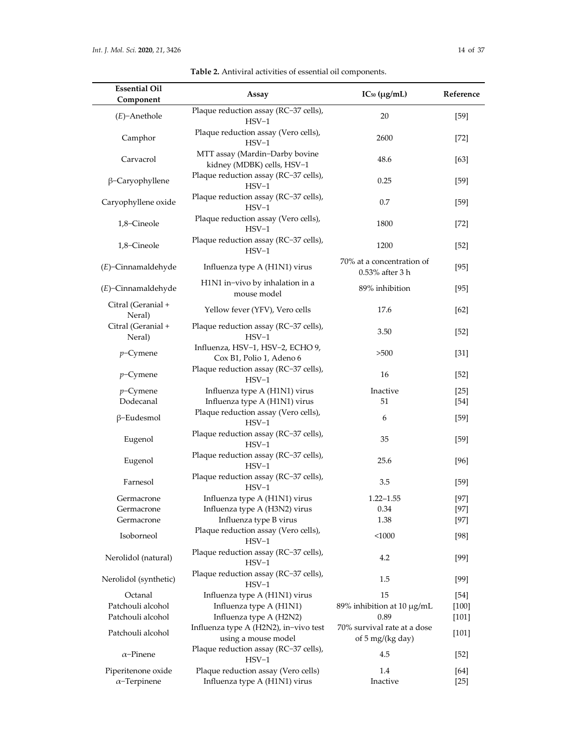**Table 2.** Antiviral activities of essential oil components.

| Essential Oil Component | Assay | $IC_{50}$ (μg/mL) | Reference |
|---|---|---|---|
| (*E*)−Anethole | Plaque reduction assay (RC−37 cells), HSV−1 | 20 | [59] |
| Camphor | Plaque reduction assay (Vero cells), HSV−1 | 2600 | [72] |
| Carvacrol | MTT assay (Mardin−Darby bovine kidney (MDBK) cells, HSV−1 | 48.6 | [63] |
| β−Caryophyllene | Plaque reduction assay (RC−37 cells), HSV−1 | 0.25 | [59] |
| Caryophyllene oxide | Plaque reduction assay (RC−37 cells), HSV−1 | 0.7 | [59] |
| 1,8−Cineole | Plaque reduction assay (Vero cells), HSV−1 | 1800 | [72] |
| 1,8−Cineole | Plaque reduction assay (RC−37 cells), HSV−1 | 1200 | [52] |
| (*E*)−Cinnamaldehyde | Influenza type A (H1N1) virus | 70% at a concentration of 0.53% after 3 h | [95] |
| (*E*)−Cinnamaldehyde | H1N1 in−vivo by inhalation in a mouse model | 89% inhibition | [95] |
| Citral (Geranial + Neral) | Yellow fever (YFV), Vero cells | 17.6 | [62] |
| Citral (Geranial + Neral) | Plaque reduction assay (RC−37 cells), HSV−1 | 3.50 | [52] |
| *p*−Cymene | Influenza, HSV−1, HSV−2, ECHO 9, Cox B1, Polio 1, Adeno 6 | >500 | [31] |
| *p*−Cymene | Plaque reduction assay (RC−37 cells), HSV−1 | 16 | [52] |
| *p*−Cymene | Influenza type A (H1N1) virus | Inactive | [25] |
| Dodecanal | Influenza type A (H1N1) virus | 51 | [54] |
| β−Eudesmol | Plaque reduction assay (Vero cells), HSV−1 | 6 | [59] |
| Eugenol | Plaque reduction assay (RC−37 cells), HSV−1 | 35 | [59] |
| Eugenol | Plaque reduction assay (RC−37 cells), HSV−1 | 25.6 | [96] |
| Farnesol | Plaque reduction assay (RC−37 cells), HSV−1 | 3.5 | [59] |
| Germacrone | Influenza type A (H1N1) virus | 1.22–1.55 | [97] |
| Germacrone | Influenza type A (H3N2) virus | 0.34 | [97] |
| Germacrone | Influenza type B virus | 1.38 | [97] |
| Isoborneol | Plaque reduction assay (Vero cells), HSV−1 | <1000 | [98] |
| Nerolidol (natural) | Plaque reduction assay (RC−37 cells), HSV−1 | 4.2 | [99] |
| Nerolidol (synthetic) | Plaque reduction assay (RC−37 cells), HSV−1 | 1.5 | [99] |
| Octanal | Influenza type A (H1N1) virus | 15 | [54] |
| Patchouli alcohol | Influenza type A (H1N1) | 89% inhibition at 10 μg/mL | [100] |
| Patchouli alcohol | Influenza type A (H2N2) | 0.89 | [101] |
| Patchouli alcohol | Influenza type A (H2N2), in−vivo test using a mouse model | 70% survival rate at a dose of 5 mg/(kg day) | [101] |
| α−Pinene | Plaque reduction assay (RC−37 cells), HSV−1 | 4.5 | [52] |
| Piperitenone oxide | Plaque reduction assay (Vero cells) | 1.4 | [64] |
| α−Terpinene | Influenza type A (H1N1) virus | Inactive | [25] |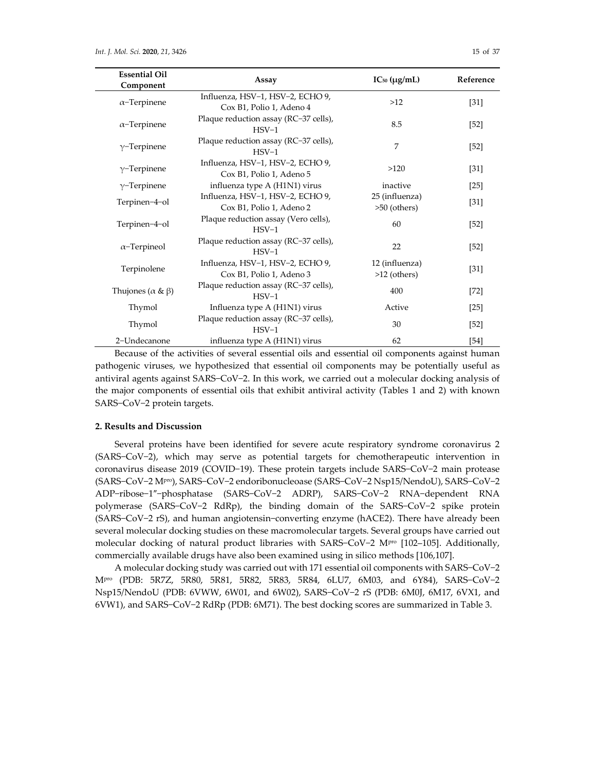| Essential Oil Component | Assay | $IC_{50}$ (μg/mL) | Reference |
| --- | --- | --- | --- |
| α−Terpinene | Influenza, HSV−1, HSV−2, ECHO 9, Cox B1, Polio 1, Adeno 4 | >12 | [31] |
| α−Terpinene | Plaque reduction assay (RC−37 cells), HSV−1 | 8.5 | [52] |
| γ−Terpinene | Plaque reduction assay (RC−37 cells), HSV−1 | 7 | [52] |
| γ−Terpinene | Influenza, HSV−1, HSV−2, ECHO 9, Cox B1, Polio 1, Adeno 5 | >120 | [31] |
| γ−Terpinene | influenza type A (H1N1) virus | inactive | [25] |
| Terpinen−4−ol | Influenza, HSV−1, HSV−2, ECHO 9, Cox B1, Polio 1, Adeno 2 | 25 (influenza) >50 (others) | [31] |
| Terpinen−4−ol | Plaque reduction assay (Vero cells), HSV−1 | 60 | [52] |
| α−Terpineol | Plaque reduction assay (RC−37 cells), HSV−1 | 22 | [52] |
| Terpinolene | Influenza, HSV−1, HSV−2, ECHO 9, Cox B1, Polio 1, Adeno 3 | 12 (influenza) >12 (others) | [31] |
| Thujones (α & β) | Plaque reduction assay (RC−37 cells), HSV−1 | 400 | [72] |
| Thymol | Influenza type A (H1N1) virus | Active | [25] |
| Thymol | Plaque reduction assay (RC−37 cells), HSV−1 | 30 | [52] |
| 2−Undecanone | influenza type A (H1N1) virus | 62 | [54] |

Because of the activities of several essential oils and essential oil components against human pathogenic viruses, we hypothesized that essential oil components may be potentially useful as antiviral agents against SARS−CoV−2. In this work, we carried out a molecular docking analysis of the major components of essential oils that exhibit antiviral activity (Tables 1 and 2) with known SARS−CoV−2 protein targets.

## 2. Results and Discussion

Several proteins have been identified for severe acute respiratory syndrome coronavirus 2 (SARS−CoV−2), which may serve as potential targets for chemotherapeutic intervention in coronavirus disease 2019 (COVID−19). These protein targets include SARS−CoV−2 main protease (SARS−CoV−2 M$^{pro}$), SARS−CoV−2 endoribonucleoase (SARS−CoV−2 Nsp15/NendoU), SARS−CoV−2 ADP−ribose−1″−phosphatase (SARS−CoV−2 ADRP), SARS−CoV−2 RNA−dependent RNA polymerase (SARS−CoV−2 RdRp), the binding domain of the SARS−CoV−2 spike protein (SARS−CoV−2 rS), and human angiotensin−converting enzyme (hACE2). There have already been several molecular docking studies on these macromolecular targets. Several groups have carried out molecular docking of natural product libraries with SARS−CoV−2 M$^{pro}$ [102–105]. Additionally, commercially available drugs have also been examined using in silico methods [106,107].

A molecular docking study was carried out with 171 essential oil components with SARS−CoV−2 M$^{pro}$ (PDB: 5R7Z, 5R80, 5R81, 5R82, 5R83, 5R84, 6LU7, 6M03, and 6Y84), SARS−CoV−2 Nsp15/NendoU (PDB: 6VWW, 6W01, and 6W02), SARS−CoV−2 rS (PDB: 6M0J, 6M17, 6VX1, and 6VW1), and SARS−CoV−2 RdRp (PDB: 6M71). The best docking scores are summarized in Table 3.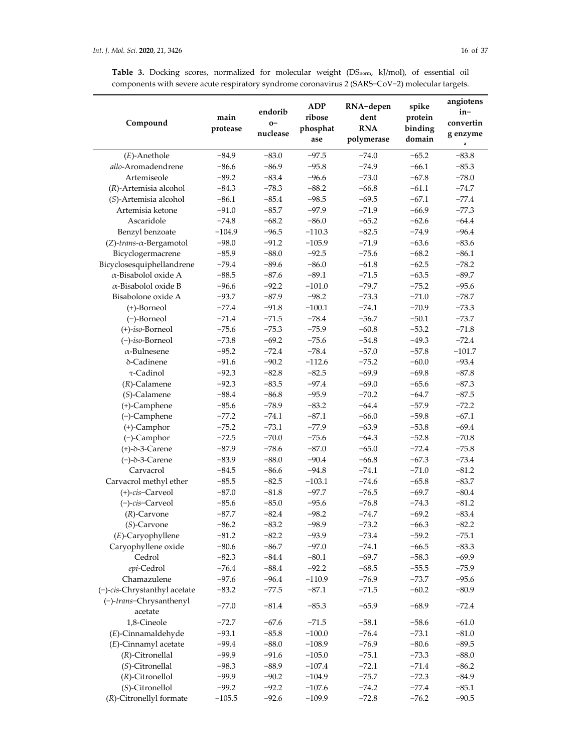**Table 3.** Docking scores, normalized for molecular weight ($DS_{norm}$, kJ/mol), of essential oil components with severe acute respiratory syndrome coronavirus 2 (SARS–CoV–2) molecular targets.

| Compound | main protease | endoribo–nuclease | ADP ribose phosphatase | RNA–dependent RNA polymerase | spike protein binding domain | angiotensin–converting enzyme [a] |
|---|---|---|---|---|---|---|
| (*E*)-Anethole | −84.9 | −83.0 | −97.5 | −74.0 | −65.2 | −83.8 |
| *allo*-Aromadendrene | −86.6 | −86.9 | −95.8 | −74.9 | −66.1 | −85.3 |
| Artemiseole | −89.2 | −83.4 | −96.6 | −73.0 | −67.8 | −78.0 |
| (*R*)-Artemisia alcohol | −84.3 | −78.3 | −88.2 | −66.8 | −61.1 | −74.7 |
| (*S*)-Artemisia alcohol | −86.1 | −85.4 | −98.5 | −69.5 | −67.1 | −77.4 |
| Artemisia ketone | −91.0 | −85.7 | −97.9 | −71.9 | −66.9 | −77.3 |
| Ascaridole | −74.8 | −68.2 | −86.0 | −65.2 | −62.6 | −64.4 |
| Benzyl benzoate | −104.9 | −96.5 | −110.3 | −82.5 | −74.9 | −96.4 |
| (*Z*)-*trans*-α-Bergamotol | −98.0 | −91.2 | −105.9 | −71.9 | −63.6 | −83.6 |
| Bicyclogermacrene | −85.9 | −88.0 | −92.5 | −75.6 | −68.2 | −86.1 |
| Bicyclosesquiphellandrene | −79.4 | −89.6 | −86.0 | −61.8 | −62.5 | −78.2 |
| α-Bisabolol oxide A | −88.5 | −87.6 | −89.1 | −71.5 | −63.5 | −89.7 |
| α-Bisabolol oxide B | −96.6 | −92.2 | −101.0 | −79.7 | −75.2 | −95.6 |
| Bisabolone oxide A | −93.7 | −87.9 | −98.2 | −73.3 | −71.0 | −78.7 |
| (+)-Borneol | −77.4 | −91.8 | −100.1 | −74.1 | −70.9 | −73.3 |
| (−)-Borneol | −71.4 | −71.5 | −78.4 | −56.7 | −50.1 | −73.7 |
| (+)-*iso*-Borneol | −75.6 | −75.3 | −75.9 | −60.8 | −53.2 | −71.8 |
| (−)-*iso*-Borneol | −73.8 | −69.2 | −75.6 | −54.8 | −49.3 | −72.4 |
| α-Bulnesene | −95.2 | −72.4 | −78.4 | −57.0 | −57.8 | −101.7 |
| δ-Cadinene | −91.6 | −90.2 | −112.6 | −75.2 | −60.0 | −93.4 |
| τ-Cadinol | −92.3 | −82.8 | −82.5 | −69.9 | −69.8 | −87.8 |
| (*R*)-Calamene | −92.3 | −83.5 | −97.4 | −69.0 | −65.6 | −87.3 |
| (*S*)-Calamene | −88.4 | −86.8 | −95.9 | −70.2 | −64.7 | −87.5 |
| (+)-Camphene | −85.6 | −78.9 | −83.2 | −64.4 | −57.9 | −72.2 |
| (−)-Camphene | −77.2 | −74.1 | −87.1 | −66.0 | −59.8 | −67.1 |
| (+)-Camphor | −75.2 | −73.1 | −77.9 | −63.9 | −53.8 | −69.4 |
| (−)-Camphor | −72.5 | −70.0 | −75.6 | −64.3 | −52.8 | −70.8 |
| (+)-δ-3-Carene | −87.9 | −78.6 | −87.0 | −65.0 | −72.4 | −75.8 |
| (−)-δ-3-Carene | −83.9 | −88.0 | −90.4 | −66.8 | −67.3 | −73.4 |
| Carvacrol | −84.5 | −86.6 | −94.8 | −74.1 | −71.0 | −81.2 |
| Carvacrol methyl ether | −85.5 | −82.5 | −103.1 | −74.6 | −65.8 | −83.7 |
| (+)-*cis*–Carveol | −87.0 | −81.8 | −97.7 | −76.5 | −69.7 | −80.4 |
| (−)-*cis*–Carveol | −85.6 | −85.0 | −95.6 | −76.8 | −74.3 | −81.2 |
| (*R*)-Carvone | −87.7 | −82.4 | −98.2 | −74.7 | −69.2 | −83.4 |
| (*S*)-Carvone | −86.2 | −83.2 | −98.9 | −73.2 | −66.3 | −82.2 |
| (*E*)-Caryophyllene | −81.2 | −82.2 | −93.9 | −73.4 | −59.2 | −75.1 |
| Caryophyllene oxide | −80.6 | −86.7 | −97.0 | −74.1 | −66.5 | −83.3 |
| Cedrol | −82.3 | −84.4 | −80.1 | −69.7 | −58.3 | −69.9 |
| *epi*-Cedrol | −76.4 | −88.4 | −92.2 | −68.5 | −55.5 | −75.9 |
| Chamazulene | −97.6 | −96.4 | −110.9 | −76.9 | −73.7 | −95.6 |
| (−)-*cis*-Chrystanthyl acetate | −83.2 | −77.5 | −87.1 | −71.5 | −60.2 | −80.9 |
| (−)-*trans*–Chrysanthenyl acetate | −77.0 | −81.4 | −85.3 | −65.9 | −68.9 | −72.4 |
| 1,8-Cineole | −72.7 | −67.6 | −71.5 | −58.1 | −58.6 | −61.0 |
| (*E*)-Cinnamaldehyde | −93.1 | −85.8 | −100.0 | −76.4 | −73.1 | −81.0 |
| (*E*)-Cinnamyl acetate | −99.4 | −88.0 | −108.9 | −76.9 | −80.6 | −89.5 |
| (*R*)-Citronellal | −99.9 | −91.6 | −105.0 | −75.1 | −73.3 | −88.0 |
| (*S*)-Citronellal | −98.3 | −88.9 | −107.4 | −72.1 | −71.4 | −86.2 |
| (*R*)-Citronellol | −99.9 | −90.2 | −104.9 | −75.7 | −72.3 | −84.9 |
| (*S*)-Citronellol | −99.2 | −92.2 | −107.6 | −74.2 | −77.4 | −85.1 |
| (*R*)-Citronellyl formate | −105.5 | −92.6 | −109.9 | −72.8 | −76.2 | −90.5 |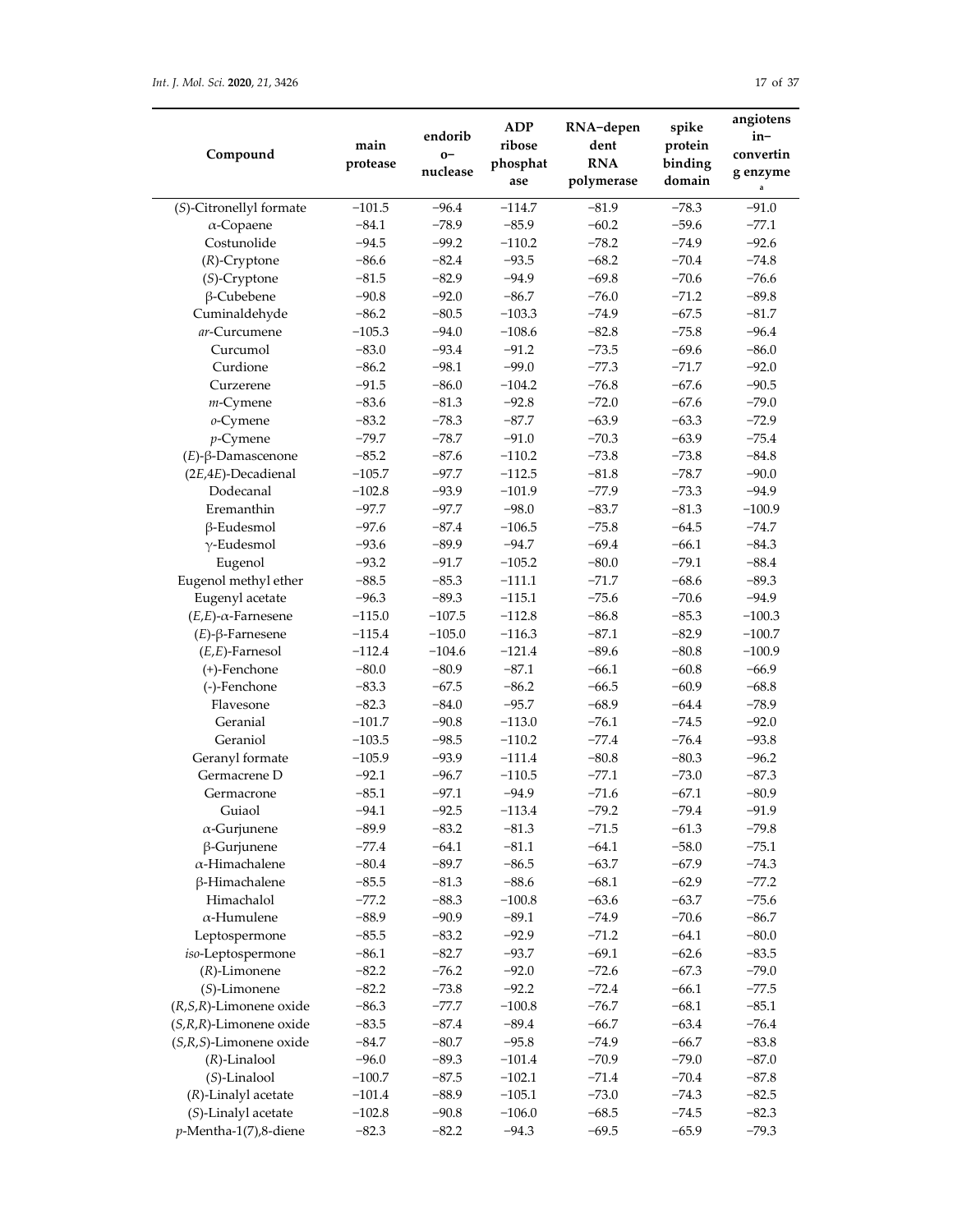| Compound | main protease | endoribo-nuclease | ADP ribose phosphatase | RNA-dependent RNA polymerase | spike protein binding domain | angiotensin-converting enzyme [a] |
|---|---|---|---|---|---|---|
| (*S*)-Citronellyl formate | −101.5 | −96.4 | −114.7 | −81.9 | −78.3 | −91.0 |
| α-Copaene | −84.1 | −78.9 | −85.9 | −60.2 | −59.6 | −77.1 |
| Costunolide | −94.5 | −99.2 | −110.2 | −78.2 | −74.9 | −92.6 |
| (*R*)-Cryptone | −86.6 | −82.4 | −93.5 | −68.2 | −70.4 | −74.8 |
| (*S*)-Cryptone | −81.5 | −82.9 | −94.9 | −69.8 | −70.6 | −76.6 |
| β-Cubebene | −90.8 | −92.0 | −86.7 | −76.0 | −71.2 | −89.8 |
| Cuminaldehyde | −86.2 | −80.5 | −103.3 | −74.9 | −67.5 | −81.7 |
| *ar*-Curcumene | −105.3 | −94.0 | −108.6 | −82.8 | −75.8 | −96.4 |
| Curcumol | −83.0 | −93.4 | −91.2 | −73.5 | −69.6 | −86.0 |
| Curdione | −86.2 | −98.1 | −99.0 | −77.3 | −71.7 | −92.0 |
| Curzerene | −91.5 | −86.0 | −104.2 | −76.8 | −67.6 | −90.5 |
| *m*-Cymene | −83.6 | −81.3 | −92.8 | −72.0 | −67.6 | −79.0 |
| *o*-Cymene | −83.2 | −78.3 | −87.7 | −63.9 | −63.3 | −72.9 |
| *p*-Cymene | −79.7 | −78.7 | −91.0 | −70.3 | −63.9 | −75.4 |
| (*E*)-β-Damascenone | −85.2 | −87.6 | −110.2 | −73.8 | −73.8 | −84.8 |
| (2*E*,4*E*)-Decadienal | −105.7 | −97.7 | −112.5 | −81.8 | −78.7 | −90.0 |
| Dodecanal | −102.8 | −93.9 | −101.9 | −77.9 | −73.3 | −94.9 |
| Eremanthin | −97.7 | −97.7 | −98.0 | −83.7 | −81.3 | −100.9 |
| β-Eudesmol | −97.6 | −87.4 | −106.5 | −75.8 | −64.5 | −74.7 |
| γ-Eudesmol | −93.6 | −89.9 | −94.7 | −69.4 | −66.1 | −84.3 |
| Eugenol | −93.2 | −91.7 | −105.2 | −80.0 | −79.1 | −88.4 |
| Eugenol methyl ether | −88.5 | −85.3 | −111.1 | −71.7 | −68.6 | −89.3 |
| Eugenyl acetate | −96.3 | −89.3 | −115.1 | −75.6 | −70.6 | −94.9 |
| (*E*,*E*)-α-Farnesene | −115.0 | −107.5 | −112.8 | −86.8 | −85.3 | −100.3 |
| (*E*)-β-Farnesene | −115.4 | −105.0 | −116.3 | −87.1 | −82.9 | −100.7 |
| (*E*,*E*)-Farnesol | −112.4 | −104.6 | −121.4 | −89.6 | −80.8 | −100.9 |
| (+)-Fenchone | −80.0 | −80.9 | −87.1 | −66.1 | −60.8 | −66.9 |
| (-)-Fenchone | −83.3 | −67.5 | −86.2 | −66.5 | −60.9 | −68.8 |
| Flavesone | −82.3 | −84.0 | −95.7 | −68.9 | −64.4 | −78.9 |
| Geranial | −101.7 | −90.8 | −113.0 | −76.1 | −74.5 | −92.0 |
| Geraniol | −103.5 | −98.5 | −110.2 | −77.4 | −76.4 | −93.8 |
| Geranyl formate | −105.9 | −93.9 | −111.4 | −80.8 | −80.3 | −96.2 |
| Germacrene D | −92.1 | −96.7 | −110.5 | −77.1 | −73.0 | −87.3 |
| Germacrone | −85.1 | −97.1 | −94.9 | −71.6 | −67.1 | −80.9 |
| Guiaol | −94.1 | −92.5 | −113.4 | −79.2 | −79.4 | −91.9 |
| α-Gurjunene | −89.9 | −83.2 | −81.3 | −71.5 | −61.3 | −79.8 |
| β-Gurjunene | −77.4 | −64.1 | −81.1 | −64.1 | −58.0 | −75.1 |
| α-Himachalene | −80.4 | −89.7 | −86.5 | −63.7 | −67.9 | −74.3 |
| β-Himachalene | −85.5 | −81.3 | −88.6 | −68.1 | −62.9 | −77.2 |
| Himachalol | −77.2 | −88.3 | −100.8 | −63.6 | −63.7 | −75.6 |
| α-Humulene | −88.9 | −90.9 | −89.1 | −74.9 | −70.6 | −86.7 |
| Leptospermone | −85.5 | −83.2 | −92.9 | −71.2 | −64.1 | −80.0 |
| *iso*-Leptospermone | −86.1 | −82.7 | −93.7 | −69.1 | −62.6 | −83.5 |
| (*R*)-Limonene | −82.2 | −76.2 | −92.0 | −72.6 | −67.3 | −79.0 |
| (*S*)-Limonene | −82.2 | −73.8 | −92.2 | −72.4 | −66.1 | −77.5 |
| (*R*,*S*,*R*)-Limonene oxide | −86.3 | −77.7 | −100.8 | −76.7 | −68.1 | −85.1 |
| (*S*,*R*,*R*)-Limonene oxide | −83.5 | −87.4 | −89.4 | −66.7 | −63.4 | −76.4 |
| (*S*,*R*,*S*)-Limonene oxide | −84.7 | −80.7 | −95.8 | −74.9 | −66.7 | −83.8 |
| (*R*)-Linalool | −96.0 | −89.3 | −101.4 | −70.9 | −79.0 | −87.0 |
| (*S*)-Linalool | −100.7 | −87.5 | −102.1 | −71.4 | −70.4 | −87.8 |
| (*R*)-Linalyl acetate | −101.4 | −88.9 | −105.1 | −73.0 | −74.3 | −82.5 |
| (*S*)-Linalyl acetate | −102.8 | −90.8 | −106.0 | −68.5 | −74.5 | −82.3 |
| *p*-Mentha-1(7),8-diene | −82.3 | −82.2 | −94.3 | −69.5 | −65.9 | −79.3 |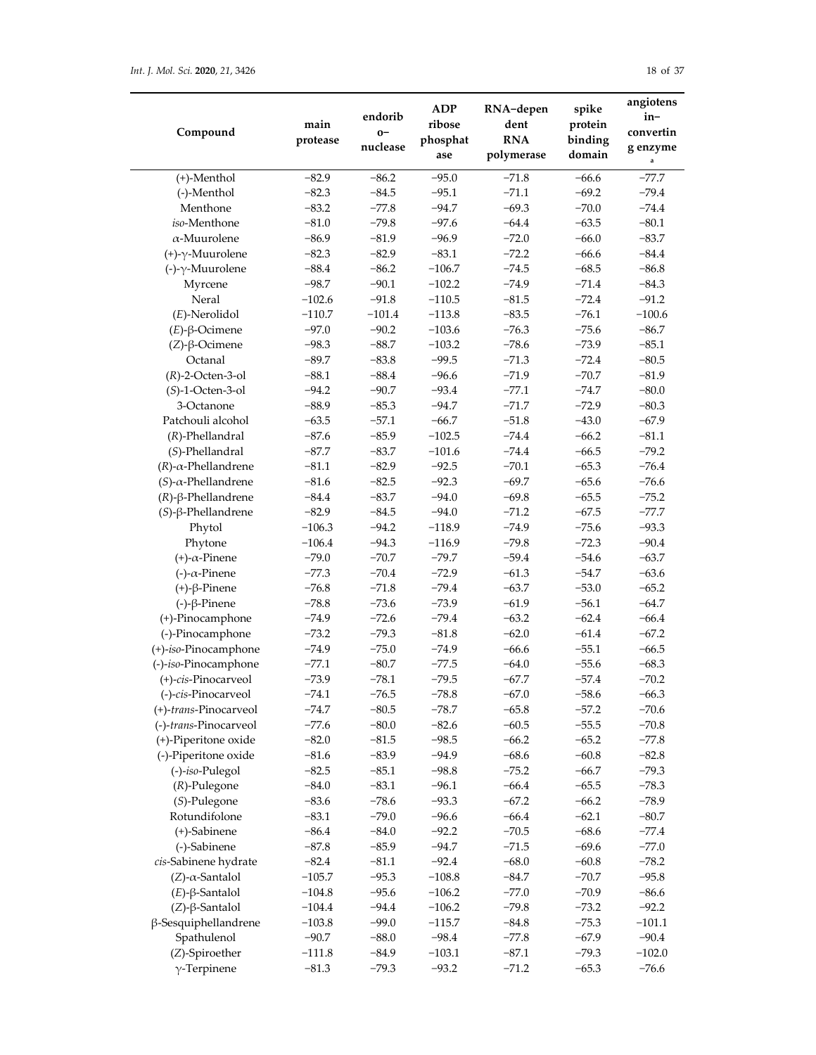| Compound | main protease | endoribo–nuclease | ADP ribose phosphatase | RNA–dependent RNA polymerase | spike protein binding domain | angiotensin–converting enzyme [a] |
|---|---|---|---|---|---|---|
| (+)-Menthol | −82.9 | −86.2 | −95.0 | −71.8 | −66.6 | −77.7 |
| (-)-Menthol | −82.3 | −84.5 | −95.1 | −71.1 | −69.2 | −79.4 |
| Menthone | −83.2 | −77.8 | −94.7 | −69.3 | −70.0 | −74.4 |
| *iso*-Menthone | −81.0 | −79.8 | −97.6 | −64.4 | −63.5 | −80.1 |
| α-Muurolene | −86.9 | −81.9 | −96.9 | −72.0 | −66.0 | −83.7 |
| (+)-γ-Muurolene | −82.3 | −82.9 | −83.1 | −72.2 | −66.6 | −84.4 |
| (-)-γ-Muurolene | −88.4 | −86.2 | −106.7 | −74.5 | −68.5 | −86.8 |
| Myrcene | −98.7 | −90.1 | −102.2 | −74.9 | −71.4 | −84.3 |
| Neral | −102.6 | −91.8 | −110.5 | −81.5 | −72.4 | −91.2 |
| (*E*)-Nerolidol | −110.7 | −101.4 | −113.8 | −83.5 | −76.1 | −100.6 |
| (*E*)-β-Ocimene | −97.0 | −90.2 | −103.6 | −76.3 | −75.6 | −86.7 |
| (*Z*)-β-Ocimene | −98.3 | −88.7 | −103.2 | −78.6 | −73.9 | −85.1 |
| Octanal | −89.7 | −83.8 | −99.5 | −71.3 | −72.4 | −80.5 |
| (*R*)-2-Octen-3-ol | −88.1 | −88.4 | −96.6 | −71.9 | −70.7 | −81.9 |
| (*S*)-1-Octen-3-ol | −94.2 | −90.7 | −93.4 | −77.1 | −74.7 | −80.0 |
| 3-Octanone | −88.9 | −85.3 | −94.7 | −71.7 | −72.9 | −80.3 |
| Patchouli alcohol | −63.5 | −57.1 | −66.7 | −51.8 | −43.0 | −67.9 |
| (*R*)-Phellandral | −87.6 | −85.9 | −102.5 | −74.4 | −66.2 | −81.1 |
| (*S*)-Phellandral | −87.7 | −83.7 | −101.6 | −74.4 | −66.5 | −79.2 |
| (*R*)-α-Phellandrene | −81.1 | −82.9 | −92.5 | −70.1 | −65.3 | −76.4 |
| (*S*)-α-Phellandrene | −81.6 | −82.5 | −92.3 | −69.7 | −65.6 | −76.6 |
| (*R*)-β-Phellandrene | −84.4 | −83.7 | −94.0 | −69.8 | −65.5 | −75.2 |
| (*S*)-β-Phellandrene | −82.9 | −84.5 | −94.0 | −71.2 | −67.5 | −77.7 |
| Phytol | −106.3 | −94.2 | −118.9 | −74.9 | −75.6 | −93.3 |
| Phytone | −106.4 | −94.3 | −116.9 | −79.8 | −72.3 | −90.4 |
| (+)-α-Pinene | −79.0 | −70.7 | −79.7 | −59.4 | −54.6 | −63.7 |
| (-)-α-Pinene | −77.3 | −70.4 | −72.9 | −61.3 | −54.7 | −63.6 |
| (+)-β-Pinene | −76.8 | −71.8 | −79.4 | −63.7 | −53.0 | −65.2 |
| (-)-β-Pinene | −78.8 | −73.6 | −73.9 | −61.9 | −56.1 | −64.7 |
| (+)-Pinocamphone | −74.9 | −72.6 | −79.4 | −63.2 | −62.4 | −66.4 |
| (-)-Pinocamphone | −73.2 | −79.3 | −81.8 | −62.0 | −61.4 | −67.2 |
| (+)-*iso*-Pinocamphone | −74.9 | −75.0 | −74.9 | −66.6 | −55.1 | −66.5 |
| (-)-*iso*-Pinocamphone | −77.1 | −80.7 | −77.5 | −64.0 | −55.6 | −68.3 |
| (+)-*cis*-Pinocarveol | −73.9 | −78.1 | −79.5 | −67.7 | −57.4 | −70.2 |
| (-)-*cis*-Pinocarveol | −74.1 | −76.5 | −78.8 | −67.0 | −58.6 | −66.3 |
| (+)-*trans*-Pinocarveol | −74.7 | −80.5 | −78.7 | −65.8 | −57.2 | −70.6 |
| (-)-*trans*-Pinocarveol | −77.6 | −80.0 | −82.6 | −60.5 | −55.5 | −70.8 |
| (+)-Piperitone oxide | −82.0 | −81.5 | −98.5 | −66.2 | −65.2 | −77.8 |
| (-)-Piperitone oxide | −81.6 | −83.9 | −94.9 | −68.6 | −60.8 | −82.8 |
| (-)-*iso*-Pulegol | −82.5 | −85.1 | −98.8 | −75.2 | −66.7 | −79.3 |
| (*R*)-Pulegone | −84.0 | −83.1 | −96.1 | −66.4 | −65.5 | −78.3 |
| (*S*)-Pulegone | −83.6 | −78.6 | −93.3 | −67.2 | −66.2 | −78.9 |
| Rotundifolone | −83.1 | −79.0 | −96.6 | −66.4 | −62.1 | −80.7 |
| (+)-Sabinene | −86.4 | −84.0 | −92.2 | −70.5 | −68.6 | −77.4 |
| (-)-Sabinene | −87.8 | −85.9 | −94.7 | −71.5 | −69.6 | −77.0 |
| *cis*-Sabinene hydrate | −82.4 | −81.1 | −92.4 | −68.0 | −60.8 | −78.2 |
| (*Z*)-α-Santalol | −105.7 | −95.3 | −108.8 | −84.7 | −70.7 | −95.8 |
| (*E*)-β-Santalol | −104.8 | −95.6 | −106.2 | −77.0 | −70.9 | −86.6 |
| (*Z*)-β-Santalol | −104.4 | −94.4 | −106.2 | −79.8 | −73.2 | −92.2 |
| β-Sesquiphellandrene | −103.8 | −99.0 | −115.7 | −84.8 | −75.3 | −101.1 |
| Spathulenol | −90.7 | −88.0 | −98.4 | −77.8 | −67.9 | −90.4 |
| (*Z*)-Spiroether | −111.8 | −84.9 | −103.1 | −87.1 | −79.3 | −102.0 |
| γ-Terpinene | −81.3 | −79.3 | −93.2 | −71.2 | −65.3 | −76.6 |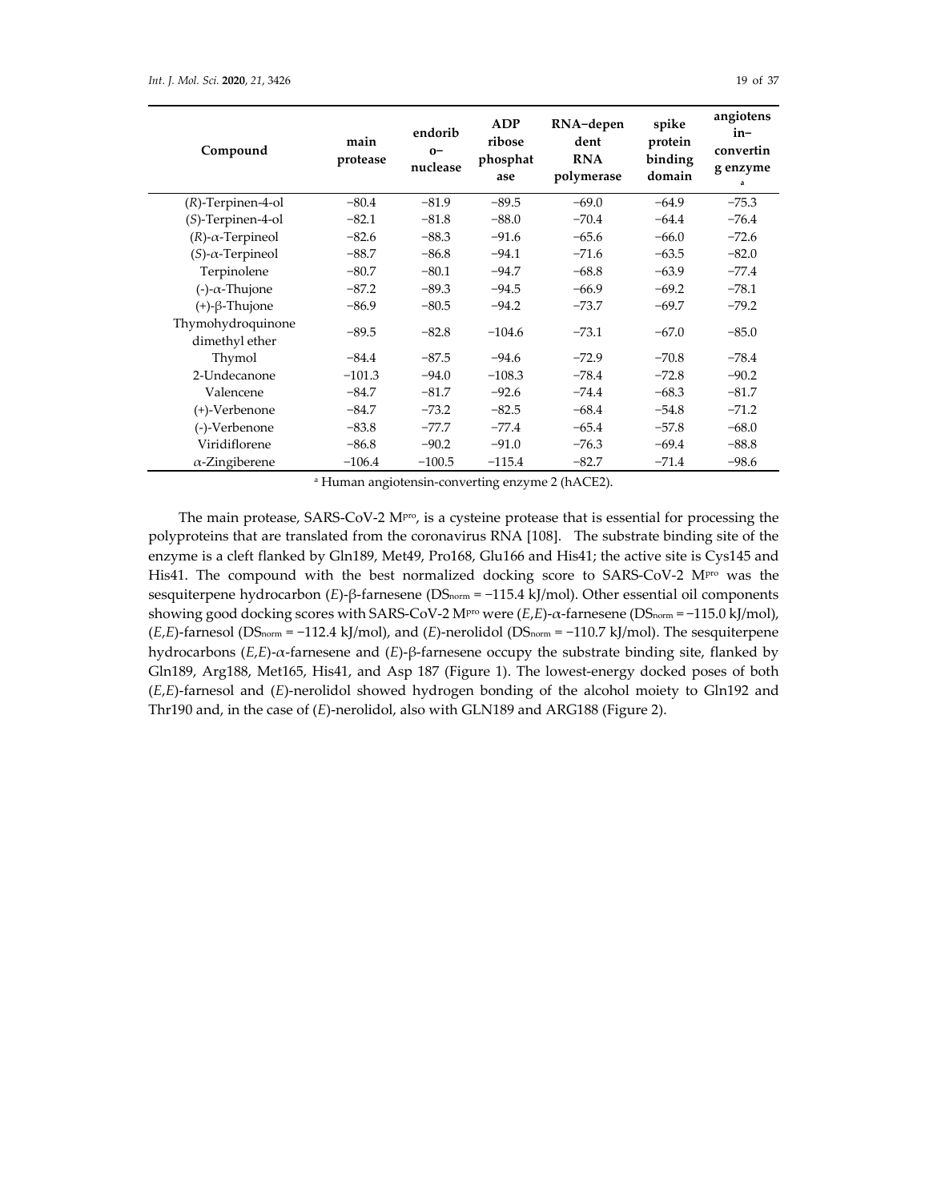| Compound | main protease | endoribo-nuclease | ADP ribose phosphatase | RNA-dependent RNA polymerase | spike protein binding domain | angiotensin-converting enzyme [a] |
|---|---|---|---|---|---|---|
| (*R*)-Terpinen-4-ol | −80.4 | −81.9 | −89.5 | −69.0 | −64.9 | −75.3 |
| (*S*)-Terpinen-4-ol | −82.1 | −81.8 | −88.0 | −70.4 | −64.4 | −76.4 |
| (*R*)-α-Terpineol | −82.6 | −88.3 | −91.6 | −65.6 | −66.0 | −72.6 |
| (*S*)-α-Terpineol | −88.7 | −86.8 | −94.1 | −71.6 | −63.5 | −82.0 |
| Terpinolene | −80.7 | −80.1 | −94.7 | −68.8 | −63.9 | −77.4 |
| (-)-α-Thujone | −87.2 | −89.3 | −94.5 | −66.9 | −69.2 | −78.1 |
| (+)-β-Thujone | −86.9 | −80.5 | −94.2 | −73.7 | −69.7 | −79.2 |
| Thymohydroquinone dimethyl ether | −89.5 | −82.8 | −104.6 | −73.1 | −67.0 | −85.0 |
| Thymol | −84.4 | −87.5 | −94.6 | −72.9 | −70.8 | −78.4 |
| 2-Undecanone | −101.3 | −94.0 | −108.3 | −78.4 | −72.8 | −90.2 |
| Valencene | −84.7 | −81.7 | −92.6 | −74.4 | −68.3 | −81.7 |
| (+)-Verbenone | −84.7 | −73.2 | −82.5 | −68.4 | −54.8 | −71.2 |
| (-)-Verbenone | −83.8 | −77.7 | −77.4 | −65.4 | −57.8 | −68.0 |
| Viridiflorene | −86.8 | −90.2 | −91.0 | −76.3 | −69.4 | −88.8 |
| α-Zingiberene | −106.4 | −100.5 | −115.4 | −82.7 | −71.4 | −98.6 |

[a] Human angiotensin-converting enzyme 2 (hACE2).

The main protease, SARS-CoV-2 M[pro], is a cysteine protease that is essential for processing the polyproteins that are translated from the coronavirus RNA [108]. The substrate binding site of the enzyme is a cleft flanked by Gln189, Met49, Pro168, Glu166 and His41; the active site is Cys145 and His41. The compound with the best normalized docking score to SARS-CoV-2 M[pro] was the sesquiterpene hydrocarbon (*E*)-β-farnesene ($DS_{norm}$ = −115.4 kJ/mol). Other essential oil components showing good docking scores with SARS-CoV-2 M[pro] were (*E*,*E*)-α-farnesene ($DS_{norm}$ = −115.0 kJ/mol), (*E*,*E*)-farnesol ($DS_{norm}$ = −112.4 kJ/mol), and (*E*)-nerolidol ($DS_{norm}$ = −110.7 kJ/mol). The sesquiterpene hydrocarbons (*E*,*E*)-α-farnesene and (*E*)-β-farnesene occupy the substrate binding site, flanked by Gln189, Arg188, Met165, His41, and Asp 187 (Figure 1). The lowest-energy docked poses of both (*E*,*E*)-farnesol and (*E*)-nerolidol showed hydrogen bonding of the alcohol moiety to Gln192 and Thr190 and, in the case of (*E*)-nerolidol, also with GLN189 and ARG188 (Figure 2).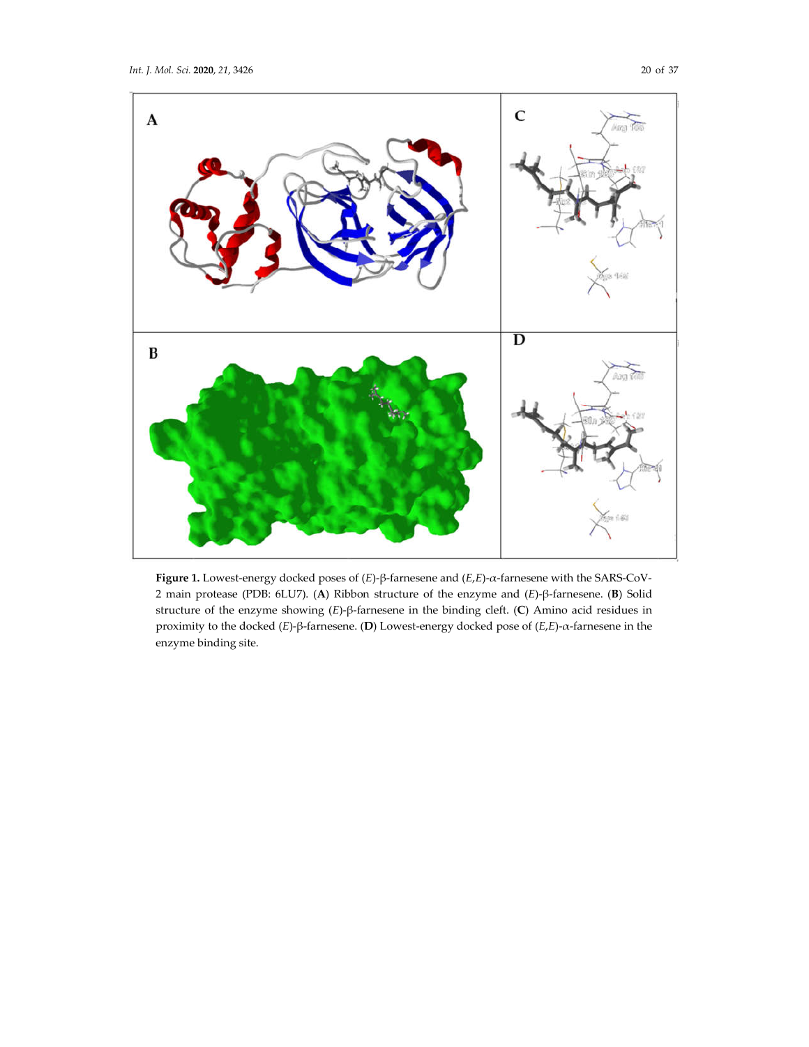**Figure 1.** Lowest-energy docked poses of (*E*)-β-farnesene and (*E*,*E*)-α-farnesene with the SARS-CoV-2 main protease (PDB: 6LU7). (**A**) Ribbon structure of the enzyme and (*E*)-β-farnesene. (**B**) Solid structure of the enzyme showing (*E*)-β-farnesene in the binding cleft. (**C**) Amino acid residues in proximity to the docked (*E*)-β-farnesene. (**D**) Lowest-energy docked pose of (*E*,*E*)-α-farnesene in the enzyme binding site.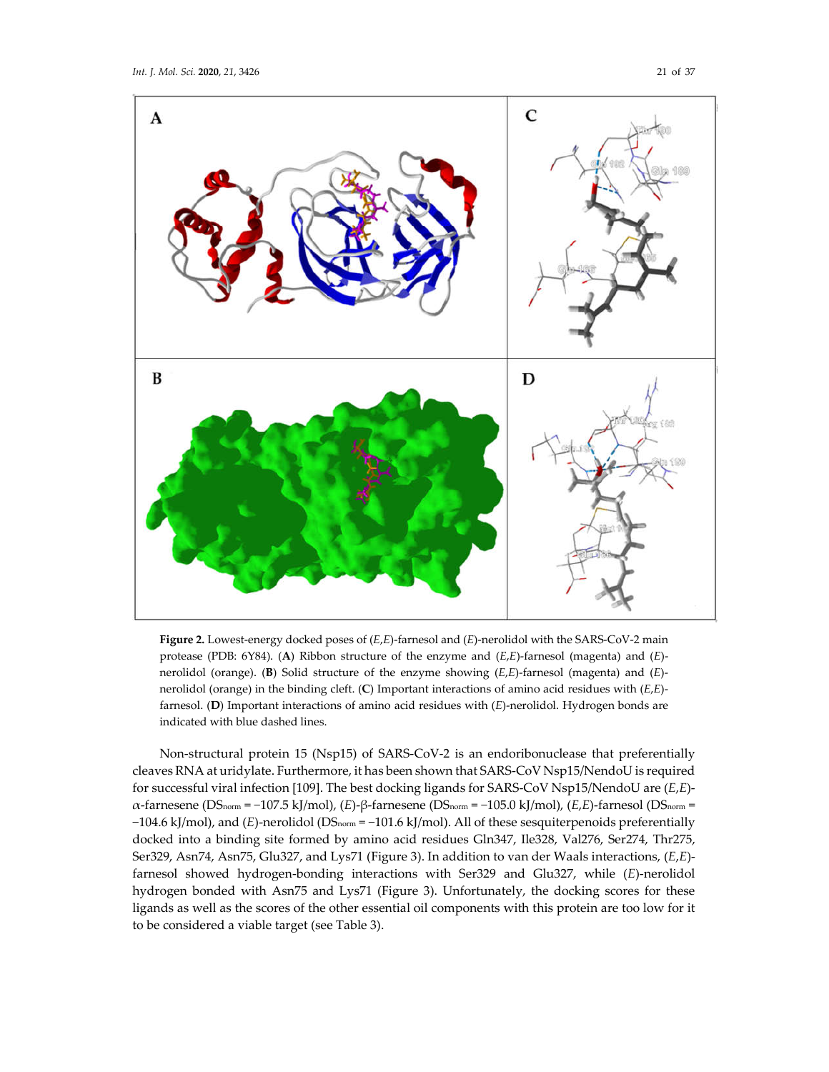**Figure 2.** Lowest-energy docked poses of (*E*,*E*)-farnesol and (*E*)-nerolidol with the SARS-CoV-2 main protease (PDB: 6Y84). (**A**) Ribbon structure of the enzyme and (*E*,*E*)-farnesol (magenta) and (*E*)-nerolidol (orange). (**B**) Solid structure of the enzyme showing (*E*,*E*)-farnesol (magenta) and (*E*)-nerolidol (orange) in the binding cleft. (**C**) Important interactions of amino acid residues with (*E*,*E*)-farnesol. (**D**) Important interactions of amino acid residues with (*E*)-nerolidol. Hydrogen bonds are indicated with blue dashed lines.

Non-structural protein 15 (Nsp15) of SARS-CoV-2 is an endoribonuclease that preferentially cleaves RNA at uridylate. Furthermore, it has been shown that SARS-CoV Nsp15/NendoU is required for successful viral infection [109]. The best docking ligands for SARS-CoV Nsp15/NendoU are (*E*,*E*)-$\alpha$-farnesene ($DS_{norm}$ = −107.5 kJ/mol), (*E*)-$\beta$-farnesene ($DS_{norm}$ = −105.0 kJ/mol), (*E*,*E*)-farnesol ($DS_{norm}$ = −104.6 kJ/mol), and (*E*)-nerolidol ($DS_{norm}$ = −101.6 kJ/mol). All of these sesquiterpenoids preferentially docked into a binding site formed by amino acid residues Gln347, Ile328, Val276, Ser274, Thr275, Ser329, Asn74, Asn75, Glu327, and Lys71 (Figure 3). In addition to van der Waals interactions, (*E*,*E*)-farnesol showed hydrogen-bonding interactions with Ser329 and Glu327, while (*E*)-nerolidol hydrogen bonded with Asn75 and Lys71 (Figure 3). Unfortunately, the docking scores for these ligands as well as the scores of the other essential oil components with this protein are too low for it to be considered a viable target (see Table 3).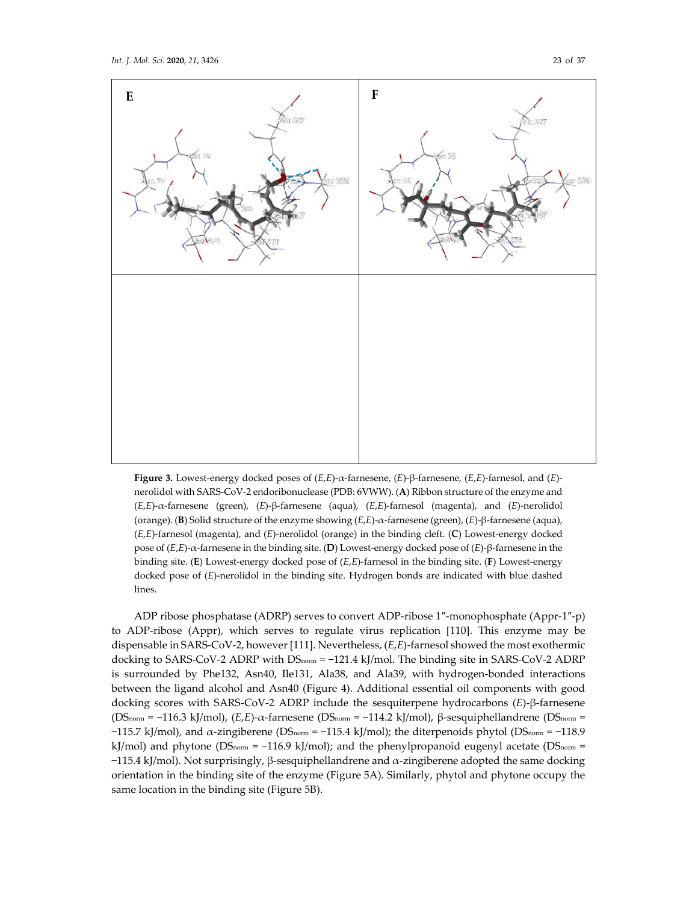**Figure 3.** Lowest-energy docked poses of (*E*,*E*)-α-farnesene, (*E*)-β-farnesene, (*E*,*E*)-farnesol, and (*E*)-nerolidol with SARS-CoV-2 endoribonuclease (PDB: 6VWW). (**A**) Ribbon structure of the enzyme and (*E*,*E*)-α-farnesene (green), (*E*)-β-farnesene (aqua), (*E*,*E*)-farnesol (magenta), and (*E*)-nerolidol (orange). (**B**) Solid structure of the enzyme showing (*E*,*E*)-α-farnesene (green), (*E*)-β-farnesene (aqua), (*E*,*E*)-farnesol (magenta), and (*E*)-nerolidol (orange) in the binding cleft. (**C**) Lowest-energy docked pose of (*E*,*E*)-α-farnesene in the binding site. (**D**) Lowest-energy docked pose of (*E*)-β-farnesene in the binding site. (**E**) Lowest-energy docked pose of (*E*,*E*)-farnesol in the binding site. (**F**) Lowest-energy docked pose of (*E*)-nerolidol in the binding site. Hydrogen bonds are indicated with blue dashed lines.

ADP ribose phosphatase (ADRP) serves to convert ADP-ribose 1″-monophosphate (Appr-1″-p) to ADP-ribose (Appr), which serves to regulate virus replication [110]. This enzyme may be dispensable in SARS-CoV-2, however [111]. Nevertheless, (*E*,*E*)-farnesol showed the most exothermic docking to SARS-CoV-2 ADRP with $DS_{norm}$ = −121.4 kJ/mol. The binding site in SARS-CoV-2 ADRP is surrounded by Phe132, Asn40, Ile131, Ala38, and Ala39, with hydrogen-bonded interactions between the ligand alcohol and Asn40 (Figure 4). Additional essential oil components with good docking scores with SARS-CoV-2 ADRP include the sesquiterpene hydrocarbons (*E*)-β-farnesene ($DS_{norm}$ = −116.3 kJ/mol), (*E*,*E*)-α-farnesene ($DS_{norm}$ = −114.2 kJ/mol), β-sesquiphellandrene ($DS_{norm}$ = −115.7 kJ/mol), and α-zingiberene ($DS_{norm}$ = −115.4 kJ/mol); the diterpenoids phytol ($DS_{norm}$ = −118.9 kJ/mol) and phytone ($DS_{norm}$ = −116.9 kJ/mol); and the phenylpropanoid eugenyl acetate ($DS_{norm}$ = −115.4 kJ/mol). Not surprisingly, β-sesquiphellandrene and α-zingiberene adopted the same docking orientation in the binding site of the enzyme (Figure 5A). Similarly, phytol and phytone occupy the same location in the binding site (Figure 5B).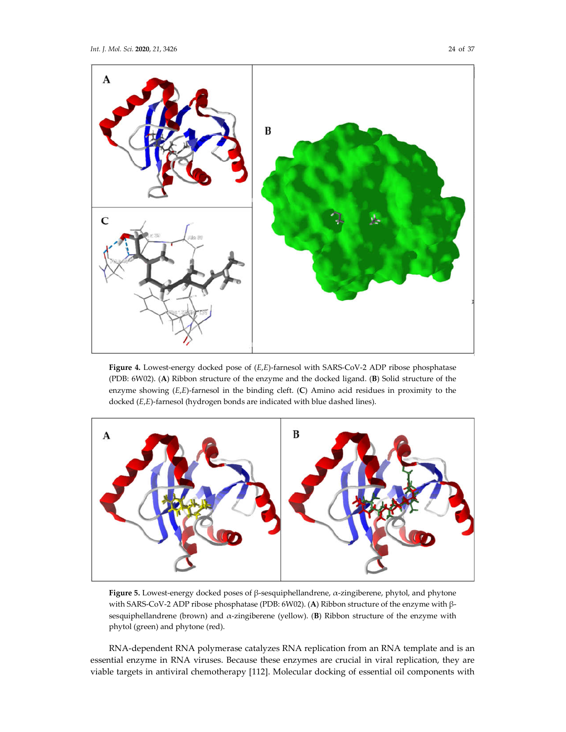**Figure 4.** Lowest-energy docked pose of (*E*,*E*)-farnesol with SARS-CoV-2 ADP ribose phosphatase (PDB: 6W02). (**A**) Ribbon structure of the enzyme and the docked ligand. (**B**) Solid structure of the enzyme showing (*E*,*E*)-farnesol in the binding cleft. (**C**) Amino acid residues in proximity to the docked (*E*,*E*)-farnesol (hydrogen bonds are indicated with blue dashed lines).

**Figure 5.** Lowest-energy docked poses of β-sesquiphellandrene, α-zingiberene, phytol, and phytone with SARS-CoV-2 ADP ribose phosphatase (PDB: 6W02). (**A**) Ribbon structure of the enzyme with β-sesquiphellandrene (brown) and α-zingiberene (yellow). (**B**) Ribbon structure of the enzyme with phytol (green) and phytone (red).

RNA-dependent RNA polymerase catalyzes RNA replication from an RNA template and is an essential enzyme in RNA viruses. Because these enzymes are crucial in viral replication, they are viable targets in antiviral chemotherapy [112]. Molecular docking of essential oil components with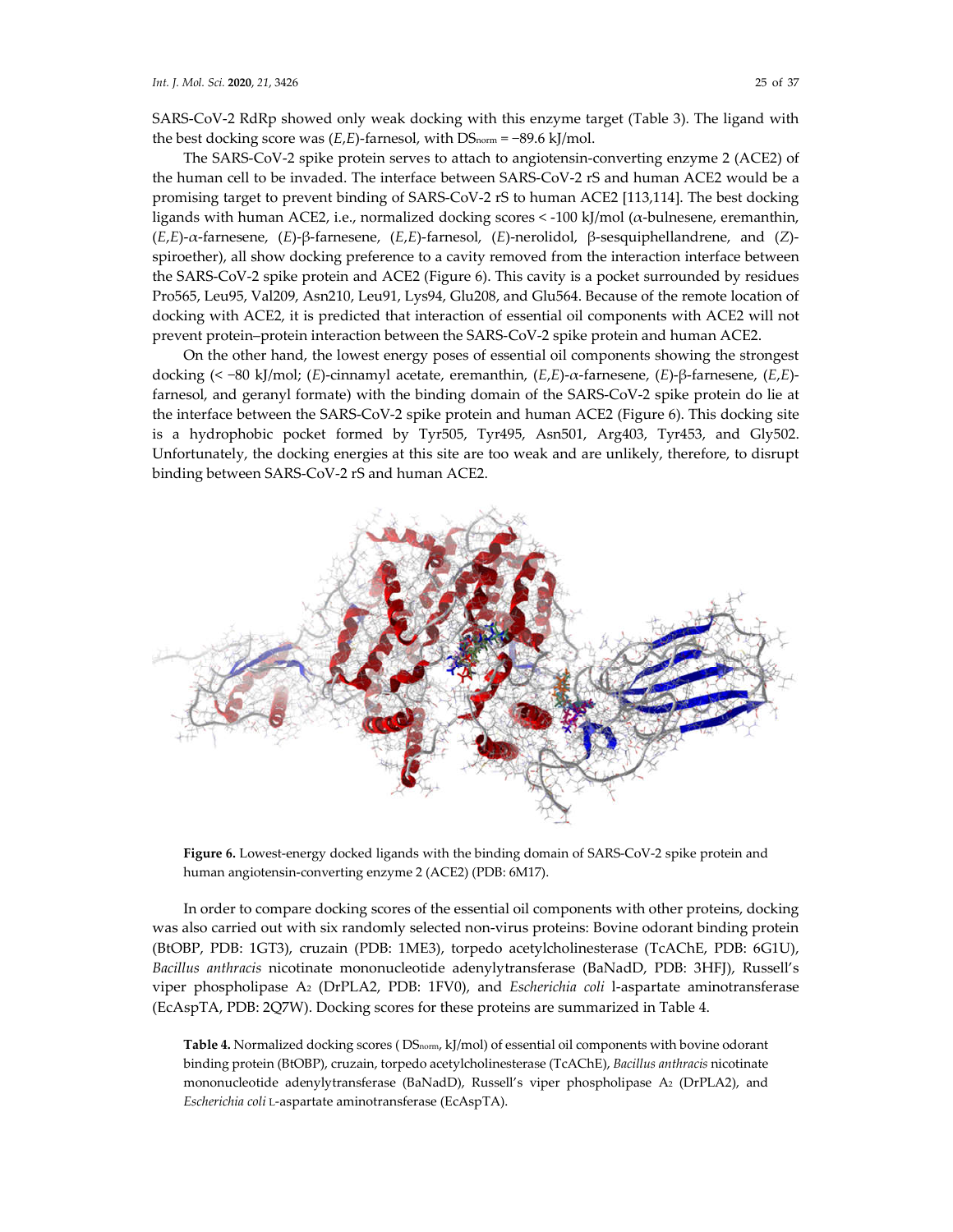SARS-CoV-2 RdRp showed only weak docking with this enzyme target (Table 3). The ligand with the best docking score was (*E*,*E*)-farnesol, with $DS_{norm}$ = −89.6 kJ/mol.

The SARS-CoV-2 spike protein serves to attach to angiotensin-converting enzyme 2 (ACE2) of the human cell to be invaded. The interface between SARS-CoV-2 rS and human ACE2 would be a promising target to prevent binding of SARS-CoV-2 rS to human ACE2 [113,114]. The best docking ligands with human ACE2, i.e., normalized docking scores < -100 kJ/mol (α-bulnesene, eremanthin, (*E*,*E*)-α-farnesene, (*E*)-β-farnesene, (*E*,*E*)-farnesol, (*E*)-nerolidol, β-sesquiphellandrene, and (*Z*)-spiroether), all show docking preference to a cavity removed from the interaction interface between the SARS-CoV-2 spike protein and ACE2 (Figure 6). This cavity is a pocket surrounded by residues Pro565, Leu95, Val209, Asn210, Leu91, Lys94, Glu208, and Glu564. Because of the remote location of docking with ACE2, it is predicted that interaction of essential oil components with ACE2 will not prevent protein–protein interaction between the SARS-CoV-2 spike protein and human ACE2.

On the other hand, the lowest energy poses of essential oil components showing the strongest docking (< −80 kJ/mol; (*E*)-cinnamyl acetate, eremanthin, (*E*,*E*)-α-farnesene, (*E*)-β-farnesene, (*E*,*E*)-farnesol, and geranyl formate) with the binding domain of the SARS-CoV-2 spike protein do lie at the interface between the SARS-CoV-2 spike protein and human ACE2 (Figure 6). This docking site is a hydrophobic pocket formed by Tyr505, Tyr495, Asn501, Arg403, Tyr453, and Gly502. Unfortunately, the docking energies at this site are too weak and are unlikely, therefore, to disrupt binding between SARS-CoV-2 rS and human ACE2.

**Figure 6.** Lowest-energy docked ligands with the binding domain of SARS-CoV-2 spike protein and human angiotensin-converting enzyme 2 (ACE2) (PDB: 6M17).

In order to compare docking scores of the essential oil components with other proteins, docking was also carried out with six randomly selected non-virus proteins: Bovine odorant binding protein (BtOBP, PDB: 1GT3), cruzain (PDB: 1ME3), torpedo acetylcholinesterase (TcAChE, PDB: 6G1U), *Bacillus anthracis* nicotinate mononucleotide adenylyltransferase (BaNadD, PDB: 3HFJ), Russell's viper phospholipase $A_2$ (DrPLA2, PDB: 1FV0), and *Escherichia coli* l-aspartate aminotransferase (EcAspTA, PDB: 2Q7W). Docking scores for these proteins are summarized in Table 4.

**Table 4.** Normalized docking scores ( $DS_{norm}$, kJ/mol) of essential oil components with bovine odorant binding protein (BtOBP), cruzain, torpedo acetylcholinesterase (TcAChE), *Bacillus anthracis* nicotinate mononucleotide adenylyltransferase (BaNadD), Russell's viper phospholipase $A_2$ (DrPLA2), and *Escherichia coli* L-aspartate aminotransferase (EcAspTA).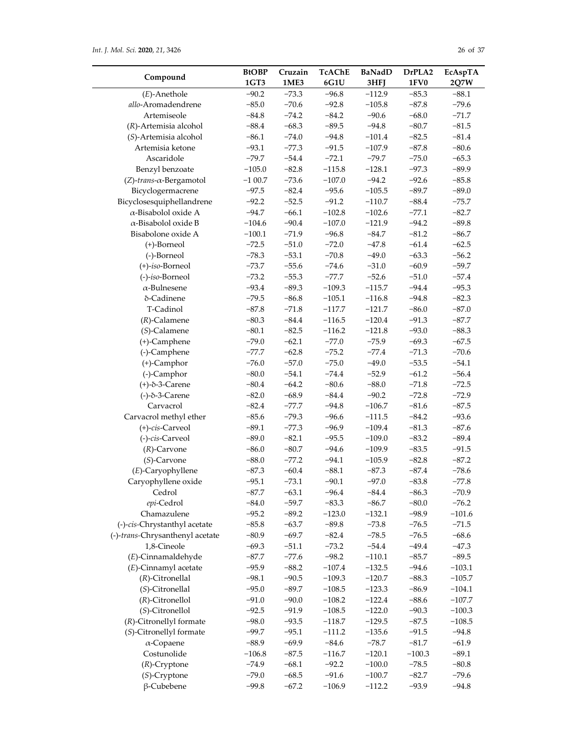| Compound | BtOBP 1GT3 | Cruzain 1ME3 | TcAChE 6G1U | BaNadD 3HFJ | DrPLA2 1FV0 | EcAspTA 2Q7W |
|---|---|---|---|---|---|---|
| (*E*)-Anethole | −90.2 | −73.3 | −96.8 | −112.9 | −85.3 | −88.1 |
| *allo*-Aromadendrene | −85.0 | −70.6 | −92.8 | −105.8 | −87.8 | −79.6 |
| Artemiseole | −84.8 | −74.2 | −84.2 | −90.6 | −68.0 | −71.7 |
| (*R*)-Artemisia alcohol | −88.4 | −68.3 | −89.5 | −94.8 | −80.7 | −81.5 |
| (*S*)-Artemisia alcohol | −86.1 | −74.0 | −94.8 | −101.4 | −82.5 | −81.4 |
| Artemisia ketone | −93.1 | −77.3 | −91.5 | −107.9 | −87.8 | −80.6 |
| Ascaridole | −79.7 | −54.4 | −72.1 | −79.7 | −75.0 | −65.3 |
| Benzyl benzoate | −105.0 | −82.8 | −115.8 | −128.1 | −97.3 | −89.9 |
| (*Z*)-*trans*-α-Bergamotol | −1 00.7 | −73.6 | −107.0 | −94.2 | −92.6 | −85.8 |
| Bicyclogermacrene | −97.5 | −82.4 | −95.6 | −105.5 | −89.7 | −89.0 |
| Bicyclosesquiphellandrene | −92.2 | −52.5 | −91.2 | −110.7 | −88.4 | −75.7 |
| α-Bisabolol oxide A | −94.7 | −66.1 | −102.8 | −102.6 | −77.1 | −82.7 |
| α-Bisabolol oxide B | −104.6 | −90.4 | −107.0 | −121.9 | −94.2 | −89.8 |
| Bisabolone oxide A | −100.1 | −71.9 | −96.8 | −84.7 | −81.2 | −86.7 |
| (+)-Borneol | −72.5 | −51.0 | −72.0 | −47.8 | −61.4 | −62.5 |
| (-)-Borneol | −78.3 | −53.1 | −70.8 | −49.0 | −63.3 | −56.2 |
| (+)-*iso*-Borneol | −73.7 | −55.6 | −74.6 | −31.0 | −60.9 | −59.7 |
| (-)-*iso*-Borneol | −73.2 | −55.3 | −77.7 | −52.6 | −51.0 | −57.4 |
| α-Bulnesene | −93.4 | −89.3 | −109.3 | −115.7 | −94.4 | −95.3 |
| δ-Cadinene | −79.5 | −86.8 | −105.1 | −116.8 | −94.8 | −82.3 |
| T-Cadinol | −87.8 | −71.8 | −117.7 | −121.7 | −86.0 | −87.0 |
| (*R*)-Calamene | −80.3 | −84.4 | −116.5 | −120.4 | −91.3 | −87.7 |
| (*S*)-Calamene | −80.1 | −82.5 | −116.2 | −121.8 | −93.0 | −88.3 |
| (+)-Camphene | −79.0 | −62.1 | −77.0 | −75.9 | −69.3 | −67.5 |
| (-)-Camphene | −77.7 | −62.8 | −75.2 | −77.4 | −71.3 | −70.6 |
| (+)-Camphor | −76.0 | −57.0 | −75.0 | −49.0 | −53.5 | −54.1 |
| (-)-Camphor | −80.0 | −54.1 | −74.4 | −52.9 | −61.2 | −56.4 |
| (+)-δ-3-Carene | −80.4 | −64.2 | −80.6 | −88.0 | −71.8 | −72.5 |
| (-)-δ-3-Carene | −82.0 | −68.9 | −84.4 | −90.2 | −72.8 | −72.9 |
| Carvacrol | −82.4 | −77.7 | −94.8 | −106.7 | −81.6 | −87.5 |
| Carvacrol methyl ether | −85.6 | −79.3 | −96.6 | −111.5 | −84.2 | −93.6 |
| (+)-*cis*-Carveol | −89.1 | −77.3 | −96.9 | −109.4 | −81.3 | −87.6 |
| (-)-*cis*-Carveol | −89.0 | −82.1 | −95.5 | −109.0 | −83.2 | −89.4 |
| (*R*)-Carvone | −86.0 | −80.7 | −94.6 | −109.9 | −83.5 | −91.5 |
| (*S*)-Carvone | −88.0 | −77.2 | −94.1 | −105.9 | −82.8 | −87.2 |
| (*E*)-Caryophyllene | −87.3 | −60.4 | −88.1 | −87.3 | −87.4 | −78.6 |
| Caryophyllene oxide | −95.1 | −73.1 | −90.1 | −97.0 | −83.8 | −77.8 |
| Cedrol | −87.7 | −63.1 | −96.4 | −84.4 | −86.3 | −70.9 |
| *epi*-Cedrol | −84.0 | −59.7 | −83.3 | −86.7 | −80.0 | −76.2 |
| Chamazulene | −95.2 | −89.2 | −123.0 | −132.1 | −98.9 | −101.6 |
| (-)-*cis*-Chrystanthyl acetate | −85.8 | −63.7 | −89.8 | −73.8 | −76.5 | −71.5 |
| (-)-*trans*-Chrysanthenyl acetate | −80.9 | −69.7 | −82.4 | −78.5 | −76.5 | −68.6 |
| 1,8-Cineole | −69.3 | −51.1 | −73.2 | −54.4 | −49.4 | −47.3 |
| (*E*)-Cinnamaldehyde | −87.7 | −77.6 | −98.2 | −110.1 | −85.7 | −89.5 |
| (*E*)-Cinnamyl acetate | −95.9 | −88.2 | −107.4 | −132.5 | −94.6 | −103.1 |
| (*R*)-Citronellal | −98.1 | −90.5 | −109.3 | −120.7 | −88.3 | −105.7 |
| (*S*)-Citronellal | −95.0 | −89.7 | −108.5 | −123.3 | −86.9 | −104.1 |
| (*R*)-Citronellol | −91.0 | −90.0 | −108.2 | −122.4 | −88.6 | −107.7 |
| (*S*)-Citronellol | −92.5 | −91.9 | −108.5 | −122.0 | −90.3 | −100.3 |
| (*R*)-Citronellyl formate | −98.0 | −93.5 | −118.7 | −129.5 | −87.5 | −108.5 |
| (*S*)-Citronellyl formate | −99.7 | −95.1 | −111.2 | −135.6 | −91.5 | −94.8 |
| α-Copaene | −88.9 | −69.9 | −84.6 | −78.7 | −81.7 | −61.9 |
| Costunolide | −106.8 | −87.5 | −116.7 | −120.1 | −100.3 | −89.1 |
| (*R*)-Cryptone | −74.9 | −68.1 | −92.2 | −100.0 | −78.5 | −80.8 |
| (*S*)-Cryptone | −79.0 | −68.5 | −91.6 | −100.7 | −82.7 | −79.6 |
| β-Cubebene | −99.8 | −67.2 | −106.9 | −112.2 | −93.9 | −94.8 |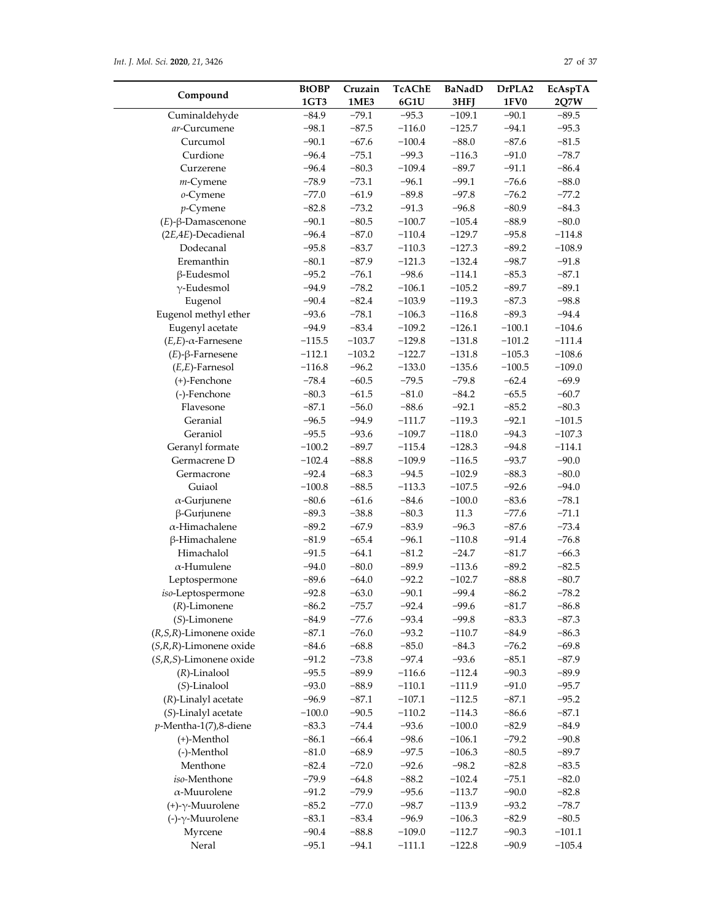| Compound | BtOBP 1GT3 | Cruzain 1ME3 | TcAChE 6G1U | BaNadD 3HFJ | DrPLA2 1FV0 | EcAspTA 2Q7W |
|---|---|---|---|---|---|---|
| Cuminaldehyde | −84.9 | −79.1 | −95.3 | −109.1 | −90.1 | −89.5 |
| *ar*-Curcumene | −98.1 | −87.5 | −116.0 | −125.7 | −94.1 | −95.3 |
| Curcumol | −90.1 | −67.6 | −100.4 | −88.0 | −87.6 | −81.5 |
| Curdione | −96.4 | −75.1 | −99.3 | −116.3 | −91.0 | −78.7 |
| Curzerene | −96.4 | −80.3 | −109.4 | −89.7 | −91.1 | −86.4 |
| *m*-Cymene | −78.9 | −73.1 | −96.1 | −99.1 | −76.6 | −88.0 |
| *o*-Cymene | −77.0 | −61.9 | −89.8 | −97.8 | −76.2 | −77.2 |
| *p*-Cymene | −82.8 | −73.2 | −91.3 | −96.8 | −80.9 | −84.3 |
| (*E*)-β-Damascenone | −90.1 | −80.5 | −100.7 | −105.4 | −88.9 | −80.0 |
| (2*E*,4*E*)-Decadienal | −96.4 | −87.0 | −110.4 | −129.7 | −95.8 | −114.8 |
| Dodecanal | −95.8 | −83.7 | −110.3 | −127.3 | −89.2 | −108.9 |
| Eremanthin | −80.1 | −87.9 | −121.3 | −132.4 | −98.7 | −91.8 |
| β-Eudesmol | −95.2 | −76.1 | −98.6 | −114.1 | −85.3 | −87.1 |
| γ-Eudesmol | −94.9 | −78.2 | −106.1 | −105.2 | −89.7 | −89.1 |
| Eugenol | −90.4 | −82.4 | −103.9 | −119.3 | −87.3 | −98.8 |
| Eugenol methyl ether | −93.6 | −78.1 | −106.3 | −116.8 | −89.3 | −94.4 |
| Eugenyl acetate | −94.9 | −83.4 | −109.2 | −126.1 | −100.1 | −104.6 |
| (*E*,*E*)-α-Farnesene | −115.5 | −103.7 | −129.8 | −131.8 | −101.2 | −111.4 |
| (*E*)-β-Farnesene | −112.1 | −103.2 | −122.7 | −131.8 | −105.3 | −108.6 |
| (*E*,*E*)-Farnesol | −116.8 | −96.2 | −133.0 | −135.6 | −100.5 | −109.0 |
| (+)-Fenchone | −78.4 | −60.5 | −79.5 | −79.8 | −62.4 | −69.9 |
| (-)-Fenchone | −80.3 | −61.5 | −81.0 | −84.2 | −65.5 | −60.7 |
| Flavesone | −87.1 | −56.0 | −88.6 | −92.1 | −85.2 | −80.3 |
| Geranial | −96.5 | −94.9 | −111.7 | −119.3 | −92.1 | −101.5 |
| Geraniol | −95.5 | −93.6 | −109.7 | −118.0 | −94.3 | −107.3 |
| Geranyl formate | −100.2 | −89.7 | −115.4 | −128.3 | −94.8 | −114.1 |
| Germacrene D | −102.4 | −88.8 | −109.9 | −116.5 | −93.7 | −90.0 |
| Germacrone | −92.4 | −68.3 | −94.5 | −102.9 | −88.3 | −80.0 |
| Guiaol | −100.8 | −88.5 | −113.3 | −107.5 | −92.6 | −94.0 |
| α-Gurjunene | −80.6 | −61.6 | −84.6 | −100.0 | −83.6 | −78.1 |
| β-Gurjunene | −89.3 | −38.8 | −80.3 | 11.3 | −77.6 | −71.1 |
| α-Himachalene | −89.2 | −67.9 | −83.9 | −96.3 | −87.6 | −73.4 |
| β-Himachalene | −81.9 | −65.4 | −96.1 | −110.8 | −91.4 | −76.8 |
| Himachalol | −91.5 | −64.1 | −81.2 | −24.7 | −81.7 | −66.3 |
| α-Humulene | −94.0 | −80.0 | −89.9 | −113.6 | −89.2 | −82.5 |
| Leptospermone | −89.6 | −64.0 | −92.2 | −102.7 | −88.8 | −80.7 |
| *iso*-Leptospermone | −92.8 | −63.0 | −90.1 | −99.4 | −86.2 | −78.2 |
| (*R*)-Limonene | −86.2 | −75.7 | −92.4 | −99.6 | −81.7 | −86.8 |
| (*S*)-Limonene | −84.9 | −77.6 | −93.4 | −99.8 | −83.3 | −87.3 |
| (*R*,*S*,*R*)-Limonene oxide | −87.1 | −76.0 | −93.2 | −110.7 | −84.9 | −86.3 |
| (*S*,*R*,*R*)-Limonene oxide | −84.6 | −68.8 | −85.0 | −84.3 | −76.2 | −69.8 |
| (*S*,*R*,*S*)-Limonene oxide | −91.2 | −73.8 | −97.4 | −93.6 | −85.1 | −87.9 |
| (*R*)-Linalool | −95.5 | −89.9 | −116.6 | −112.4 | −90.3 | −89.9 |
| (*S*)-Linalool | −93.0 | −88.9 | −110.1 | −111.9 | −91.0 | −95.7 |
| (*R*)-Linalyl acetate | −96.9 | −87.1 | −107.1 | −112.5 | −87.1 | −95.2 |
| (*S*)-Linalyl acetate | −100.0 | −90.5 | −110.2 | −114.3 | −86.6 | −87.1 |
| *p*-Mentha-1(7),8-diene | −83.3 | −74.4 | −93.6 | −100.0 | −82.9 | −84.9 |
| (+)-Menthol | −86.1 | −66.4 | −98.6 | −106.1 | −79.2 | −90.8 |
| (-)-Menthol | −81.0 | −68.9 | −97.5 | −106.3 | −80.5 | −89.7 |
| Menthone | −82.4 | −72.0 | −92.6 | −98.2 | −82.8 | −83.5 |
| *iso*-Menthone | −79.9 | −64.8 | −88.2 | −102.4 | −75.1 | −82.0 |
| α-Muurolene | −91.2 | −79.9 | −95.6 | −113.7 | −90.0 | −82.8 |
| (+)-γ-Muurolene | −85.2 | −77.0 | −98.7 | −113.9 | −93.2 | −78.7 |
| (-)-γ-Muurolene | −83.1 | −83.4 | −96.9 | −106.3 | −82.9 | −80.5 |
| Myrcene | −90.4 | −88.8 | −109.0 | −112.7 | −90.3 | −101.1 |
| Neral | −95.1 | −94.1 | −111.1 | −122.8 | −90.9 | −105.4 |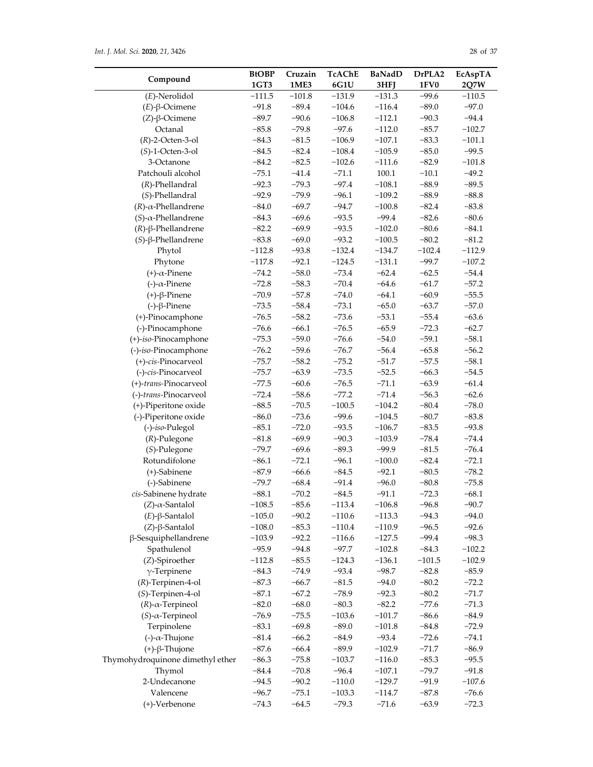| Compound | BtOBP 1GT3 | Cruzain 1ME3 | TcAChE 6G1U | BaNadD 3HFJ | DrPLA2 1FV0 | EcAspTA 2Q7W |
|---|---|---|---|---|---|---|
| (*E*)-Nerolidol | −111.5 | −101.8 | −131.9 | −131.3 | −99.6 | −110.5 |
| (*E*)-β-Ocimene | −91.8 | −89.4 | −104.6 | −116.4 | −89.0 | −97.0 |
| (*Z*)-β-Ocimene | −89.7 | −90.6 | −106.8 | −112.1 | −90.3 | −94.4 |
| Octanal | −85.8 | −79.8 | −97.6 | −112.0 | −85.7 | −102.7 |
| (*R*)-2-Octen-3-ol | −84.3 | −81.5 | −106.9 | −107.1 | −83.3 | −101.1 |
| (*S*)-1-Octen-3-ol | −84.5 | −82.4 | −108.4 | −105.9 | −85.0 | −99.5 |
| 3-Octanone | −84.2 | −82.5 | −102.6 | −111.6 | −82.9 | −101.8 |
| Patchouli alcohol | −75.1 | −41.4 | −71.1 | 100.1 | −10.1 | −49.2 |
| (*R*)-Phellandral | −92.3 | −79.3 | −97.4 | −108.1 | −88.9 | −89.5 |
| (*S*)-Phellandral | −92.9 | −79.9 | −96.1 | −109.2 | −88.9 | −88.8 |
| (*R*)-α-Phellandrene | −84.0 | −69.7 | −94.7 | −100.8 | −82.4 | −83.8 |
| (*S*)-α-Phellandrene | −84.3 | −69.6 | −93.5 | −99.4 | −82.6 | −80.6 |
| (*R*)-β-Phellandrene | −82.2 | −69.9 | −93.5 | −102.0 | −80.6 | −84.1 |
| (*S*)-β-Phellandrene | −83.8 | −69.0 | −93.2 | −100.5 | −80.2 | −81.2 |
| Phytol | −112.8 | −93.8 | −132.4 | −134.7 | −102.4 | −112.9 |
| Phytone | −117.8 | −92.1 | −124.5 | −131.1 | −99.7 | −107.2 |
| (+)-α-Pinene | −74.2 | −58.0 | −73.4 | −62.4 | −62.5 | −54.4 |
| (-)-α-Pinene | −72.8 | −58.3 | −70.4 | −64.6 | −61.7 | −57.2 |
| (+)-β-Pinene | −70.9 | −57.8 | −74.0 | −64.1 | −60.9 | −55.5 |
| (-)-β-Pinene | −73.5 | −58.4 | −73.1 | −65.0 | −63.7 | −57.0 |
| (+)-Pinocamphone | −76.5 | −58.2 | −73.6 | −53.1 | −55.4 | −63.6 |
| (-)-Pinocamphone | −76.6 | −66.1 | −76.5 | −65.9 | −72.3 | −62.7 |
| (+)-*iso*-Pinocamphone | −75.3 | −59.0 | −76.6 | −54.0 | −59.1 | −58.1 |
| (-)-*iso*-Pinocamphone | −76.2 | −59.6 | −76.7 | −56.4 | −65.8 | −56.2 |
| (+)-*cis*-Pinocarveol | −75.7 | −58.2 | −75.2 | −51.7 | −57.5 | −58.1 |
| (-)-*cis*-Pinocarveol | −75.7 | −63.9 | −73.5 | −52.5 | −66.3 | −54.5 |
| (+)-*trans*-Pinocarveol | −77.5 | −60.6 | −76.5 | −71.1 | −63.9 | −61.4 |
| (-)-*trans*-Pinocarveol | −72.4 | −58.6 | −77.2 | −71.4 | −56.3 | −62.6 |
| (+)-Piperitone oxide | −88.5 | −70.5 | −100.5 | −104.2 | −80.4 | −78.0 |
| (-)-Piperitone oxide | −86.0 | −73.6 | −99.6 | −104.5 | −80.7 | −83.8 |
| (-)-*iso*-Pulegol | −85.1 | −72.0 | −93.5 | −106.7 | −83.5 | −93.8 |
| (*R*)-Pulegone | −81.8 | −69.9 | −90.3 | −103.9 | −78.4 | −74.4 |
| (*S*)-Pulegone | −79.7 | −69.6 | −89.3 | −99.9 | −81.5 | −76.4 |
| Rotundifolone | −86.1 | −72.1 | −96.1 | −100.0 | −82.4 | −72.1 |
| (+)-Sabinene | −87.9 | −66.6 | −84.5 | −92.1 | −80.5 | −78.2 |
| (-)-Sabinene | −79.7 | −68.4 | −91.4 | −96.0 | −80.8 | −75.8 |
| *cis*-Sabinene hydrate | −88.1 | −70.2 | −84.5 | −91.1 | −72.3 | −68.1 |
| (*Z*)-α-Santalol | −108.5 | −85.6 | −113.4 | −106.8 | −96.8 | −90.7 |
| (*E*)-β-Santalol | −105.0 | −90.2 | −110.6 | −113.3 | −94.3 | −94.0 |
| (*Z*)-β-Santalol | −108.0 | −85.3 | −110.4 | −110.9 | −96.5 | −92.6 |
| β-Sesquiphellandrene | −103.9 | −92.2 | −116.6 | −127.5 | −99.4 | −98.3 |
| Spathulenol | −95.9 | −94.8 | −97.7 | −102.8 | −84.3 | −102.2 |
| (*Z*)-Spiroether | −112.8 | −85.5 | −124.3 | −136.1 | −101.5 | −102.9 |
| γ-Terpinene | −84.3 | −74.9 | −93.4 | −98.7 | −82.8 | −85.9 |
| (*R*)-Terpinen-4-ol | −87.3 | −66.7 | −81.5 | −94.0 | −80.2 | −72.2 |
| (*S*)-Terpinen-4-ol | −87.1 | −67.2 | −78.9 | −92.3 | −80.2 | −71.7 |
| (*R*)-α-Terpineol | −82.0 | −68.0 | −80.3 | −82.2 | −77.6 | −71.3 |
| (*S*)-α-Terpineol | −76.9 | −75.5 | −103.6 | −101.7 | −86.6 | −84.9 |
| Terpinolene | −83.1 | −69.8 | −89.0 | −101.8 | −84.8 | −72.9 |
| (-)-α-Thujone | −81.4 | −66.2 | −84.9 | −93.4 | −72.6 | −74.1 |
| (+)-β-Thujone | −87.6 | −66.4 | −89.9 | −102.9 | −71.7 | −86.9 |
| Thymohydroquinone dimethyl ether | −86.3 | −75.8 | −103.7 | −116.0 | −85.3 | −95.5 |
| Thymol | −84.4 | −70.8 | −96.4 | −107.1 | −79.7 | −91.8 |
| 2-Undecanone | −94.5 | −90.2 | −110.0 | −129.7 | −91.9 | −107.6 |
| Valencene | −96.7 | −75.1 | −103.3 | −114.7 | −87.8 | −76.6 |
| (+)-Verbenone | −74.3 | −64.5 | −79.3 | −71.6 | −63.9 | −72.3 |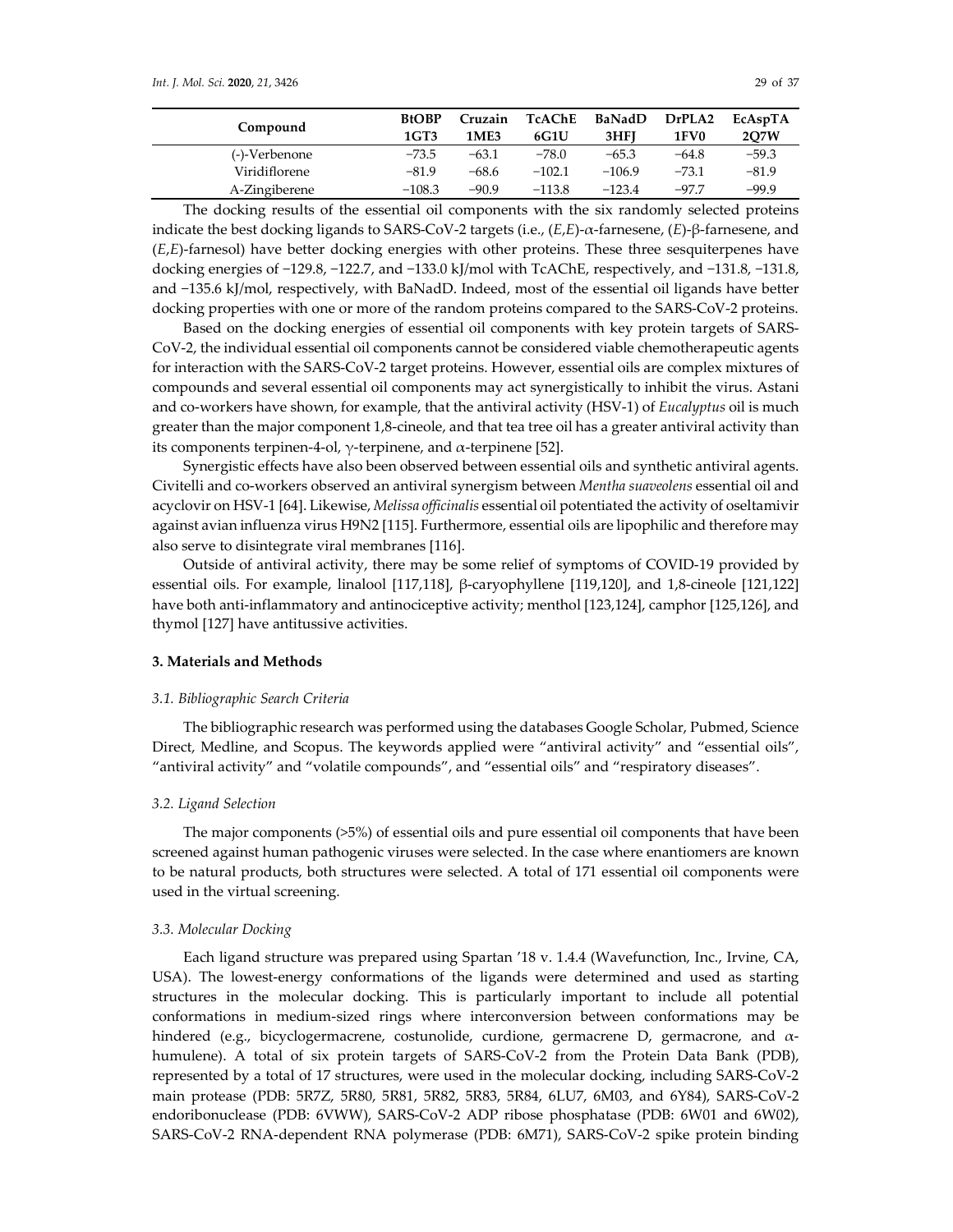| Compound | BtOBP 1GT3 | Cruzain 1ME3 | TcAChE 6G1U | BaNadD 3HFJ | DrPLA2 1FV0 | EcAspTA 2Q7W |
|---|---|---|---|---|---|---|
| (-)-Verbenone | −73.5 | −63.1 | −78.0 | −65.3 | −64.8 | −59.3 |
| Viridiflorene | −81.9 | −68.6 | −102.1 | −106.9 | −73.1 | −81.9 |
| A-Zingiberene | −108.3 | −90.9 | −113.8 | −123.4 | −97.7 | −99.9 |

The docking results of the essential oil components with the six randomly selected proteins indicate the best docking ligands to SARS-CoV-2 targets (i.e., (*E*,*E*)-α-farnesene, (*E*)-β-farnesene, and (*E*,*E*)-farnesol) have better docking energies with other proteins. These three sesquiterpenes have docking energies of −129.8, −122.7, and −133.0 kJ/mol with TcAChE, respectively, and −131.8, −131.8, and −135.6 kJ/mol, respectively, with BaNadD. Indeed, most of the essential oil ligands have better docking properties with one or more of the random proteins compared to the SARS-CoV-2 proteins.

Based on the docking energies of essential oil components with key protein targets of SARS-CoV-2, the individual essential oil components cannot be considered viable chemotherapeutic agents for interaction with the SARS-CoV-2 target proteins. However, essential oils are complex mixtures of compounds and several essential oil components may act synergistically to inhibit the virus. Astani and co-workers have shown, for example, that the antiviral activity (HSV-1) of *Eucalyptus* oil is much greater than the major component 1,8-cineole, and that tea tree oil has a greater antiviral activity than its components terpinen-4-ol, γ-terpinene, and α-terpinene [52].

Synergistic effects have also been observed between essential oils and synthetic antiviral agents. Civitelli and co-workers observed an antiviral synergism between *Mentha suaveolens* essential oil and acyclovir on HSV-1 [64]. Likewise, *Melissa officinalis* essential oil potentiated the activity of oseltamivir against avian influenza virus H9N2 [115]. Furthermore, essential oils are lipophilic and therefore may also serve to disintegrate viral membranes [116].

Outside of antiviral activity, there may be some relief of symptoms of COVID-19 provided by essential oils. For example, linalool [117,118], β-caryophyllene [119,120], and 1,8-cineole [121,122] have both anti-inflammatory and antinociceptive activity; menthol [123,124], camphor [125,126], and thymol [127] have antitussive activities.

## 3. Materials and Methods

### 3.1. Bibliographic Search Criteria

The bibliographic research was performed using the databases Google Scholar, Pubmed, Science Direct, Medline, and Scopus. The keywords applied were "antiviral activity" and "essential oils", "antiviral activity" and "volatile compounds", and "essential oils" and "respiratory diseases".

### 3.2. Ligand Selection

The major components (>5%) of essential oils and pure essential oil components that have been screened against human pathogenic viruses were selected. In the case where enantiomers are known to be natural products, both structures were selected. A total of 171 essential oil components were used in the virtual screening.

### 3.3. Molecular Docking

Each ligand structure was prepared using Spartan '18 v. 1.4.4 (Wavefunction, Inc., Irvine, CA, USA). The lowest-energy conformations of the ligands were determined and used as starting structures in the molecular docking. This is particularly important to include all potential conformations in medium-sized rings where interconversion between conformations may be hindered (e.g., bicyclogermacrene, costunolide, curdione, germacrene D, germacrone, and α-humulene). A total of six protein targets of SARS-CoV-2 from the Protein Data Bank (PDB), represented by a total of 17 structures, were used in the molecular docking, including SARS-CoV-2 main protease (PDB: 5R7Z, 5R80, 5R81, 5R82, 5R83, 5R84, 6LU7, 6M03, and 6Y84), SARS-CoV-2 endoribonuclease (PDB: 6VWW), SARS-CoV-2 ADP ribose phosphatase (PDB: 6W01 and 6W02), SARS-CoV-2 RNA-dependent RNA polymerase (PDB: 6M71), SARS-CoV-2 spike protein binding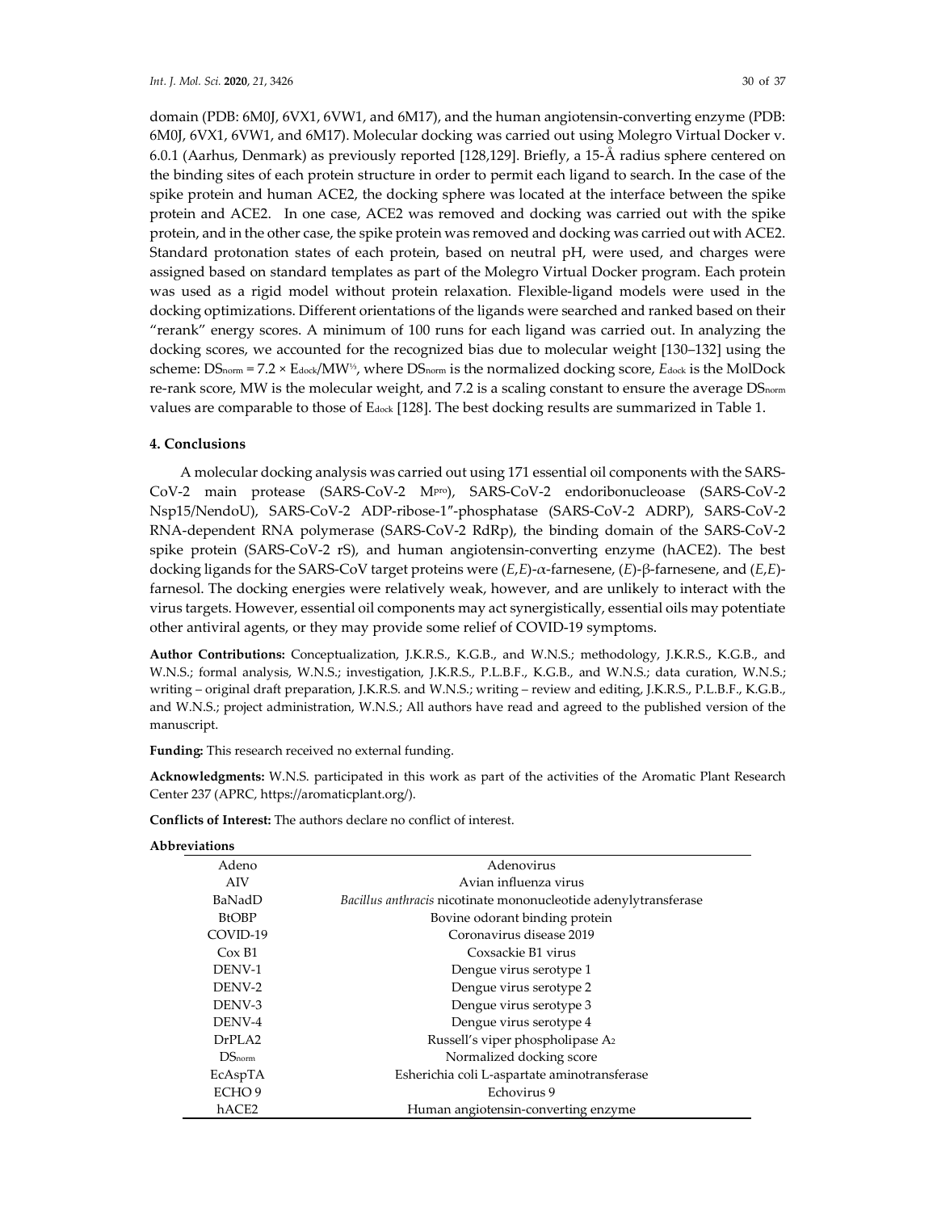domain (PDB: 6M0J, 6VX1, 6VW1, and 6M17), and the human angiotensin-converting enzyme (PDB: 6M0J, 6VX1, 6VW1, and 6M17). Molecular docking was carried out using Molegro Virtual Docker v. 6.0.1 (Aarhus, Denmark) as previously reported [128,129]. Briefly, a 15-Å radius sphere centered on the binding sites of each protein structure in order to permit each ligand to search. In the case of the spike protein and human ACE2, the docking sphere was located at the interface between the spike protein and ACE2. In one case, ACE2 was removed and docking was carried out with the spike protein, and in the other case, the spike protein was removed and docking was carried out with ACE2. Standard protonation states of each protein, based on neutral pH, were used, and charges were assigned based on standard templates as part of the Molegro Virtual Docker program. Each protein was used as a rigid model without protein relaxation. Flexible-ligand models were used in the docking optimizations. Different orientations of the ligands were searched and ranked based on their "rerank" energy scores. A minimum of 100 runs for each ligand was carried out. In analyzing the docking scores, we accounted for the recognized bias due to molecular weight [130–132] using the scheme: $DS_{norm} = 7.2 \times E_{dock}/MW^{1/3}$, where $DS_{norm}$ is the normalized docking score, $E_{dock}$ is the MolDock re-rank score, MW is the molecular weight, and 7.2 is a scaling constant to ensure the average $DS_{norm}$ values are comparable to those of $E_{dock}$ [128]. The best docking results are summarized in Table 1.

## 4. Conclusions

A molecular docking analysis was carried out using 171 essential oil components with the SARS-CoV-2 main protease (SARS-CoV-2 $M^{pro}$), SARS-CoV-2 endoribonucleoase (SARS-CoV-2 Nsp15/NendoU), SARS-CoV-2 ADP-ribose-1″-phosphatase (SARS-CoV-2 ADRP), SARS-CoV-2 RNA-dependent RNA polymerase (SARS-CoV-2 RdRp), the binding domain of the SARS-CoV-2 spike protein (SARS-CoV-2 rS), and human angiotensin-converting enzyme (hACE2). The best docking ligands for the SARS-CoV target proteins were (*E*,*E*)-α-farnesene, (*E*)-β-farnesene, and (*E*,*E*)-farnesol. The docking energies were relatively weak, however, and are unlikely to interact with the virus targets. However, essential oil components may act synergistically, essential oils may potentiate other antiviral agents, or they may provide some relief of COVID-19 symptoms.

**Author Contributions:** Conceptualization, J.K.R.S., K.G.B., and W.N.S.; methodology, J.K.R.S., K.G.B., and W.N.S.; formal analysis, W.N.S.; investigation, J.K.R.S., P.L.B.F., K.G.B., and W.N.S.; data curation, W.N.S.; writing – original draft preparation, J.K.R.S. and W.N.S.; writing – review and editing, J.K.R.S., P.L.B.F., K.G.B., and W.N.S.; project administration, W.N.S.; All authors have read and agreed to the published version of the manuscript.

**Funding:** This research received no external funding.

**Acknowledgments:** W.N.S. participated in this work as part of the activities of the Aromatic Plant Research Center 237 (APRC, https://aromaticplant.org/).

**Conflicts of Interest:** The authors declare no conflict of interest.

**Abbreviations**

| | |
|---|---|
| Adeno | Adenovirus |
| AIV | Avian influenza virus |
| BaNadD | *Bacillus anthracis* nicotinate mononucleotide adenylytransferase |
| BtOBP | Bovine odorant binding protein |
| COVID-19 | Coronavirus disease 2019 |
| Cox B1 | Coxsackie B1 virus |
| DENV-1 | Dengue virus serotype 1 |
| DENV-2 | Dengue virus serotype 2 |
| DENV-3 | Dengue virus serotype 3 |
| DENV-4 | Dengue virus serotype 4 |
| DrPLA2 | Russell's viper phospholipase $A_2$ |
| $DS_{norm}$ | Normalized docking score |
| EcAspTA | Esherichia coli L-aspartate aminotransferase |
| ECHO 9 | Echovirus 9 |
| hACE2 | Human angiotensin-converting enzyme |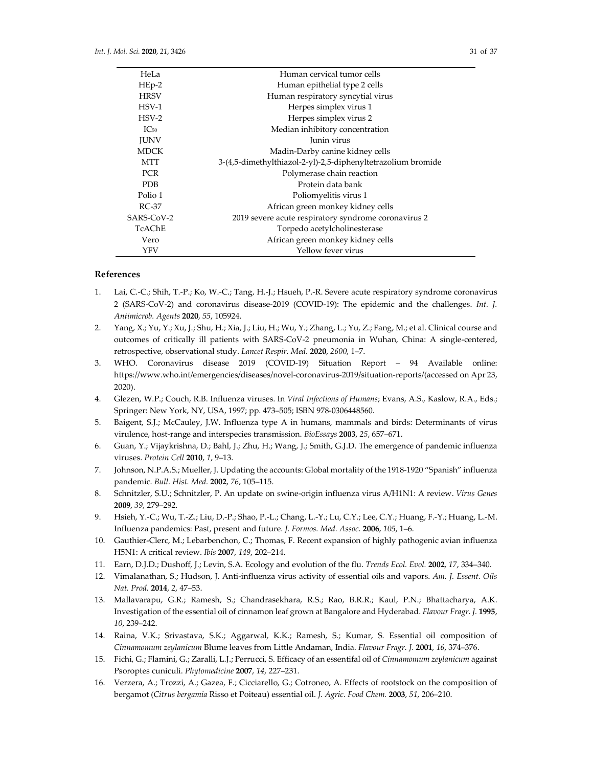| | |
|---|---|
| HeLa | Human cervical tumor cells |
| HEp-2 | Human epithelial type 2 cells |
| HRSV | Human respiratory syncytial virus |
| HSV-1 | Herpes simplex virus 1 |
| HSV-2 | Herpes simplex virus 2 |
| $IC_{50}$ | Median inhibitory concentration |
| JUNV | Junin virus |
| MDCK | Madin-Darby canine kidney cells |
| MTT | 3-(4,5-dimethylthiazol-2-yl)-2,5-diphenyltetrazolium bromide |
| PCR | Polymerase chain reaction |
| PDB | Protein data bank |
| Polio 1 | Poliomyelitis virus 1 |
| RC-37 | African green monkey kidney cells |
| SARS-CoV-2 | 2019 severe acute respiratory syndrome coronavirus 2 |
| TcAChE | Torpedo acetylcholinesterase |
| Vero | African green monkey kidney cells |
| YFV | Yellow fever virus |

## References

1. Lai, C.-C.; Shih, T.-P.; Ko, W.-C.; Tang, H.-J.; Hsueh, P.-R. Severe acute respiratory syndrome coronavirus 2 (SARS-CoV-2) and coronavirus disease-2019 (COVID-19): The epidemic and the challenges. *Int. J. Antimicrob. Agents* **2020**, *55*, 105924.
2. Yang, X.; Yu, Y.; Xu, J.; Shu, H.; Xia, J.; Liu, H.; Wu, Y.; Zhang, L.; Yu, Z.; Fang, M.; et al. Clinical course and outcomes of critically ill patients with SARS-CoV-2 pneumonia in Wuhan, China: A single-centered, retrospective, observational study. *Lancet Respir. Med.* **2020**, *2600*, 1–7.
3. WHO. Coronavirus disease 2019 (COVID-19) Situation Report – 94 Available online: https://www.who.int/emergencies/diseases/novel-coronavirus-2019/situation-reports/(accessed on Apr 23, 2020).
4. Glezen, W.P.; Couch, R.B. Influenza viruses. In *Viral Infections of Humans*; Evans, A.S., Kaslow, R.A., Eds.; Springer: New York, NY, USA, 1997; pp. 473–505; ISBN 978-0306448560.
5. Baigent, S.J.; McCauley, J.W. Influenza type A in humans, mammals and birds: Determinants of virus virulence, host-range and interspecies transmission. *BioEssays* **2003**, *25*, 657–671.
6. Guan, Y.; Vijaykrishna, D.; Bahl, J.; Zhu, H.; Wang, J.; Smith, G.J.D. The emergence of pandemic influenza viruses. *Protein Cell* **2010**, *1*, 9–13.
7. Johnson, N.P.A.S.; Mueller, J. Updating the accounts: Global mortality of the 1918-1920 "Spanish" influenza pandemic. *Bull. Hist. Med.* **2002**, *76*, 105–115.
8. Schnitzler, S.U.; Schnitzler, P. An update on swine-origin influenza virus A/H1N1: A review. *Virus Genes* **2009**, *39*, 279–292.
9. Hsieh, Y.-C.; Wu, T.-Z.; Liu, D.-P.; Shao, P.-L.; Chang, L.-Y.; Lu, C.Y.; Lee, C.Y.; Huang, F.-Y.; Huang, L.-M. Influenza pandemics: Past, present and future. *J. Formos. Med. Assoc.* **2006**, *105*, 1–6.
10. Gauthier-Clerc, M.; Lebarbenchon, C.; Thomas, F. Recent expansion of highly pathogenic avian influenza H5N1: A critical review. *Ibis* **2007**, *149*, 202–214.
11. Earn, D.J.D.; Dushoff, J.; Levin, S.A. Ecology and evolution of the flu. *Trends Ecol. Evol.* **2002**, *17*, 334–340.
12. Vimalanathan, S.; Hudson, J. Anti-influenza virus activity of essential oils and vapors. *Am. J. Essent. Oils Nat. Prod.* **2014**, *2*, 47–53.
13. Mallavarapu, G.R.; Ramesh, S.; Chandrasekhara, R.S.; Rao, B.R.R.; Kaul, P.N.; Bhattacharya, A.K. Investigation of the essential oil of cinnamon leaf grown at Bangalore and Hyderabad. *Flavour Fragr. J.* **1995**, *10*, 239–242.
14. Raina, V.K.; Srivastava, S.K.; Aggarwal, K.K.; Ramesh, S.; Kumar, S. Essential oil composition of *Cinnamomum zeylanicum* Blume leaves from Little Andaman, India. *Flavour Fragr. J.* **2001**, *16*, 374–376.
15. Fichi, G.; Flamini, G.; Zaralli, L.J.; Perrucci, S. Efficacy of an essentifal oil of *Cinnamomum zeylanicum* against Psoroptes cuniculi. *Phytomedicine* **2007**, *14*, 227–231.
16. Verzera, A.; Trozzi, A.; Gazea, F.; Cicciarello, G.; Cotroneo, A. Effects of rootstock on the composition of bergamot (*Citrus bergamia* Risso et Poiteau) essential oil. *J. Agric. Food Chem.* **2003**, *51*, 206–210.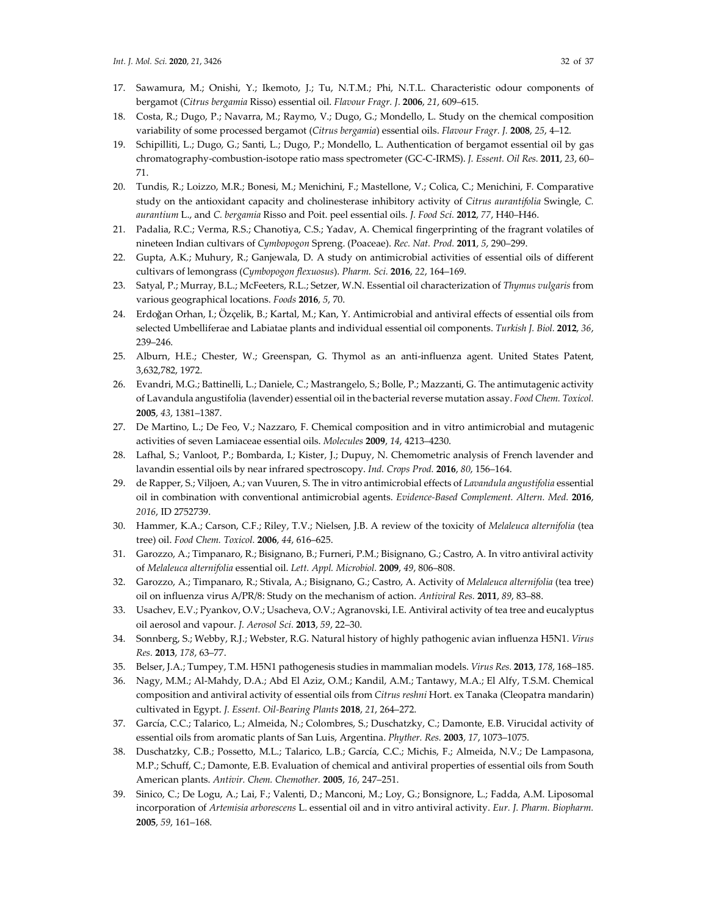17. Sawamura, M.; Onishi, Y.; Ikemoto, J.; Tu, N.T.M.; Phi, N.T.L. Characteristic odour components of bergamot (*Citrus bergamia* Risso) essential oil. *Flavour Fragr. J.* **2006**, *21*, 609–615.
18. Costa, R.; Dugo, P.; Navarra, M.; Raymo, V.; Dugo, G.; Mondello, L. Study on the chemical composition variability of some processed bergamot (*Citrus bergamia*) essential oils. *Flavour Fragr. J.* **2008**, *25*, 4–12.
19. Schipilliti, L.; Dugo, G.; Santi, L.; Dugo, P.; Mondello, L. Authentication of bergamot essential oil by gas chromatography-combustion-isotope ratio mass spectrometer (GC-C-IRMS). *J. Essent. Oil Res.* **2011**, *23*, 60–71.
20. Tundis, R.; Loizzo, M.R.; Bonesi, M.; Menichini, F.; Mastellone, V.; Colica, C.; Menichini, F. Comparative study on the antioxidant capacity and cholinesterase inhibitory activity of *Citrus aurantifolia* Swingle, *C. aurantium* L., and *C. bergamia* Risso and Poit. peel essential oils. *J. Food Sci.* **2012**, *77*, H40–H46.
21. Padalia, R.C.; Verma, R.S.; Chanotiya, C.S.; Yadav, A. Chemical fingerprinting of the fragrant volatiles of nineteen Indian cultivars of *Cymbopogon* Spreng. (Poaceae). *Rec. Nat. Prod.* **2011**, *5*, 290–299.
22. Gupta, A.K.; Muhury, R.; Ganjewala, D. A study on antimicrobial activities of essential oils of different cultivars of lemongrass (*Cymbopogon flexuosus*). *Pharm. Sci.* **2016**, *22*, 164–169.
23. Satyal, P.; Murray, B.L.; McFeeters, R.L.; Setzer, W.N. Essential oil characterization of *Thymus vulgaris* from various geographical locations. *Foods* **2016**, *5*, 70.
24. Erdoğan Orhan, I.; Özçelik, B.; Kartal, M.; Kan, Y. Antimicrobial and antiviral effects of essential oils from selected Umbelliferae and Labiatae plants and individual essential oil components. *Turkish J. Biol.* **2012**, *36*, 239–246.
25. Alburn, H.E.; Chester, W.; Greenspan, G. Thymol as an anti-influenza agent. United States Patent, 3,632,782, 1972.
26. Evandri, M.G.; Battinelli, L.; Daniele, C.; Mastrangelo, S.; Bolle, P.; Mazzanti, G. The antimutagenic activity of Lavandula angustifolia (lavender) essential oil in the bacterial reverse mutation assay. *Food Chem. Toxicol.* **2005**, *43*, 1381–1387.
27. De Martino, L.; De Feo, V.; Nazzaro, F. Chemical composition and in vitro antimicrobial and mutagenic activities of seven Lamiaceae essential oils. *Molecules* **2009**, *14*, 4213–4230.
28. Lafhal, S.; Vanloot, P.; Bombarda, I.; Kister, J.; Dupuy, N. Chemometric analysis of French lavender and lavandin essential oils by near infrared spectroscopy. *Ind. Crops Prod.* **2016**, *80*, 156–164.
29. de Rapper, S.; Viljoen, A.; van Vuuren, S. The in vitro antimicrobial effects of *Lavandula angustifolia* essential oil in combination with conventional antimicrobial agents. *Evidence-Based Complement. Altern. Med.* **2016**, *2016*, ID 2752739.
30. Hammer, K.A.; Carson, C.F.; Riley, T.V.; Nielsen, J.B. A review of the toxicity of *Melaleuca alternifolia* (tea tree) oil. *Food Chem. Toxicol.* **2006**, *44*, 616–625.
31. Garozzo, A.; Timpanaro, R.; Bisignano, B.; Furneri, P.M.; Bisignano, G.; Castro, A. In vitro antiviral activity of *Melaleuca alternifolia* essential oil. *Lett. Appl. Microbiol.* **2009**, *49*, 806–808.
32. Garozzo, A.; Timpanaro, R.; Stivala, A.; Bisignano, G.; Castro, A. Activity of *Melaleuca alternifolia* (tea tree) oil on influenza virus A/PR/8: Study on the mechanism of action. *Antiviral Res.* **2011**, *89*, 83–88.
33. Usachev, E.V.; Pyankov, O.V.; Usacheva, O.V.; Agranovski, I.E. Antiviral activity of tea tree and eucalyptus oil aerosol and vapour. *J. Aerosol Sci.* **2013**, *59*, 22–30.
34. Sonnberg, S.; Webby, R.J.; Webster, R.G. Natural history of highly pathogenic avian influenza H5N1. *Virus Res.* **2013**, *178*, 63–77.
35. Belser, J.A.; Tumpey, T.M. H5N1 pathogenesis studies in mammalian models. *Virus Res.* **2013**, *178*, 168–185.
36. Nagy, M.M.; Al-Mahdy, D.A.; Abd El Aziz, O.M.; Kandil, A.M.; Tantawy, M.A.; El Alfy, T.S.M. Chemical composition and antiviral activity of essential oils from *Citrus reshni* Hort. ex Tanaka (Cleopatra mandarin) cultivated in Egypt. *J. Essent. Oil-Bearing Plants* **2018**, *21*, 264–272.
37. García, C.C.; Talarico, L.; Almeida, N.; Colombres, S.; Duschatzky, C.; Damonte, E.B. Virucidal activity of essential oils from aromatic plants of San Luis, Argentina. *Phyther. Res.* **2003**, *17*, 1073–1075.
38. Duschatzky, C.B.; Possetto, M.L.; Talarico, L.B.; García, C.C.; Michis, F.; Almeida, N.V.; De Lampasona, M.P.; Schuff, C.; Damonte, E.B. Evaluation of chemical and antiviral properties of essential oils from South American plants. *Antivir. Chem. Chemother.* **2005**, *16*, 247–251.
39. Sinico, C.; De Logu, A.; Lai, F.; Valenti, D.; Manconi, M.; Loy, G.; Bonsignore, L.; Fadda, A.M. Liposomal incorporation of *Artemisia arborescens* L. essential oil and in vitro antiviral activity. *Eur. J. Pharm. Biopharm.* **2005**, *59*, 161–168.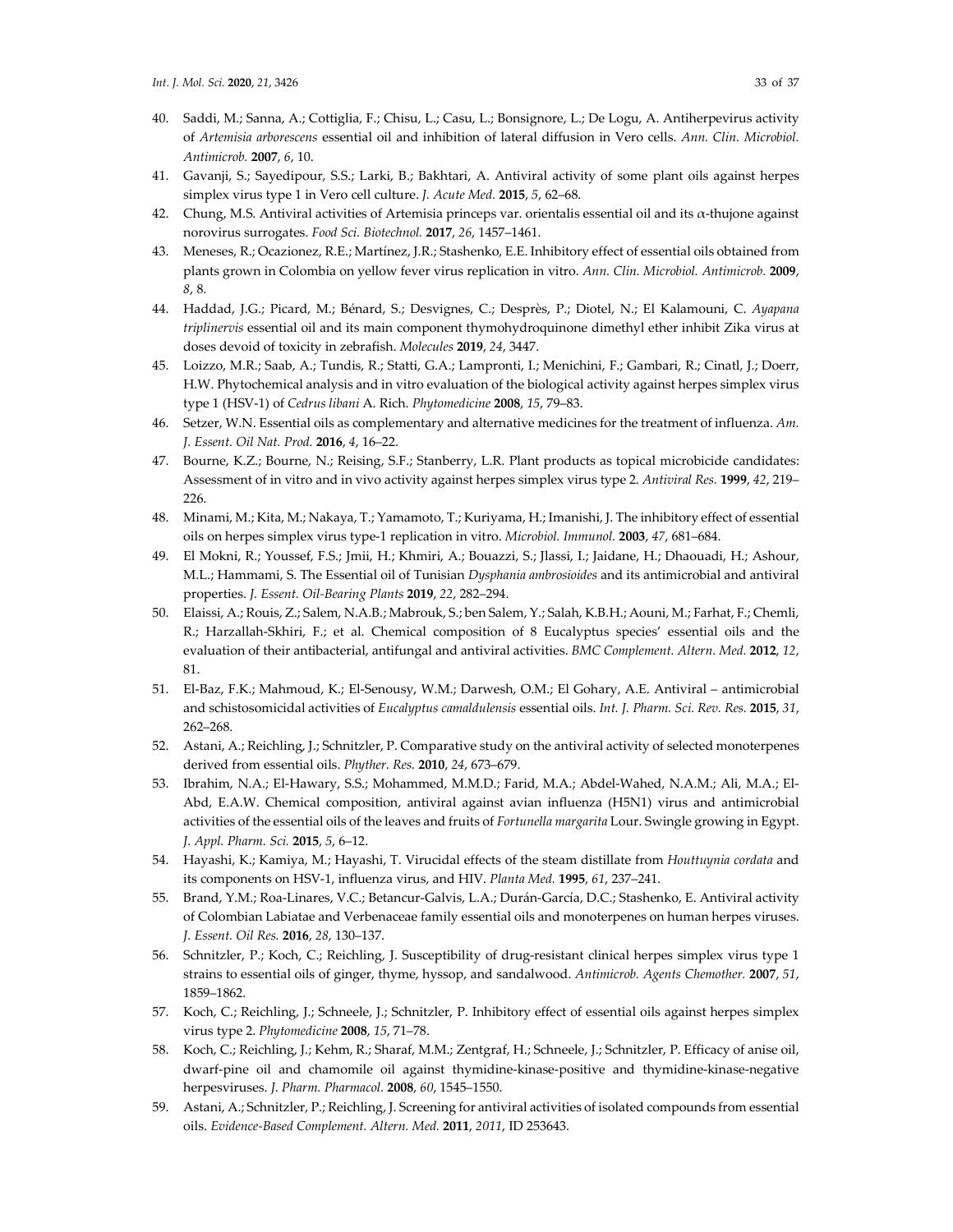40. Saddi, M.; Sanna, A.; Cottiglia, F.; Chisu, L.; Casu, L.; Bonsignore, L.; De Logu, A. Antiherpevirus activity of *Artemisia arborescens* essential oil and inhibition of lateral diffusion in Vero cells. *Ann. Clin. Microbiol. Antimicrob.* **2007**, *6*, 10.
41. Gavanji, S.; Sayedipour, S.S.; Larki, B.; Bakhtari, A. Antiviral activity of some plant oils against herpes simplex virus type 1 in Vero cell culture. *J. Acute Med.* **2015**, *5*, 62–68.
42. Chung, M.S. Antiviral activities of Artemisia princeps var. orientalis essential oil and its $\alpha$-thujone against norovirus surrogates. *Food Sci. Biotechnol.* **2017**, *26*, 1457–1461.
43. Meneses, R.; Ocazionez, R.E.; Martínez, J.R.; Stashenko, E.E. Inhibitory effect of essential oils obtained from plants grown in Colombia on yellow fever virus replication in vitro. *Ann. Clin. Microbiol. Antimicrob.* **2009**, *8*, 8.
44. Haddad, J.G.; Picard, M.; Bénard, S.; Desvignes, C.; Desprès, P.; Diotel, N.; El Kalamouni, C. *Ayapana triplinervis* essential oil and its main component thymohydroquinone dimethyl ether inhibit Zika virus at doses devoid of toxicity in zebrafish. *Molecules* **2019**, *24*, 3447.
45. Loizzo, M.R.; Saab, A.; Tundis, R.; Statti, G.A.; Lampronti, I.; Menichini, F.; Gambari, R.; Cinatl, J.; Doerr, H.W. Phytochemical analysis and in vitro evaluation of the biological activity against herpes simplex virus type 1 (HSV-1) of *Cedrus libani* A. Rich. *Phytomedicine* **2008**, *15*, 79–83.
46. Setzer, W.N. Essential oils as complementary and alternative medicines for the treatment of influenza. *Am. J. Essent. Oil Nat. Prod.* **2016**, *4*, 16–22.
47. Bourne, K.Z.; Bourne, N.; Reising, S.F.; Stanberry, L.R. Plant products as topical microbicide candidates: Assessment of in vitro and in vivo activity against herpes simplex virus type 2. *Antiviral Res.* **1999**, *42*, 219–226.
48. Minami, M.; Kita, M.; Nakaya, T.; Yamamoto, T.; Kuriyama, H.; Imanishi, J. The inhibitory effect of essential oils on herpes simplex virus type-1 replication in vitro. *Microbiol. Immunol.* **2003**, *47*, 681–684.
49. El Mokni, R.; Youssef, F.S.; Jmii, H.; Khmiri, A.; Bouazzi, S.; Jlassi, I.; Jaidane, H.; Dhaouadi, H.; Ashour, M.L.; Hammami, S. The Essential oil of Tunisian *Dysphania ambrosioides* and its antimicrobial and antiviral properties. *J. Essent. Oil-Bearing Plants* **2019**, *22*, 282–294.
50. Elaissi, A.; Rouis, Z.; Salem, N.A.B.; Mabrouk, S.; ben Salem, Y.; Salah, K.B.H.; Aouni, M.; Farhat, F.; Chemli, R.; Harzallah-Skhiri, F.; et al. Chemical composition of 8 Eucalyptus species' essential oils and the evaluation of their antibacterial, antifungal and antiviral activities. *BMC Complement. Altern. Med.* **2012**, *12*, 81.
51. El-Baz, F.K.; Mahmoud, K.; El-Senousy, W.M.; Darwesh, O.M.; El Gohary, A.E. Antiviral – antimicrobial and schistosomicidal activities of *Eucalyptus camaldulensis* essential oils. *Int. J. Pharm. Sci. Rev. Res.* **2015**, *31*, 262–268.
52. Astani, A.; Reichling, J.; Schnitzler, P. Comparative study on the antiviral activity of selected monoterpenes derived from essential oils. *Phyther. Res.* **2010**, *24*, 673–679.
53. Ibrahim, N.A.; El-Hawary, S.S.; Mohammed, M.M.D.; Farid, M.A.; Abdel-Wahed, N.A.M.; Ali, M.A.; El-Abd, E.A.W. Chemical composition, antiviral against avian influenza (H5N1) virus and antimicrobial activities of the essential oils of the leaves and fruits of *Fortunella margarita* Lour. Swingle growing in Egypt. *J. Appl. Pharm. Sci.* **2015**, *5*, 6–12.
54. Hayashi, K.; Kamiya, M.; Hayashi, T. Virucidal effects of the steam distillate from *Houttuynia cordata* and its components on HSV-1, influenza virus, and HIV. *Planta Med.* **1995**, *61*, 237–241.
55. Brand, Y.M.; Roa-Linares, V.C.; Betancur-Galvis, L.A.; Durán-García, D.C.; Stashenko, E. Antiviral activity of Colombian Labiatae and Verbenaceae family essential oils and monoterpenes on human herpes viruses. *J. Essent. Oil Res.* **2016**, *28*, 130–137.
56. Schnitzler, P.; Koch, C.; Reichling, J. Susceptibility of drug-resistant clinical herpes simplex virus type 1 strains to essential oils of ginger, thyme, hyssop, and sandalwood. *Antimicrob. Agents Chemother.* **2007**, *51*, 1859–1862.
57. Koch, C.; Reichling, J.; Schneele, J.; Schnitzler, P. Inhibitory effect of essential oils against herpes simplex virus type 2. *Phytomedicine* **2008**, *15*, 71–78.
58. Koch, C.; Reichling, J.; Kehm, R.; Sharaf, M.M.; Zentgraf, H.; Schneele, J.; Schnitzler, P. Efficacy of anise oil, dwarf-pine oil and chamomile oil against thymidine-kinase-positive and thymidine-kinase-negative herpesviruses. *J. Pharm. Pharmacol.* **2008**, *60*, 1545–1550.
59. Astani, A.; Schnitzler, P.; Reichling, J. Screening for antiviral activities of isolated compounds from essential oils. *Evidence-Based Complement. Altern. Med.* **2011**, *2011*, ID 253643.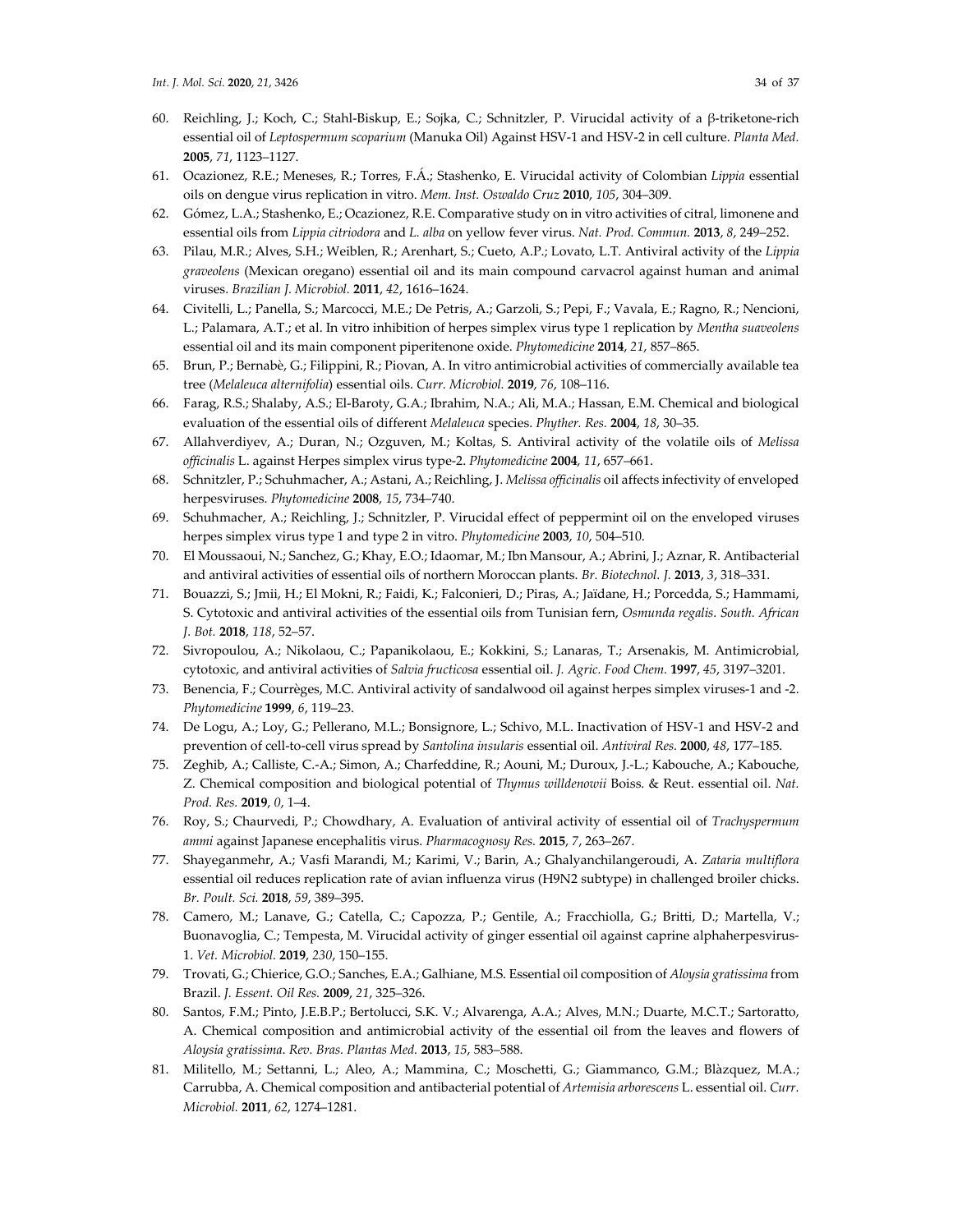60. Reichling, J.; Koch, C.; Stahl-Biskup, E.; Sojka, C.; Schnitzler, P. Virucidal activity of a β-triketone-rich essential oil of *Leptospermum scoparium* (Manuka Oil) Against HSV-1 and HSV-2 in cell culture. *Planta Med.* **2005**, *71*, 1123–1127.
61. Ocazionez, R.E.; Meneses, R.; Torres, F.Á.; Stashenko, E. Virucidal activity of Colombian *Lippia* essential oils on dengue virus replication in vitro. *Mem. Inst. Oswaldo Cruz* **2010**, *105*, 304–309.
62. Gómez, L.A.; Stashenko, E.; Ocazionez, R.E. Comparative study on in vitro activities of citral, limonene and essential oils from *Lippia citriodora* and *L. alba* on yellow fever virus. *Nat. Prod. Commun.* **2013**, *8*, 249–252.
63. Pilau, M.R.; Alves, S.H.; Weiblen, R.; Arenhart, S.; Cueto, A.P.; Lovato, L.T. Antiviral activity of the *Lippia graveolens* (Mexican oregano) essential oil and its main compound carvacrol against human and animal viruses. *Brazilian J. Microbiol.* **2011**, *42*, 1616–1624.
64. Civitelli, L.; Panella, S.; Marcocci, M.E.; De Petris, A.; Garzoli, S.; Pepi, F.; Vavala, E.; Ragno, R.; Nencioni, L.; Palamara, A.T.; et al. In vitro inhibition of herpes simplex virus type 1 replication by *Mentha suaveolens* essential oil and its main component piperitenone oxide. *Phytomedicine* **2014**, *21*, 857–865.
65. Brun, P.; Bernabè, G.; Filippini, R.; Piovan, A. In vitro antimicrobial activities of commercially available tea tree (*Melaleuca alternifolia*) essential oils. *Curr. Microbiol.* **2019**, *76*, 108–116.
66. Farag, R.S.; Shalaby, A.S.; El-Baroty, G.A.; Ibrahim, N.A.; Ali, M.A.; Hassan, E.M. Chemical and biological evaluation of the essential oils of different *Melaleuca* species. *Phyther. Res.* **2004**, *18*, 30–35.
67. Allahverdiyev, A.; Duran, N.; Ozguven, M.; Koltas, S. Antiviral activity of the volatile oils of *Melissa officinalis* L. against Herpes simplex virus type-2. *Phytomedicine* **2004**, *11*, 657–661.
68. Schnitzler, P.; Schuhmacher, A.; Astani, A.; Reichling, J. *Melissa officinalis* oil affects infectivity of enveloped herpesviruses. *Phytomedicine* **2008**, *15*, 734–740.
69. Schuhmacher, A.; Reichling, J.; Schnitzler, P. Virucidal effect of peppermint oil on the enveloped viruses herpes simplex virus type 1 and type 2 in vitro. *Phytomedicine* **2003**, *10*, 504–510.
70. El Moussaoui, N.; Sanchez, G.; Khay, E.O.; Idaomar, M.; Ibn Mansour, A.; Abrini, J.; Aznar, R. Antibacterial and antiviral activities of essential oils of northern Moroccan plants. *Br. Biotechnol. J.* **2013**, *3*, 318–331.
71. Bouazzi, S.; Jmii, H.; El Mokni, R.; Faidi, K.; Falconieri, D.; Piras, A.; Jaïdane, H.; Porcedda, S.; Hammami, S. Cytotoxic and antiviral activities of the essential oils from Tunisian fern, *Osmunda regalis*. *South. African J. Bot.* **2018**, *118*, 52–57.
72. Sivropoulou, A.; Nikolaou, C.; Papanikolaou, E.; Kokkini, S.; Lanaras, T.; Arsenakis, M. Antimicrobial, cytotoxic, and antiviral activities of *Salvia fructicosa* essential oil. *J. Agric. Food Chem.* **1997**, *45*, 3197–3201.
73. Benencia, F.; Courrèges, M.C. Antiviral activity of sandalwood oil against herpes simplex viruses-1 and -2. *Phytomedicine* **1999**, *6*, 119–23.
74. De Logu, A.; Loy, G.; Pellerano, M.L.; Bonsignore, L.; Schivo, M.L. Inactivation of HSV-1 and HSV-2 and prevention of cell-to-cell virus spread by *Santolina insularis* essential oil. *Antiviral Res.* **2000**, *48*, 177–185.
75. Zeghib, A.; Calliste, C.-A.; Simon, A.; Charfeddine, R.; Aouni, M.; Duroux, J.-L.; Kabouche, A.; Kabouche, Z. Chemical composition and biological potential of *Thymus willdenowii* Boiss. & Reut. essential oil. *Nat. Prod. Res.* **2019**, *0*, 1–4.
76. Roy, S.; Chaurvedi, P.; Chowdhary, A. Evaluation of antiviral activity of essential oil of *Trachyspermum ammi* against Japanese encephalitis virus. *Pharmacognosy Res.* **2015**, *7*, 263–267.
77. Shayeganmehr, A.; Vasfi Marandi, M.; Karimi, V.; Barin, A.; Ghalyanchilangeroudi, A. *Zataria multiflora* essential oil reduces replication rate of avian influenza virus (H9N2 subtype) in challenged broiler chicks. *Br. Poult. Sci.* **2018**, *59*, 389–395.
78. Camero, M.; Lanave, G.; Catella, C.; Capozza, P.; Gentile, A.; Fracchiolla, G.; Britti, D.; Martella, V.; Buonavoglia, C.; Tempesta, M. Virucidal activity of ginger essential oil against caprine alphaherpesvirus-1. *Vet. Microbiol.* **2019**, *230*, 150–155.
79. Trovati, G.; Chierice, G.O.; Sanches, E.A.; Galhiane, M.S. Essential oil composition of *Aloysia gratissima* from Brazil. *J. Essent. Oil Res.* **2009**, *21*, 325–326.
80. Santos, F.M.; Pinto, J.E.B.P.; Bertolucci, S.K. V.; Alvarenga, A.A.; Alves, M.N.; Duarte, M.C.T.; Sartoratto, A. Chemical composition and antimicrobial activity of the essential oil from the leaves and flowers of *Aloysia gratissima*. *Rev. Bras. Plantas Med.* **2013**, *15*, 583–588.
81. Militello, M.; Settanni, L.; Aleo, A.; Mammina, C.; Moschetti, G.; Giammanco, G.M.; Blàzquez, M.A.; Carrubba, A. Chemical composition and antibacterial potential of *Artemisia arborescens* L. essential oil. *Curr. Microbiol.* **2011**, *62*, 1274–1281.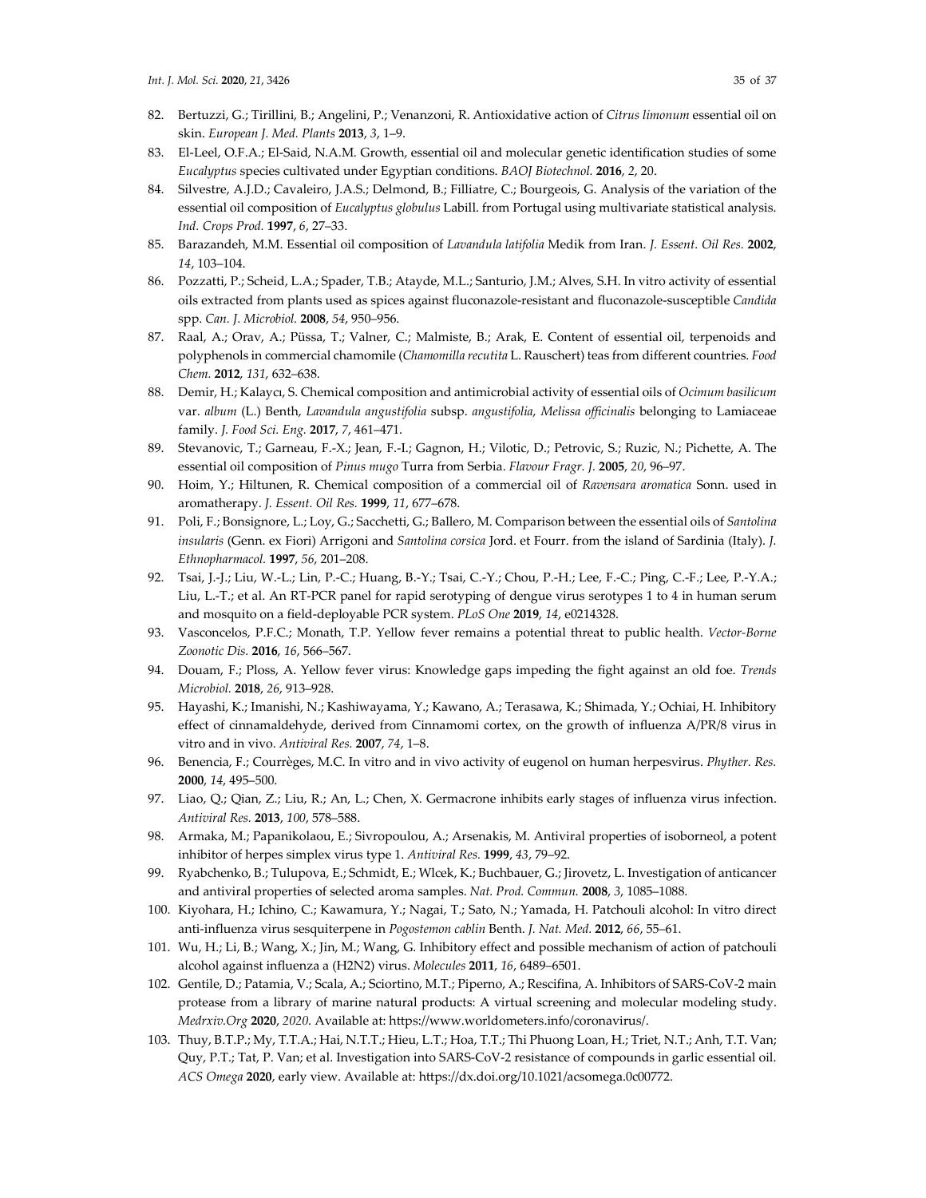82. Bertuzzi, G.; Tirillini, B.; Angelini, P.; Venanzoni, R. Antioxidative action of *Citrus limonum* essential oil on skin. *European J. Med. Plants* **2013**, *3*, 1–9.
83. El-Leel, O.F.A.; El-Said, N.A.M. Growth, essential oil and molecular genetic identification studies of some *Eucalyptus* species cultivated under Egyptian conditions. *BAOJ Biotechnol.* **2016**, *2*, 20.
84. Silvestre, A.J.D.; Cavaleiro, J.A.S.; Delmond, B.; Filliatre, C.; Bourgeois, G. Analysis of the variation of the essential oil composition of *Eucalyptus globulus* Labill. from Portugal using multivariate statistical analysis. *Ind. Crops Prod.* **1997**, *6*, 27–33.
85. Barazandeh, M.M. Essential oil composition of *Lavandula latifolia* Medik from Iran. *J. Essent. Oil Res.* **2002**, *14*, 103–104.
86. Pozzatti, P.; Scheid, L.A.; Spader, T.B.; Atayde, M.L.; Santurio, J.M.; Alves, S.H. In vitro activity of essential oils extracted from plants used as spices against fluconazole-resistant and fluconazole-susceptible *Candida* spp. *Can. J. Microbiol.* **2008**, *54*, 950–956.
87. Raal, A.; Orav, A.; Püssa, T.; Valner, C.; Malmiste, B.; Arak, E. Content of essential oil, terpenoids and polyphenols in commercial chamomile (*Chamomilla recutita* L. Rauschert) teas from different countries. *Food Chem.* **2012**, *131*, 632–638.
88. Demir, H.; Kalaycı, S. Chemical composition and antimicrobial activity of essential oils of *Ocimum basilicum* var. *album* (L.) Benth, *Lavandula angustifolia* subsp. *angustifolia*, *Melissa officinalis* belonging to Lamiaceae family. *J. Food Sci. Eng.* **2017**, *7*, 461–471.
89. Stevanovic, T.; Garneau, F.-X.; Jean, F.-I.; Gagnon, H.; Vilotic, D.; Petrovic, S.; Ruzic, N.; Pichette, A. The essential oil composition of *Pinus mugo* Turra from Serbia. *Flavour Fragr. J.* **2005**, *20*, 96–97.
90. Hoim, Y.; Hiltunen, R. Chemical composition of a commercial oil of *Ravensara aromatica* Sonn. used in aromatherapy. *J. Essent. Oil Res.* **1999**, *11*, 677–678.
91. Poli, F.; Bonsignore, L.; Loy, G.; Sacchetti, G.; Ballero, M. Comparison between the essential oils of *Santolina insularis* (Genn. ex Fiori) Arrigoni and *Santolina corsica* Jord. et Fourr. from the island of Sardinia (Italy). *J. Ethnopharmacol.* **1997**, *56*, 201–208.
92. Tsai, J.-J.; Liu, W.-L.; Lin, P.-C.; Huang, B.-Y.; Tsai, C.-Y.; Chou, P.-H.; Lee, F.-C.; Ping, C.-F.; Lee, P.-Y.A.; Liu, L.-T.; et al. An RT-PCR panel for rapid serotyping of dengue virus serotypes 1 to 4 in human serum and mosquito on a field-deployable PCR system. *PLoS One* **2019**, *14*, e0214328.
93. Vasconcelos, P.F.C.; Monath, T.P. Yellow fever remains a potential threat to public health. *Vector-Borne Zoonotic Dis.* **2016**, *16*, 566–567.
94. Douam, F.; Ploss, A. Yellow fever virus: Knowledge gaps impeding the fight against an old foe. *Trends Microbiol.* **2018**, *26*, 913–928.
95. Hayashi, K.; Imanishi, N.; Kashiwayama, Y.; Kawano, A.; Terasawa, K.; Shimada, Y.; Ochiai, H. Inhibitory effect of cinnamaldehyde, derived from Cinnamomi cortex, on the growth of influenza A/PR/8 virus in vitro and in vivo. *Antiviral Res.* **2007**, *74*, 1–8.
96. Benencia, F.; Courrèges, M.C. In vitro and in vivo activity of eugenol on human herpesvirus. *Phyther. Res.* **2000**, *14*, 495–500.
97. Liao, Q.; Qian, Z.; Liu, R.; An, L.; Chen, X. Germacrone inhibits early stages of influenza virus infection. *Antiviral Res.* **2013**, *100*, 578–588.
98. Armaka, M.; Papanikolaou, E.; Sivropoulou, A.; Arsenakis, M. Antiviral properties of isoborneol, a potent inhibitor of herpes simplex virus type 1. *Antiviral Res.* **1999**, *43*, 79–92.
99. Ryabchenko, B.; Tulupova, E.; Schmidt, E.; Wlcek, K.; Buchbauer, G.; Jirovetz, L. Investigation of anticancer and antiviral properties of selected aroma samples. *Nat. Prod. Commun.* **2008**, *3*, 1085–1088.
100. Kiyohara, H.; Ichino, C.; Kawamura, Y.; Nagai, T.; Sato, N.; Yamada, H. Patchouli alcohol: In vitro direct anti-influenza virus sesquiterpene in *Pogostemon cablin* Benth. *J. Nat. Med.* **2012**, *66*, 55–61.
101. Wu, H.; Li, B.; Wang, X.; Jin, M.; Wang, G. Inhibitory effect and possible mechanism of action of patchouli alcohol against influenza a (H2N2) virus. *Molecules* **2011**, *16*, 6489–6501.
102. Gentile, D.; Patamia, V.; Scala, A.; Sciortino, M.T.; Piperno, A.; Rescifina, A. Inhibitors of SARS-CoV-2 main protease from a library of marine natural products: A virtual screening and molecular modeling study. *Medrxiv.Org* **2020**, *2020*. Available at: https://www.worldometers.info/coronavirus/.
103. Thuy, B.T.P.; My, T.T.A.; Hai, N.T.T.; Hieu, L.T.; Hoa, T.T.; Thi Phuong Loan, H.; Triet, N.T.; Anh, T.T. Van; Quy, P.T.; Tat, P. Van; et al. Investigation into SARS-CoV-2 resistance of compounds in garlic essential oil. *ACS Omega* **2020**, early view. Available at: https://dx.doi.org/10.1021/acsomega.0c00772.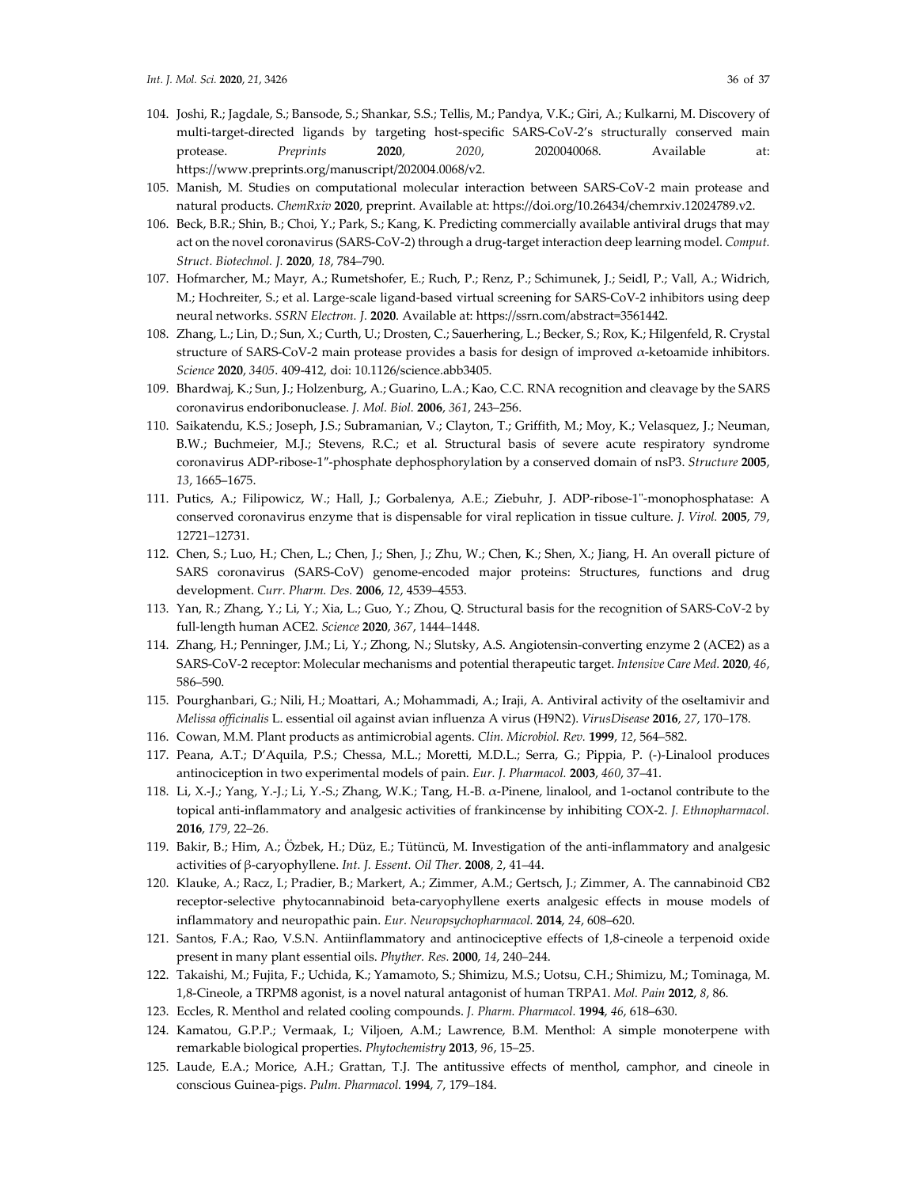104. Joshi, R.; Jagdale, S.; Bansode, S.; Shankar, S.S.; Tellis, M.; Pandya, V.K.; Giri, A.; Kulkarni, M. Discovery of multi-target-directed ligands by targeting host-specific SARS-CoV-2's structurally conserved main protease. *Preprints* **2020**, *2020*, 2020040068. Available at: https://www.preprints.org/manuscript/202004.0068/v2.
105. Manish, M. Studies on computational molecular interaction between SARS-CoV-2 main protease and natural products. *ChemRxiv* **2020**, preprint. Available at: https://doi.org/10.26434/chemrxiv.12024789.v2.
106. Beck, B.R.; Shin, B.; Choi, Y.; Park, S.; Kang, K. Predicting commercially available antiviral drugs that may act on the novel coronavirus (SARS-CoV-2) through a drug-target interaction deep learning model. *Comput. Struct. Biotechnol. J.* **2020**, *18*, 784–790.
107. Hofmarcher, M.; Mayr, A.; Rumetshofer, E.; Ruch, P.; Renz, P.; Schimunek, J.; Seidl, P.; Vall, A.; Widrich, M.; Hochreiter, S.; et al. Large-scale ligand-based virtual screening for SARS-CoV-2 inhibitors using deep neural networks. *SSRN Electron. J.* **2020**. Available at: https://ssrn.com/abstract=3561442.
108. Zhang, L.; Lin, D.; Sun, X.; Curth, U.; Drosten, C.; Sauerhering, L.; Becker, S.; Rox, K.; Hilgenfeld, R. Crystal structure of SARS-CoV-2 main protease provides a basis for design of improved α-ketoamide inhibitors. *Science* **2020**, *3405*. 409-412, doi: 10.1126/science.abb3405.
109. Bhardwaj, K.; Sun, J.; Holzenburg, A.; Guarino, L.A.; Kao, C.C. RNA recognition and cleavage by the SARS coronavirus endoribonuclease. *J. Mol. Biol.* **2006**, *361*, 243–256.
110. Saikatendu, K.S.; Joseph, J.S.; Subramanian, V.; Clayton, T.; Griffith, M.; Moy, K.; Velasquez, J.; Neuman, B.W.; Buchmeier, M.J.; Stevens, R.C.; et al. Structural basis of severe acute respiratory syndrome coronavirus ADP-ribose-1″-phosphate dephosphorylation by a conserved domain of nsP3. *Structure* **2005**, *13*, 1665–1675.
111. Putics, A.; Filipowicz, W.; Hall, J.; Gorbalenya, A.E.; Ziebuhr, J. ADP-ribose-1"-monophosphatase: A conserved coronavirus enzyme that is dispensable for viral replication in tissue culture. *J. Virol.* **2005**, *79*, 12721–12731.
112. Chen, S.; Luo, H.; Chen, L.; Chen, J.; Shen, J.; Zhu, W.; Chen, K.; Shen, X.; Jiang, H. An overall picture of SARS coronavirus (SARS-CoV) genome-encoded major proteins: Structures, functions and drug development. *Curr. Pharm. Des.* **2006**, *12*, 4539–4553.
113. Yan, R.; Zhang, Y.; Li, Y.; Xia, L.; Guo, Y.; Zhou, Q. Structural basis for the recognition of SARS-CoV-2 by full-length human ACE2. *Science* **2020**, *367*, 1444–1448.
114. Zhang, H.; Penninger, J.M.; Li, Y.; Zhong, N.; Slutsky, A.S. Angiotensin-converting enzyme 2 (ACE2) as a SARS-CoV-2 receptor: Molecular mechanisms and potential therapeutic target. *Intensive Care Med.* **2020**, *46*, 586–590.
115. Pourghanbari, G.; Nili, H.; Moattari, A.; Mohammadi, A.; Iraji, A. Antiviral activity of the oseltamivir and *Melissa officinalis* L. essential oil against avian influenza A virus (H9N2). *VirusDisease* **2016**, *27*, 170–178.
116. Cowan, M.M. Plant products as antimicrobial agents. *Clin. Microbiol. Rev.* **1999**, *12*, 564–582.
117. Peana, A.T.; D'Aquila, P.S.; Chessa, M.L.; Moretti, M.D.L.; Serra, G.; Pippia, P. (-)-Linalool produces antinociception in two experimental models of pain. *Eur. J. Pharmacol.* **2003**, *460*, 37–41.
118. Li, X.-J.; Yang, Y.-J.; Li, Y.-S.; Zhang, W.K.; Tang, H.-B. α-Pinene, linalool, and 1-octanol contribute to the topical anti-inflammatory and analgesic activities of frankincense by inhibiting COX-2. *J. Ethnopharmacol.* **2016**, *179*, 22–26.
119. Bakir, B.; Him, A.; Özbek, H.; Düz, E.; Tütüncü, M. Investigation of the anti-inflammatory and analgesic activities of β-caryophyllene. *Int. J. Essent. Oil Ther.* **2008**, *2*, 41–44.
120. Klauke, A.; Racz, I.; Pradier, B.; Markert, A.; Zimmer, A.M.; Gertsch, J.; Zimmer, A. The cannabinoid CB2 receptor-selective phytocannabinoid beta-caryophyllene exerts analgesic effects in mouse models of inflammatory and neuropathic pain. *Eur. Neuropsychopharmacol.* **2014**, *24*, 608–620.
121. Santos, F.A.; Rao, V.S.N. Antiinflammatory and antinociceptive effects of 1,8-cineole a terpenoid oxide present in many plant essential oils. *Phyther. Res.* **2000**, *14*, 240–244.
122. Takaishi, M.; Fujita, F.; Uchida, K.; Yamamoto, S.; Shimizu, M.S.; Uotsu, C.H.; Shimizu, M.; Tominaga, M. 1,8-Cineole, a TRPM8 agonist, is a novel natural antagonist of human TRPA1. *Mol. Pain* **2012**, *8*, 86.
123. Eccles, R. Menthol and related cooling compounds. *J. Pharm. Pharmacol.* **1994**, *46*, 618–630.
124. Kamatou, G.P.P.; Vermaak, I.; Viljoen, A.M.; Lawrence, B.M. Menthol: A simple monoterpene with remarkable biological properties. *Phytochemistry* **2013**, *96*, 15–25.
125. Laude, E.A.; Morice, A.H.; Grattan, T.J. The antitussive effects of menthol, camphor, and cineole in conscious Guinea-pigs. *Pulm. Pharmacol.* **1994**, *7*, 179–184.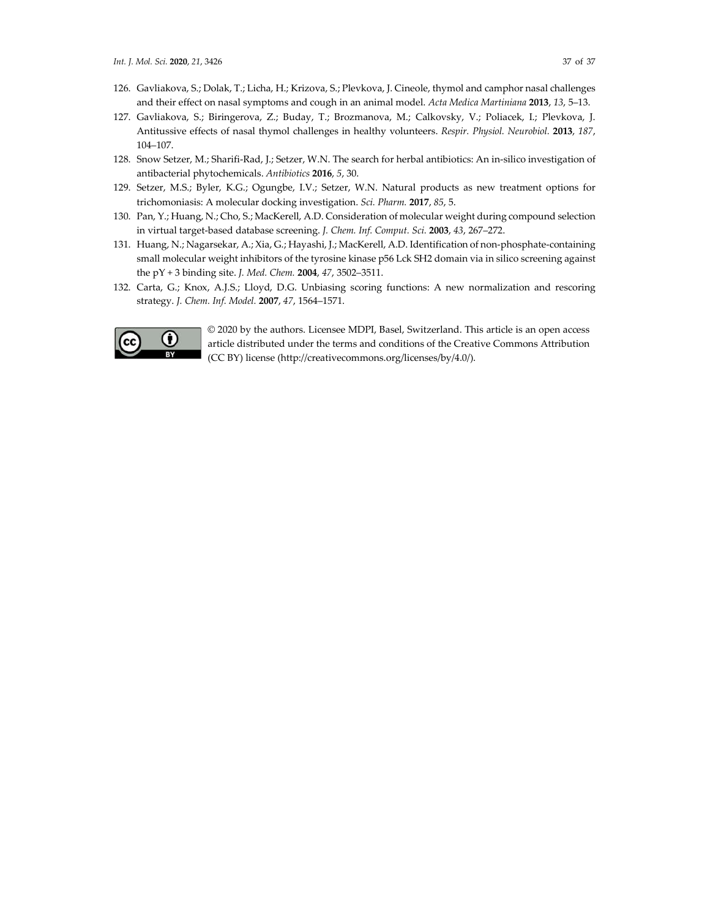126. Gavliakova, S.; Dolak, T.; Licha, H.; Krizova, S.; Plevkova, J. Cineole, thymol and camphor nasal challenges and their effect on nasal symptoms and cough in an animal model. *Acta Medica Martiniana* **2013**, *13*, 5–13.
127. Gavliakova, S.; Biringerova, Z.; Buday, T.; Brozmanova, M.; Calkovsky, V.; Poliacek, I.; Plevkova, J. Antitussive effects of nasal thymol challenges in healthy volunteers. *Respir. Physiol. Neurobiol.* **2013**, *187*, 104–107.
128. Snow Setzer, M.; Sharifi-Rad, J.; Setzer, W.N. The search for herbal antibiotics: An in-silico investigation of antibacterial phytochemicals. *Antibiotics* **2016**, *5*, 30.
129. Setzer, M.S.; Byler, K.G.; Ogungbe, I.V.; Setzer, W.N. Natural products as new treatment options for trichomoniasis: A molecular docking investigation. *Sci. Pharm.* **2017**, *85*, 5.
130. Pan, Y.; Huang, N.; Cho, S.; MacKerell, A.D. Consideration of molecular weight during compound selection in virtual target-based database screening. *J. Chem. Inf. Comput. Sci.* **2003**, *43*, 267–272.
131. Huang, N.; Nagarsekar, A.; Xia, G.; Hayashi, J.; MacKerell, A.D. Identification of non-phosphate-containing small molecular weight inhibitors of the tyrosine kinase p56 Lck SH2 domain via in silico screening against the pY + 3 binding site. *J. Med. Chem.* **2004**, *47*, 3502–3511.
132. Carta, G.; Knox, A.J.S.; Lloyd, D.G. Unbiasing scoring functions: A new normalization and rescoring strategy. *J. Chem. Inf. Model.* **2007**, *47*, 1564–1571.

© 2020 by the authors. Licensee MDPI, Basel, Switzerland. This article is an open access article distributed under the terms and conditions of the Creative Commons Attribution (CC BY) license (http://creativecommons.org/licenses/by/4.0/).